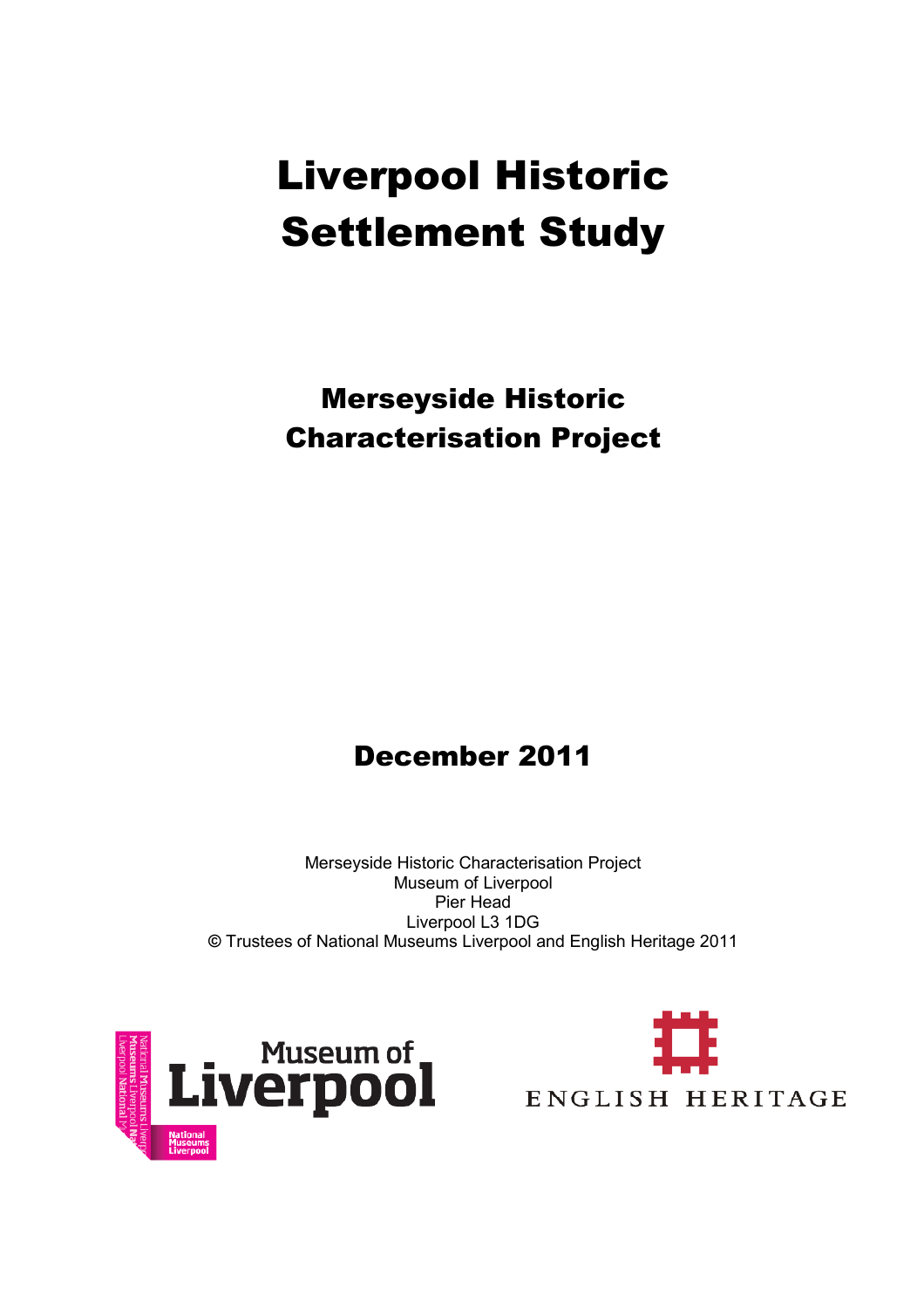# Liverpool Historic Settlement Study

## Merseyside Historic Characterisation Project

## December 2011

Merseyside Historic Characterisation Project
Museum of Liverpool
Pier Head
Liverpool L3 1DG
© Trustees of National Museums Liverpool and English Heritage 2011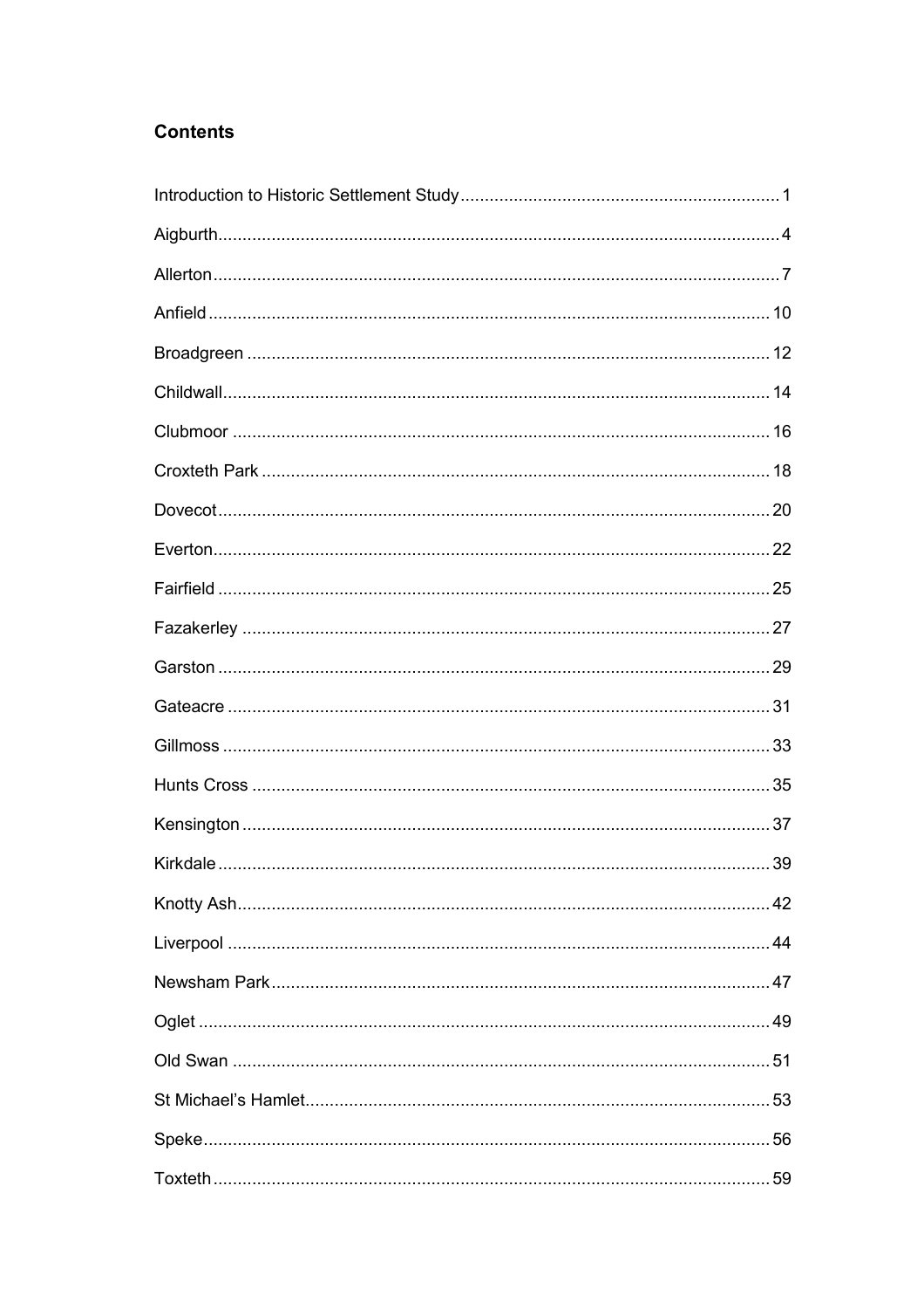## Contents

| | |
|---|---|
| Introduction to Historic Settlement Study | 1 |
| Aigburth | 4 |
| Allerton | 7 |
| Anfield | 10 |
| Broadgreen | 12 |
| Childwall | 14 |
| Clubmoor | 16 |
| Croxteth Park | 18 |
| Dovecot | 20 |
| Everton | 22 |
| Fairfield | 25 |
| Fazakerley | 27 |
| Garston | 29 |
| Gateacre | 31 |
| Gillmoss | 33 |
| Hunts Cross | 35 |
| Kensington | 37 |
| Kirkdale | 39 |
| Knotty Ash | 42 |
| Liverpool | 44 |
| Newsham Park | 47 |
| Oglet | 49 |
| Old Swan | 51 |
| St Michael's Hamlet | 53 |
| Speke | 56 |
| Toxteth | 59 |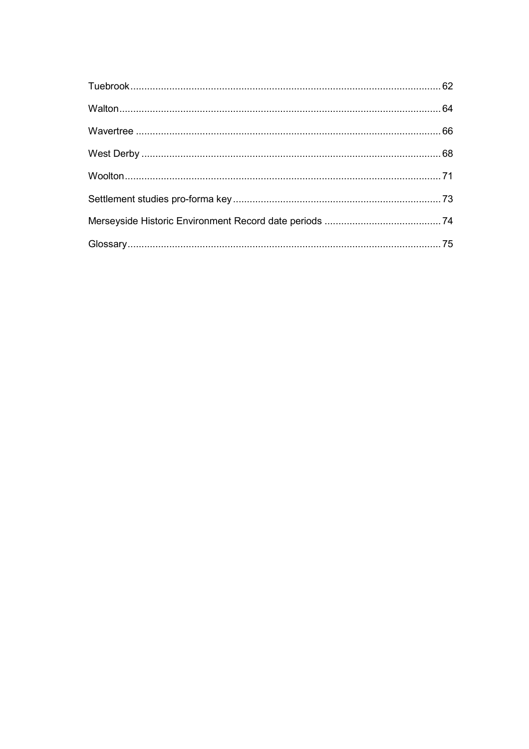Tuebrook .......... 62

Walton .......... 64

Wavertree .......... 66

West Derby .......... 68

Woolton .......... 71

Settlement studies pro-forma key .......... 73

Merseyside Historic Environment Record date periods .......... 74

Glossary .......... 75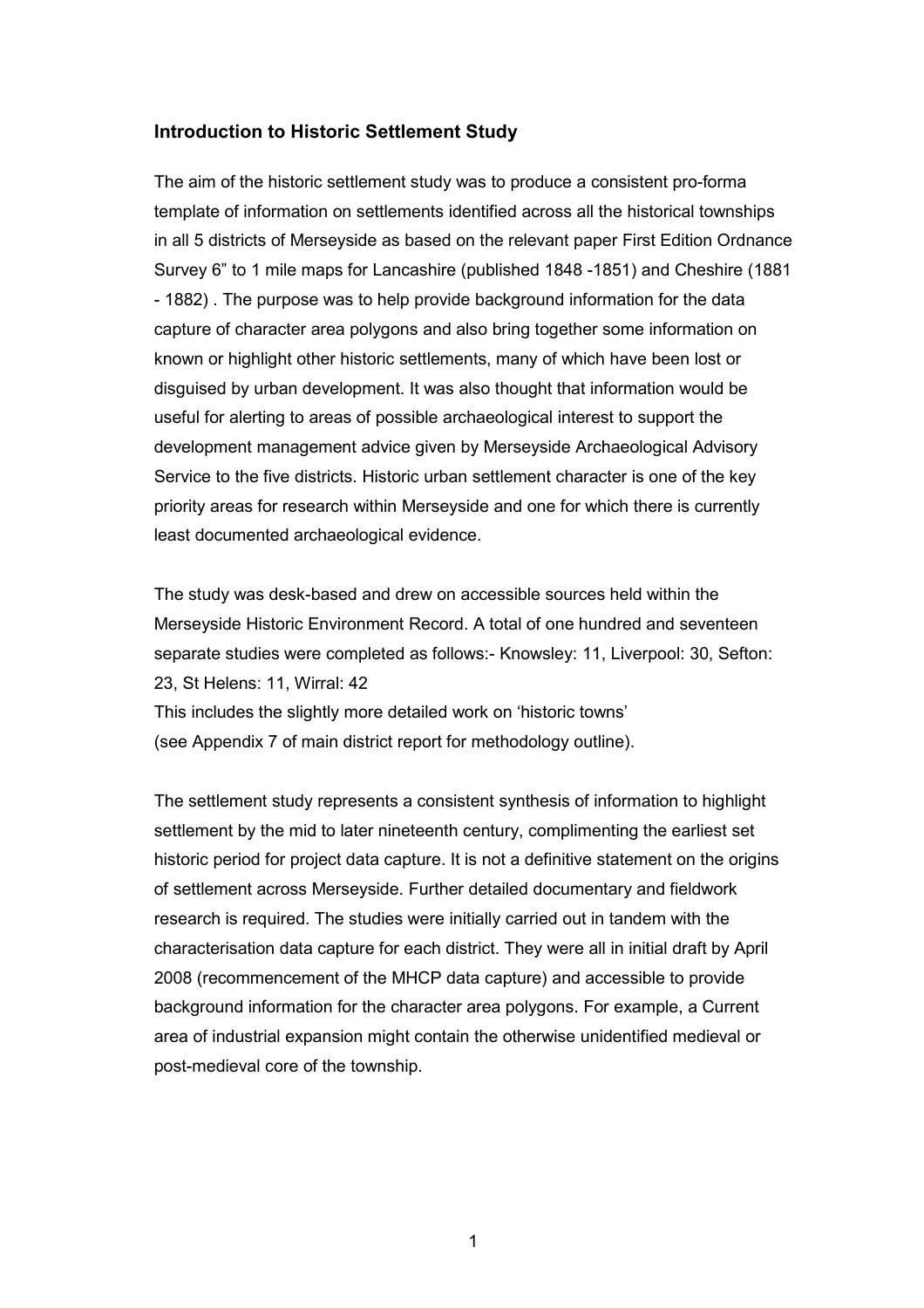## Introduction to Historic Settlement Study

The aim of the historic settlement study was to produce a consistent pro-forma template of information on settlements identified across all the historical townships in all 5 districts of Merseyside as based on the relevant paper First Edition Ordnance Survey 6" to 1 mile maps for Lancashire (published 1848 -1851) and Cheshire (1881 - 1882) . The purpose was to help provide background information for the data capture of character area polygons and also bring together some information on known or highlight other historic settlements, many of which have been lost or disguised by urban development. It was also thought that information would be useful for alerting to areas of possible archaeological interest to support the development management advice given by Merseyside Archaeological Advisory Service to the five districts. Historic urban settlement character is one of the key priority areas for research within Merseyside and one for which there is currently least documented archaeological evidence.

The study was desk-based and drew on accessible sources held within the Merseyside Historic Environment Record. A total of one hundred and seventeen separate studies were completed as follows:- Knowsley: 11, Liverpool: 30, Sefton: 23, St Helens: 11, Wirral: 42
This includes the slightly more detailed work on 'historic towns'
(see Appendix 7 of main district report for methodology outline).

The settlement study represents a consistent synthesis of information to highlight settlement by the mid to later nineteenth century, complimenting the earliest set historic period for project data capture. It is not a definitive statement on the origins of settlement across Merseyside. Further detailed documentary and fieldwork research is required. The studies were initially carried out in tandem with the characterisation data capture for each district. They were all in initial draft by April 2008 (recommencement of the MHCP data capture) and accessible to provide background information for the character area polygons. For example, a Current area of industrial expansion might contain the otherwise unidentified medieval or post-medieval core of the township.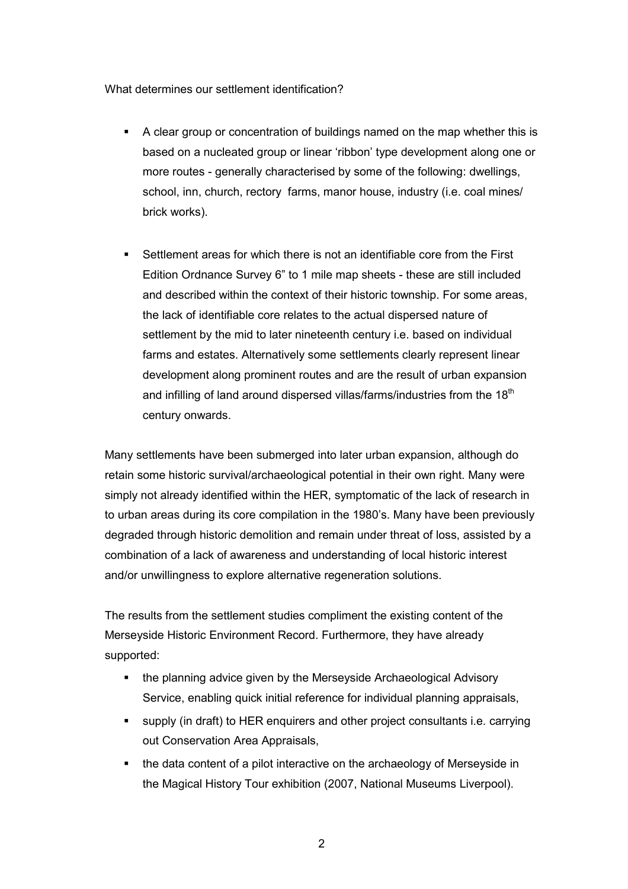What determines our settlement identification?

- A clear group or concentration of buildings named on the map whether this is based on a nucleated group or linear 'ribbon' type development along one or more routes - generally characterised by some of the following: dwellings, school, inn, church, rectory farms, manor house, industry (i.e. coal mines/ brick works).

- Settlement areas for which there is not an identifiable core from the First Edition Ordnance Survey 6" to 1 mile map sheets - these are still included and described within the context of their historic township. For some areas, the lack of identifiable core relates to the actual dispersed nature of settlement by the mid to later nineteenth century i.e. based on individual farms and estates. Alternatively some settlements clearly represent linear development along prominent routes and are the result of urban expansion and infilling of land around dispersed villas/farms/industries from the 18th century onwards.

Many settlements have been submerged into later urban expansion, although do retain some historic survival/archaeological potential in their own right. Many were simply not already identified within the HER, symptomatic of the lack of research in to urban areas during its core compilation in the 1980's. Many have been previously degraded through historic demolition and remain under threat of loss, assisted by a combination of a lack of awareness and understanding of local historic interest and/or unwillingness to explore alternative regeneration solutions.

The results from the settlement studies compliment the existing content of the Merseyside Historic Environment Record. Furthermore, they have already supported:

- the planning advice given by the Merseyside Archaeological Advisory Service, enabling quick initial reference for individual planning appraisals,
- supply (in draft) to HER enquirers and other project consultants i.e. carrying out Conservation Area Appraisals,
- the data content of a pilot interactive on the archaeology of Merseyside in the Magical History Tour exhibition (2007, National Museums Liverpool).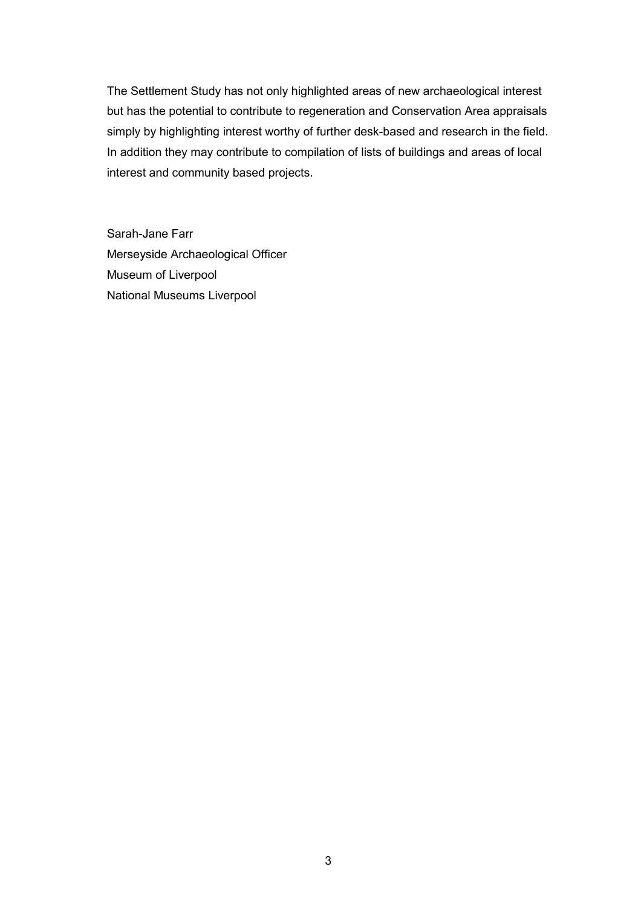The Settlement Study has not only highlighted areas of new archaeological interest but has the potential to contribute to regeneration and Conservation Area appraisals simply by highlighting interest worthy of further desk-based and research in the field. In addition they may contribute to compilation of lists of buildings and areas of local interest and community based projects.

Sarah-Jane Farr
Merseyside Archaeological Officer
Museum of Liverpool
National Museums Liverpool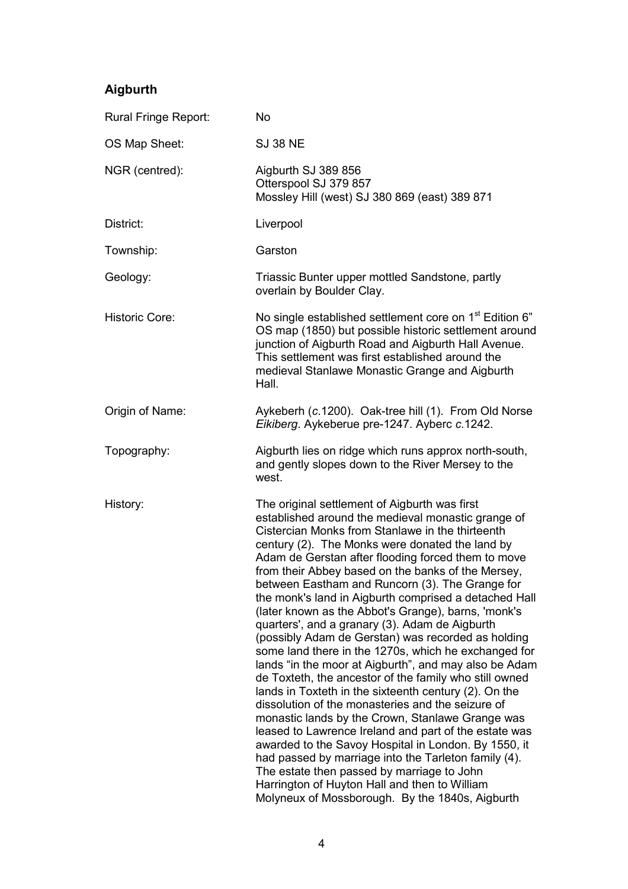## Aigburth

| | |
|---|---|
| Rural Fringe Report: | No |
| OS Map Sheet: | SJ 38 NE |
| NGR (centred): | Aigburth SJ 389 856<br>Otterspool SJ 379 857<br>Mossley Hill (west) SJ 380 869 (east) 389 871 |
| District: | Liverpool |
| Township: | Garston |
| Geology: | Triassic Bunter upper mottled Sandstone, partly overlain by Boulder Clay. |
| Historic Core: | No single established settlement core on 1st Edition 6" OS map (1850) but possible historic settlement around junction of Aigburth Road and Aigburth Hall Avenue. This settlement was first established around the medieval Stanlawe Monastic Grange and Aigburth Hall. |
| Origin of Name: | Aykeberh (*c.*1200). Oak-tree hill (1). From Old Norse *Eikiberg*. Aykeberue pre-1247. Ayberc *c.*1242. |
| Topography: | Aigburth lies on ridge which runs approx north-south, and gently slopes down to the River Mersey to the west. |
| History: | The original settlement of Aigburth was first established around the medieval monastic grange of Cistercian Monks from Stanlawe in the thirteenth century (2). The Monks were donated the land by Adam de Gerstan after flooding forced them to move from their Abbey based on the banks of the Mersey, between Eastham and Runcorn (3). The Grange for the monk's land in Aigburth comprised a detached Hall (later known as the Abbot's Grange), barns, 'monk's quarters', and a granary (3). Adam de Aigburth (possibly Adam de Gerstan) was recorded as holding some land there in the 1270s, which he exchanged for lands "in the moor at Aigburth", and may also be Adam de Toxteth, the ancestor of the family who still owned lands in Toxteth in the sixteenth century (2). On the dissolution of the monasteries and the seizure of monastic lands by the Crown, Stanlawe Grange was leased to Lawrence Ireland and part of the estate was awarded to the Savoy Hospital in London. By 1550, it had passed by marriage into the Tarleton family (4). The estate then passed by marriage to John Harrington of Huyton Hall and then to William Molyneux of Mossborough. By the 1840s, Aigburth |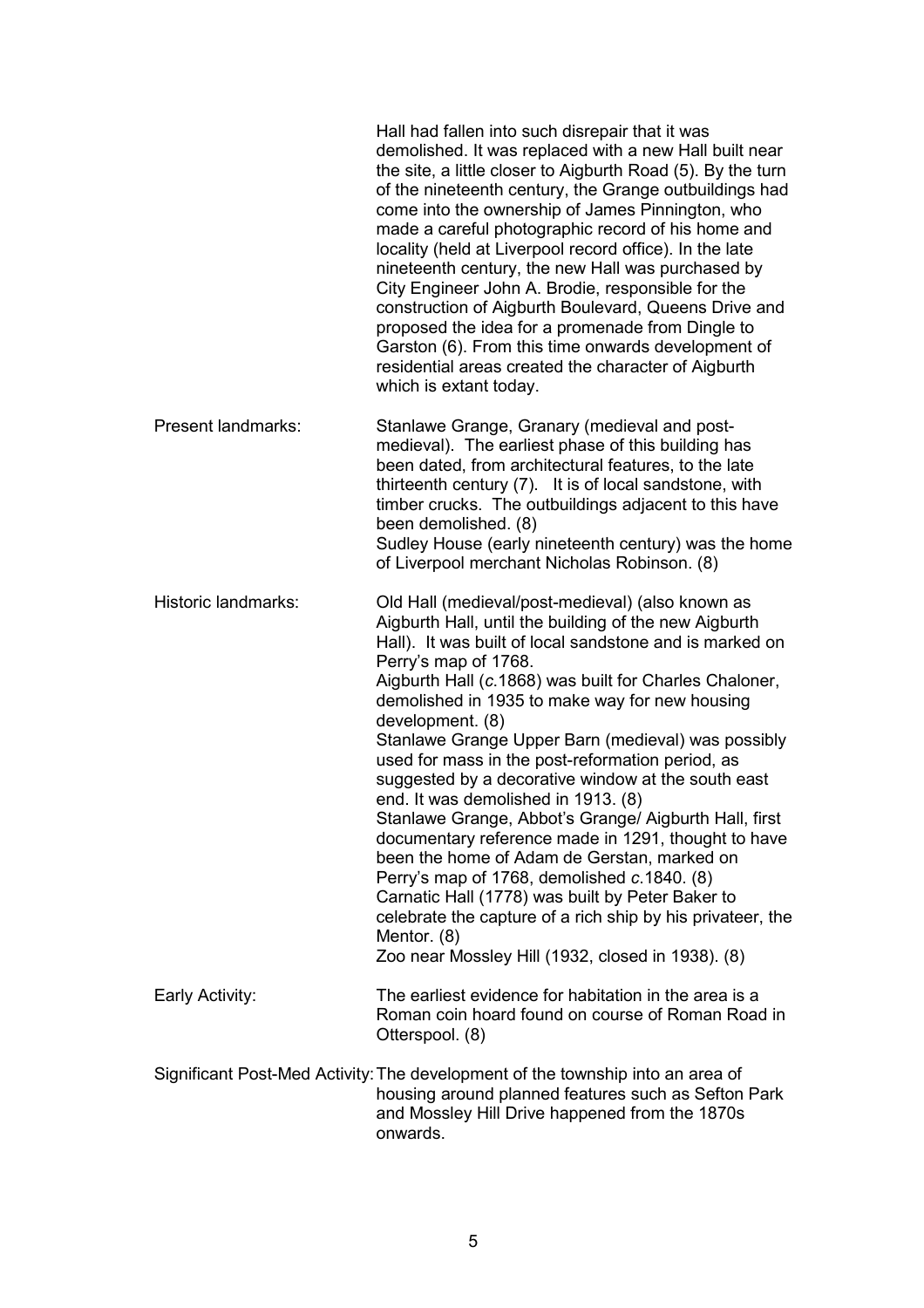Hall had fallen into such disrepair that it was demolished. It was replaced with a new Hall built near the site, a little closer to Aigburth Road (5). By the turn of the nineteenth century, the Grange outbuildings had come into the ownership of James Pinnington, who made a careful photographic record of his home and locality (held at Liverpool record office). In the late nineteenth century, the new Hall was purchased by City Engineer John A. Brodie, responsible for the construction of Aigburth Boulevard, Queens Drive and proposed the idea for a promenade from Dingle to Garston (6). From this time onwards development of residential areas created the character of Aigburth which is extant today.

**Present landmarks:** Stanlawe Grange, Granary (medieval and post-medieval). The earliest phase of this building has been dated, from architectural features, to the late thirteenth century (7). It is of local sandstone, with timber crucks. The outbuildings adjacent to this have been demolished. (8)
Sudley House (early nineteenth century) was the home of Liverpool merchant Nicholas Robinson. (8)

**Historic landmarks:** Old Hall (medieval/post-medieval) (also known as Aigburth Hall, until the building of the new Aigburth Hall). It was built of local sandstone and is marked on Perry's map of 1768.
Aigburth Hall (*c.*1868) was built for Charles Chaloner, demolished in 1935 to make way for new housing development. (8)
Stanlawe Grange Upper Barn (medieval) was possibly used for mass in the post-reformation period, as suggested by a decorative window at the south east end. It was demolished in 1913. (8)
Stanlawe Grange, Abbot's Grange/ Aigburth Hall, first documentary reference made in 1291, thought to have been the home of Adam de Gerstan, marked on Perry's map of 1768, demolished *c.*1840. (8)
Carnatic Hall (1778) was built by Peter Baker to celebrate the capture of a rich ship by his privateer, the Mentor. (8)
Zoo near Mossley Hill (1932, closed in 1938). (8)

**Early Activity:** The earliest evidence for habitation in the area is a Roman coin hoard found on course of Roman Road in Otterspool. (8)

**Significant Post-Med Activity:** The development of the township into an area of housing around planned features such as Sefton Park and Mossley Hill Drive happened from the 1870s onwards.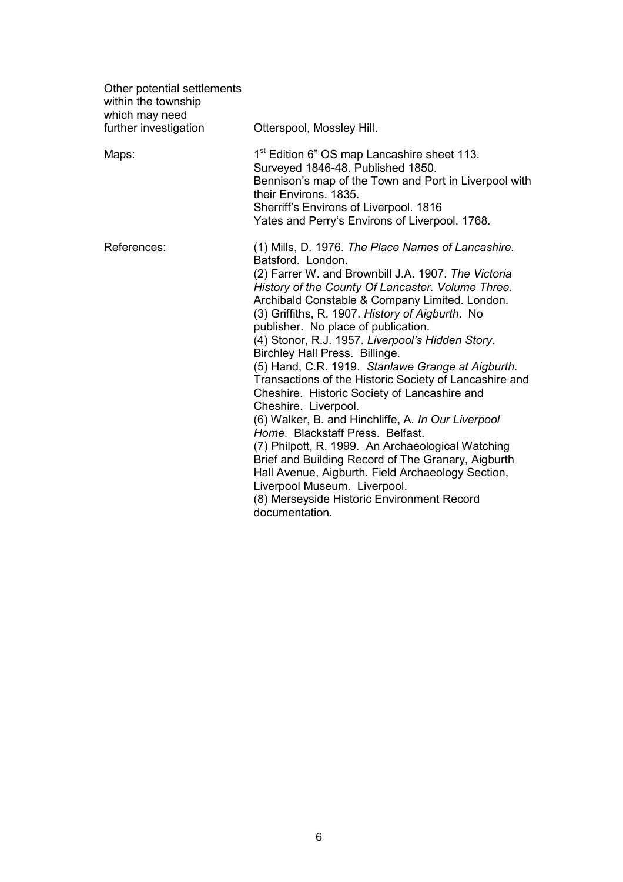| | |
|---|---|
| Other potential settlements within the township which may need further investigation | Otterspool, Mossley Hill. |
| Maps: | 1st Edition 6" OS map Lancashire sheet 113. Surveyed 1846-48. Published 1850.<br>Bennison's map of the Town and Port in Liverpool with their Environs. 1835.<br>Sherriff's Environs of Liverpool. 1816<br>Yates and Perry's Environs of Liverpool. 1768. |
| References: | (1) Mills, D. 1976. *The Place Names of Lancashire*. Batsford. London.<br>(2) Farrer W. and Brownbill J.A. 1907. *The Victoria History of the County Of Lancaster. Volume Three.* Archibald Constable & Company Limited. London.<br>(3) Griffiths, R. 1907. *History of Aigburth*. No publisher. No place of publication.<br>(4) Stonor, R.J. 1957. *Liverpool's Hidden Story*. Birchley Hall Press. Billinge.<br>(5) Hand, C.R. 1919. *Stanlawe Grange at Aigburth*. Transactions of the Historic Society of Lancashire and Cheshire. Historic Society of Lancashire and Cheshire. Liverpool.<br>(6) Walker, B. and Hinchliffe, A. *In Our Liverpool Home*. Blackstaff Press. Belfast.<br>(7) Philpott, R. 1999. An Archaeological Watching Brief and Building Record of The Granary, Aigburth Hall Avenue, Aigburth. Field Archaeology Section, Liverpool Museum. Liverpool.<br>(8) Merseyside Historic Environment Record documentation. |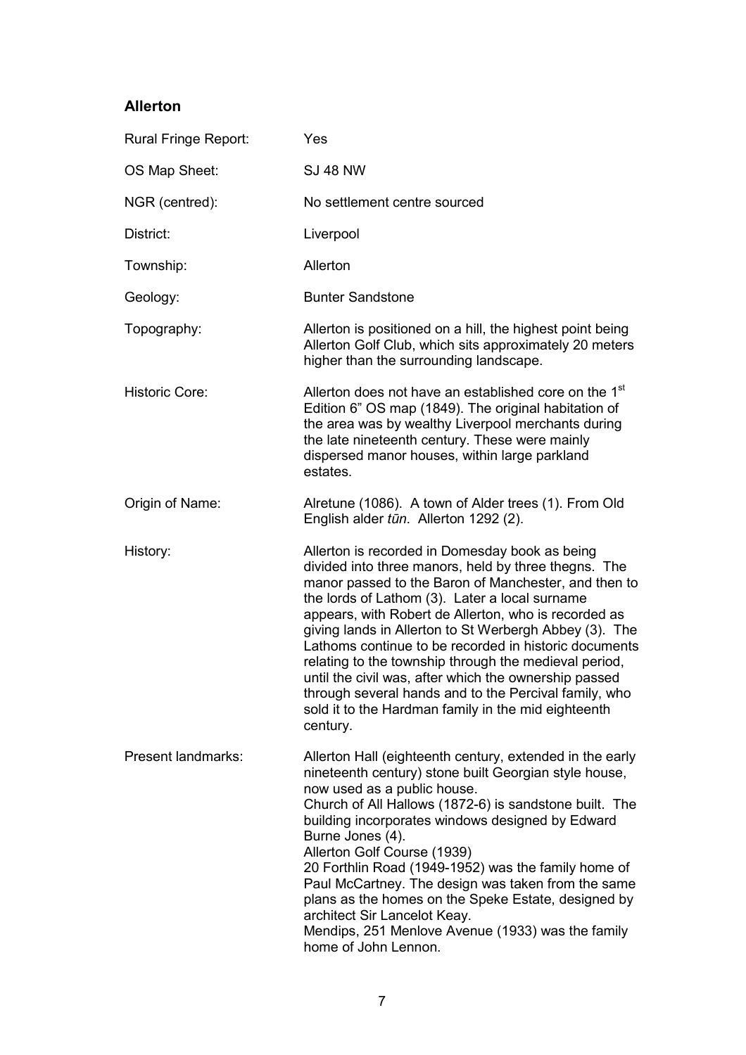## Allerton

| | |
|---|---|
| Rural Fringe Report: | Yes |
| OS Map Sheet: | SJ 48 NW |
| NGR (centred): | No settlement centre sourced |
| District: | Liverpool |
| Township: | Allerton |
| Geology: | Bunter Sandstone |
| Topography: | Allerton is positioned on a hill, the highest point being Allerton Golf Club, which sits approximately 20 meters higher than the surrounding landscape. |
| Historic Core: | Allerton does not have an established core on the 1st Edition 6" OS map (1849). The original habitation of the area was by wealthy Liverpool merchants during the late nineteenth century. These were mainly dispersed manor houses, within large parkland estates. |
| Origin of Name: | Alretune (1086). A town of Alder trees (1). From Old English alder *tūn*. Allerton 1292 (2). |
| History: | Allerton is recorded in Domesday book as being divided into three manors, held by three thegns. The manor passed to the Baron of Manchester, and then to the lords of Lathom (3). Later a local surname appears, with Robert de Allerton, who is recorded as giving lands in Allerton to St Werbergh Abbey (3). The Lathoms continue to be recorded in historic documents relating to the township through the medieval period, until the civil was, after which the ownership passed through several hands and to the Percival family, who sold it to the Hardman family in the mid eighteenth century. |
| Present landmarks: | Allerton Hall (eighteenth century, extended in the early nineteenth century) stone built Georgian style house, now used as a public house.<br>Church of All Hallows (1872-6) is sandstone built. The building incorporates windows designed by Edward Burne Jones (4).<br>Allerton Golf Course (1939)<br>20 Forthlin Road (1949-1952) was the family home of Paul McCartney. The design was taken from the same plans as the homes on the Speke Estate, designed by architect Sir Lancelot Keay.<br>Mendips, 251 Menlove Avenue (1933) was the family home of John Lennon. |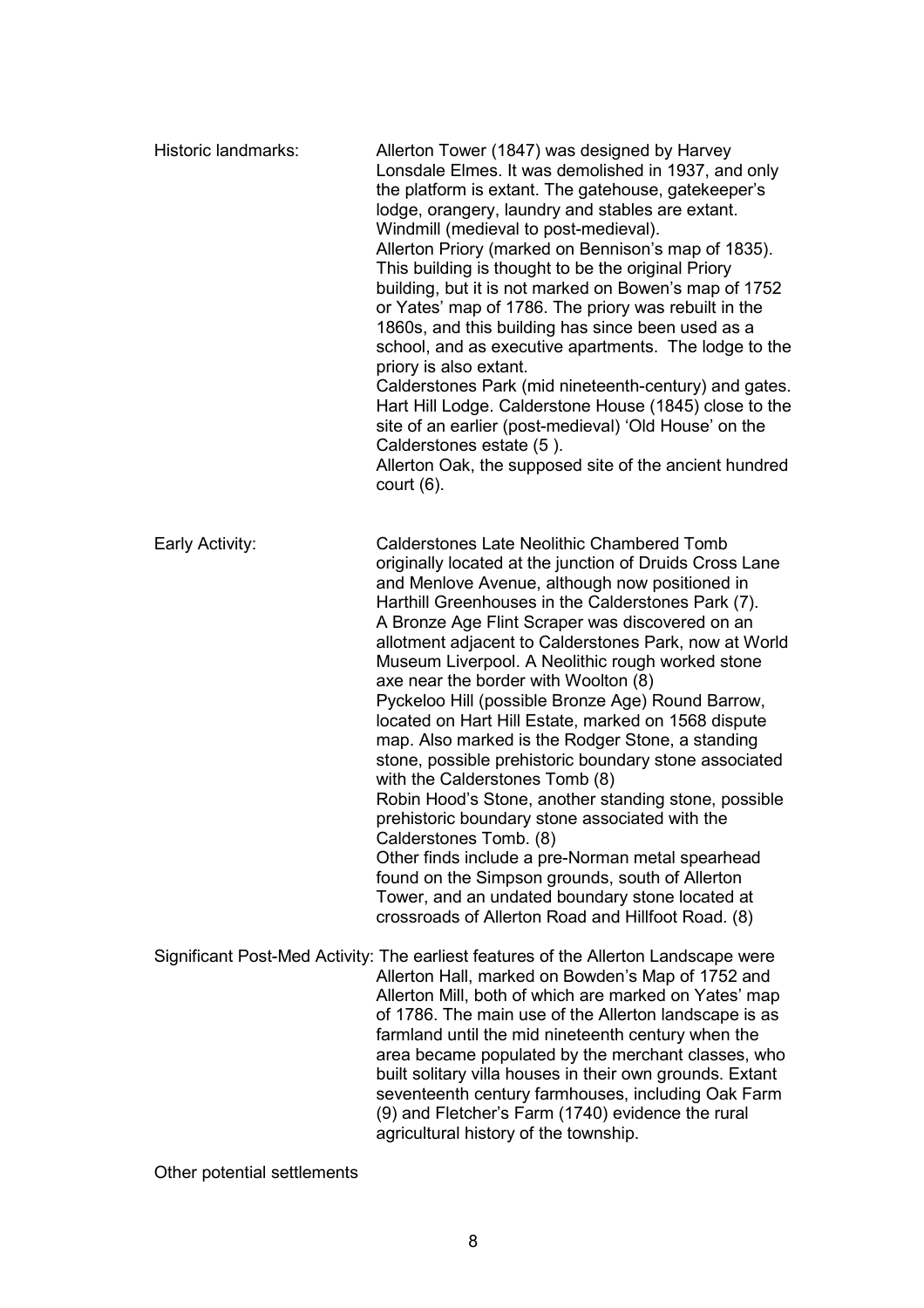| | |
|---|---|
| Historic landmarks: | Allerton Tower (1847) was designed by Harvey Lonsdale Elmes. It was demolished in 1937, and only the platform is extant. The gatehouse, gatekeeper's lodge, orangery, laundry and stables are extant. Windmill (medieval to post-medieval). Allerton Priory (marked on Bennison's map of 1835). This building is thought to be the original Priory building, but it is not marked on Bowen's map of 1752 or Yates' map of 1786. The priory was rebuilt in the 1860s, and this building has since been used as a school, and as executive apartments. The lodge to the priory is also extant. Calderstones Park (mid nineteenth-century) and gates. Hart Hill Lodge. Calderstone House (1845) close to the site of an earlier (post-medieval) 'Old House' on the Calderstones estate (5 ). Allerton Oak, the supposed site of the ancient hundred court (6). |
| Early Activity: | Calderstones Late Neolithic Chambered Tomb originally located at the junction of Druids Cross Lane and Menlove Avenue, although now positioned in Harthill Greenhouses in the Calderstones Park (7). A Bronze Age Flint Scraper was discovered on an allotment adjacent to Calderstones Park, now at World Museum Liverpool. A Neolithic rough worked stone axe near the border with Woolton (8) Pyckeloo Hill (possible Bronze Age) Round Barrow, located on Hart Hill Estate, marked on 1568 dispute map. Also marked is the Rodger Stone, a standing stone, possible prehistoric boundary stone associated with the Calderstones Tomb (8) Robin Hood's Stone, another standing stone, possible prehistoric boundary stone associated with the Calderstones Tomb. (8) Other finds include a pre-Norman metal spearhead found on the Simpson grounds, south of Allerton Tower, and an undated boundary stone located at crossroads of Allerton Road and Hillfoot Road. (8) |
| Significant Post-Med Activity: | The earliest features of the Allerton Landscape were Allerton Hall, marked on Bowden's Map of 1752 and Allerton Mill, both of which are marked on Yates' map of 1786. The main use of the Allerton landscape is as farmland until the mid nineteenth century when the area became populated by the merchant classes, who built solitary villa houses in their own grounds. Extant seventeenth century farmhouses, including Oak Farm (9) and Fletcher's Farm (1740) evidence the rural agricultural history of the township. |

Other potential settlements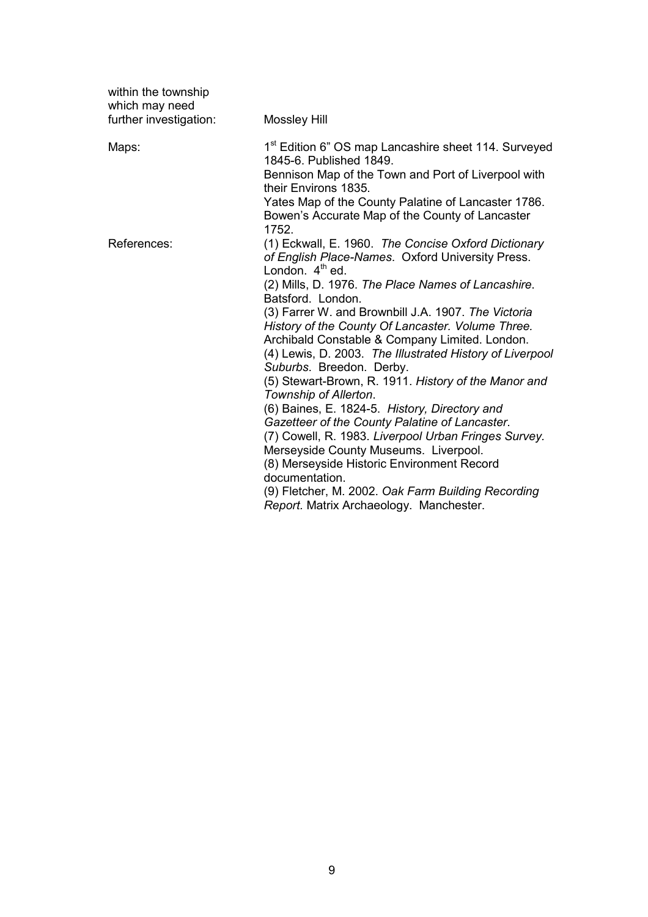| | |
|---|---|
| within the township which may need further investigation: | Mossley Hill |
| Maps: | 1st Edition 6" OS map Lancashire sheet 114. Surveyed 1845-6. Published 1849.<br>Bennison Map of the Town and Port of Liverpool with their Environs 1835.<br>Yates Map of the County Palatine of Lancaster 1786.<br>Bowen's Accurate Map of the County of Lancaster 1752. |
| References: | (1) Eckwall, E. 1960. *The Concise Oxford Dictionary of English Place-Names*. Oxford University Press. London. 4th ed.<br>(2) Mills, D. 1976. *The Place Names of Lancashire*. Batsford. London.<br>(3) Farrer W. and Brownbill J.A. 1907. *The Victoria History of the County Of Lancaster. Volume Three.* Archibald Constable & Company Limited. London.<br>(4) Lewis, D. 2003. *The Illustrated History of Liverpool Suburbs*. Breedon. Derby.<br>(5) Stewart-Brown, R. 1911. *History of the Manor and Township of Allerton*.<br>(6) Baines, E. 1824-5. *History, Directory and Gazetteer of the County Palatine of Lancaster*.<br>(7) Cowell, R. 1983. *Liverpool Urban Fringes Survey.* Merseyside County Museums. Liverpool.<br>(8) Merseyside Historic Environment Record documentation.<br>(9) Fletcher, M. 2002. *Oak Farm Building Recording Report.* Matrix Archaeology. Manchester. |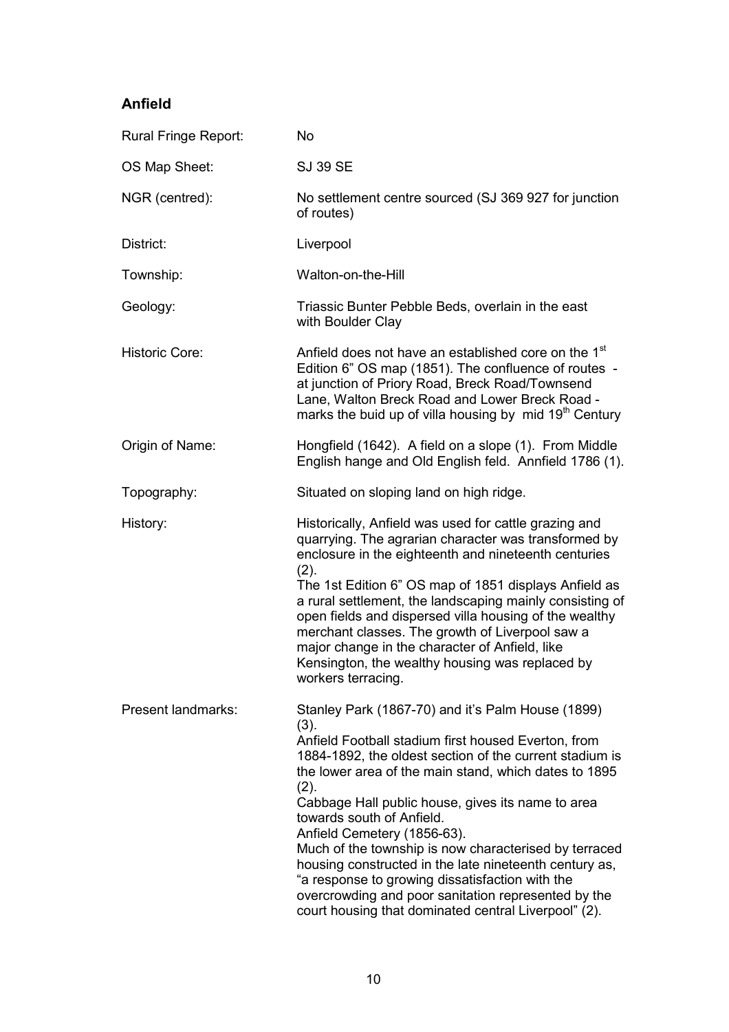## Anfield

| | |
|---|---|
| Rural Fringe Report: | No |
| OS Map Sheet: | SJ 39 SE |
| NGR (centred): | No settlement centre sourced (SJ 369 927 for junction of routes) |
| District: | Liverpool |
| Township: | Walton-on-the-Hill |
| Geology: | Triassic Bunter Pebble Beds, overlain in the east with Boulder Clay |
| Historic Core: | Anfield does not have an established core on the 1st Edition 6" OS map (1851). The confluence of routes - at junction of Priory Road, Breck Road/Townsend Lane, Walton Breck Road and Lower Breck Road - marks the buid up of villa housing by mid 19th Century |
| Origin of Name: | Hongfield (1642). A field on a slope (1). From Middle English hange and Old English feld. Annfield 1786 (1). |
| Topography: | Situated on sloping land on high ridge. |
| History: | Historically, Anfield was used for cattle grazing and quarrying. The agrarian character was transformed by enclosure in the eighteenth and nineteenth centuries (2).<br>The 1st Edition 6" OS map of 1851 displays Anfield as a rural settlement, the landscaping mainly consisting of open fields and dispersed villa housing of the wealthy merchant classes. The growth of Liverpool saw a major change in the character of Anfield, like Kensington, the wealthy housing was replaced by workers terracing. |
| Present landmarks: | Stanley Park (1867-70) and it's Palm House (1899) (3).<br>Anfield Football stadium first housed Everton, from 1884-1892, the oldest section of the current stadium is the lower area of the main stand, which dates to 1895 (2).<br>Cabbage Hall public house, gives its name to area towards south of Anfield.<br>Anfield Cemetery (1856-63).<br>Much of the township is now characterised by terraced housing constructed in the late nineteenth century as, "a response to growing dissatisfaction with the overcrowding and poor sanitation represented by the court housing that dominated central Liverpool" (2). |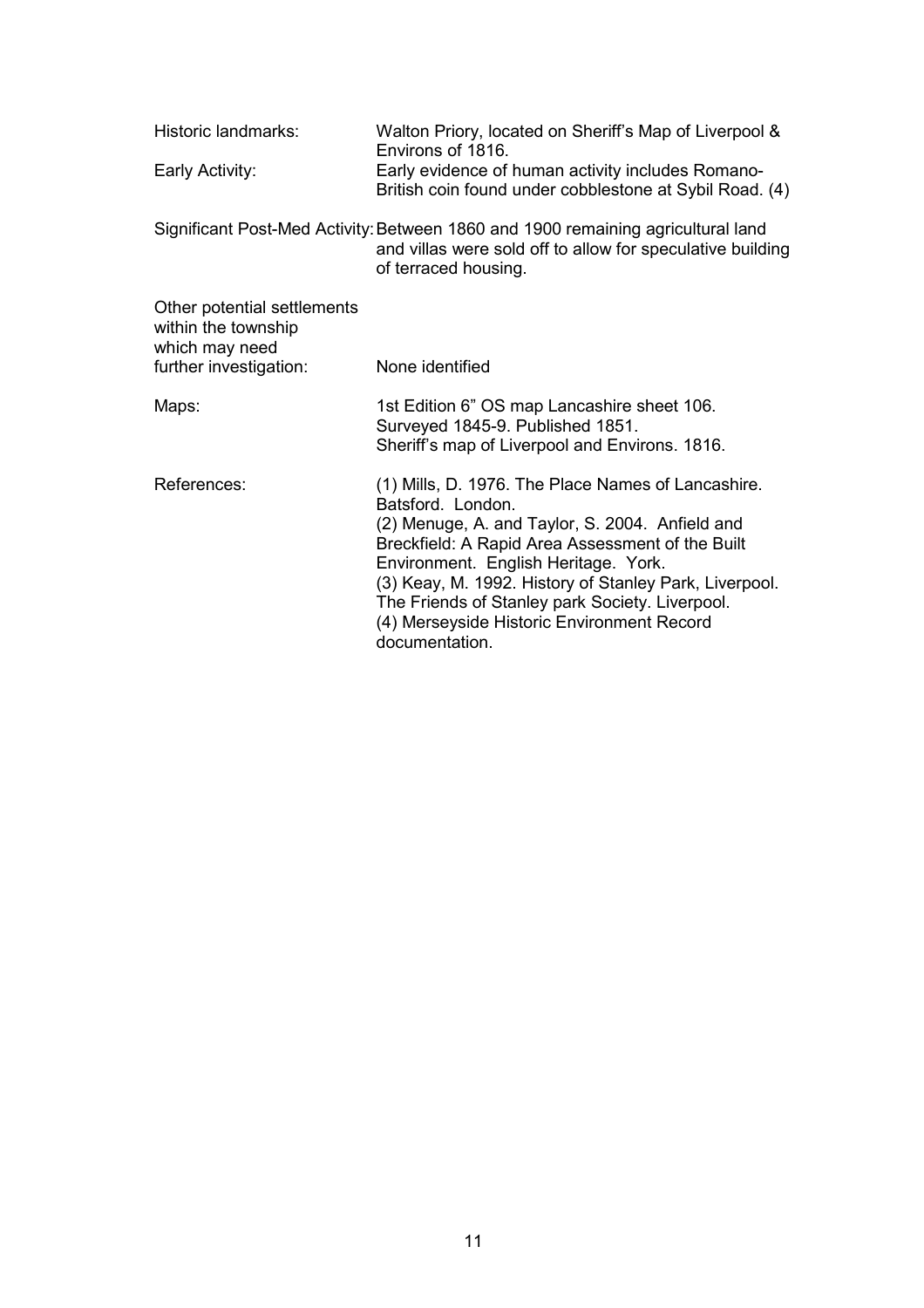| | |
|---|---|
| Historic landmarks: | Walton Priory, located on Sheriff's Map of Liverpool & Environs of 1816. |
| Early Activity: | Early evidence of human activity includes Romano-British coin found under cobblestone at Sybil Road. (4) |
| Significant Post-Med Activity: | Between 1860 and 1900 remaining agricultural land and villas were sold off to allow for speculative building of terraced housing. |
| Other potential settlements within the township which may need further investigation: | None identified |
| Maps: | 1st Edition 6" OS map Lancashire sheet 106. Surveyed 1845-9. Published 1851.<br>Sheriff's map of Liverpool and Environs. 1816. |
| References: | (1) Mills, D. 1976. The Place Names of Lancashire. Batsford. London.<br>(2) Menuge, A. and Taylor, S. 2004. Anfield and Breckfield: A Rapid Area Assessment of the Built Environment. English Heritage. York.<br>(3) Keay, M. 1992. History of Stanley Park, Liverpool. The Friends of Stanley park Society. Liverpool.<br>(4) Merseyside Historic Environment Record documentation. |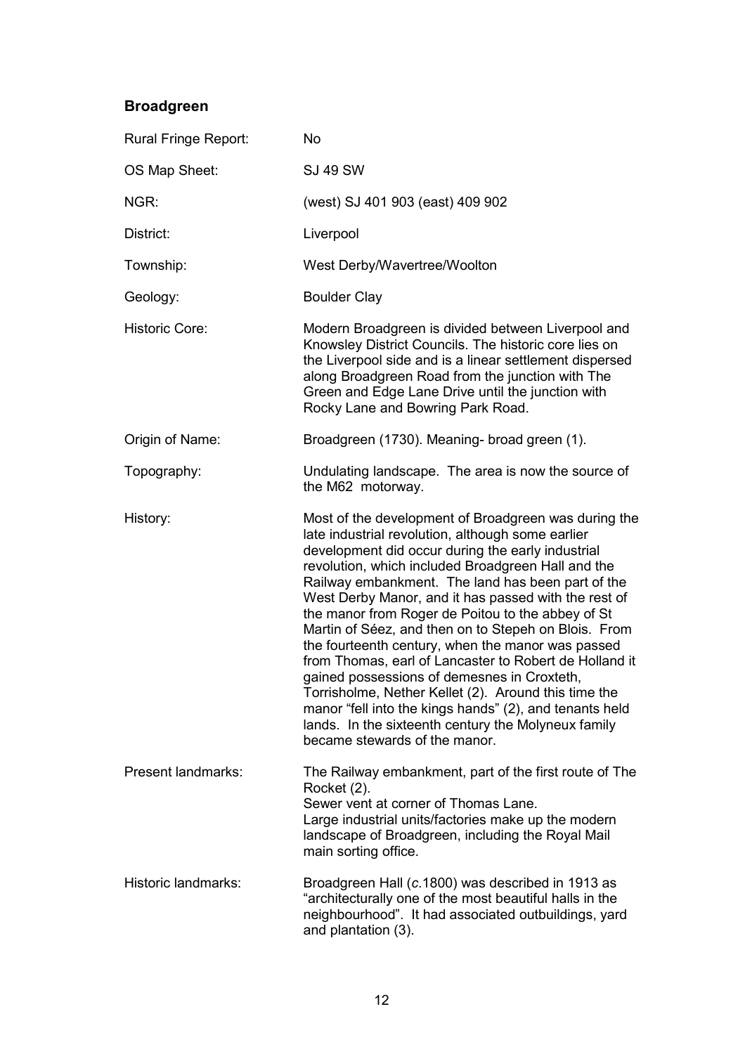## Broadgreen

| | |
|---|---|
| Rural Fringe Report: | No |
| OS Map Sheet: | SJ 49 SW |
| NGR: | (west) SJ 401 903 (east) 409 902 |
| District: | Liverpool |
| Township: | West Derby/Wavertree/Woolton |
| Geology: | Boulder Clay |
| Historic Core: | Modern Broadgreen is divided between Liverpool and Knowsley District Councils. The historic core lies on the Liverpool side and is a linear settlement dispersed along Broadgreen Road from the junction with The Green and Edge Lane Drive until the junction with Rocky Lane and Bowring Park Road. |
| Origin of Name: | Broadgreen (1730). Meaning- broad green (1). |
| Topography: | Undulating landscape. The area is now the source of the M62 motorway. |
| History: | Most of the development of Broadgreen was during the late industrial revolution, although some earlier development did occur during the early industrial revolution, which included Broadgreen Hall and the Railway embankment. The land has been part of the West Derby Manor, and it has passed with the rest of the manor from Roger de Poitou to the abbey of St Martin of Séez, and then on to Stepeh on Blois. From the fourteenth century, when the manor was passed from Thomas, earl of Lancaster to Robert de Holland it gained possessions of demesnes in Croxteth, Torrisholme, Nether Kellet (2). Around this time the manor "fell into the kings hands" (2), and tenants held lands. In the sixteenth century the Molyneux family became stewards of the manor. |
| Present landmarks: | The Railway embankment, part of the first route of The Rocket (2).<br>Sewer vent at corner of Thomas Lane.<br>Large industrial units/factories make up the modern landscape of Broadgreen, including the Royal Mail main sorting office. |
| Historic landmarks: | Broadgreen Hall (*c.*1800) was described in 1913 as "architecturally one of the most beautiful halls in the neighbourhood". It had associated outbuildings, yard and plantation (3). |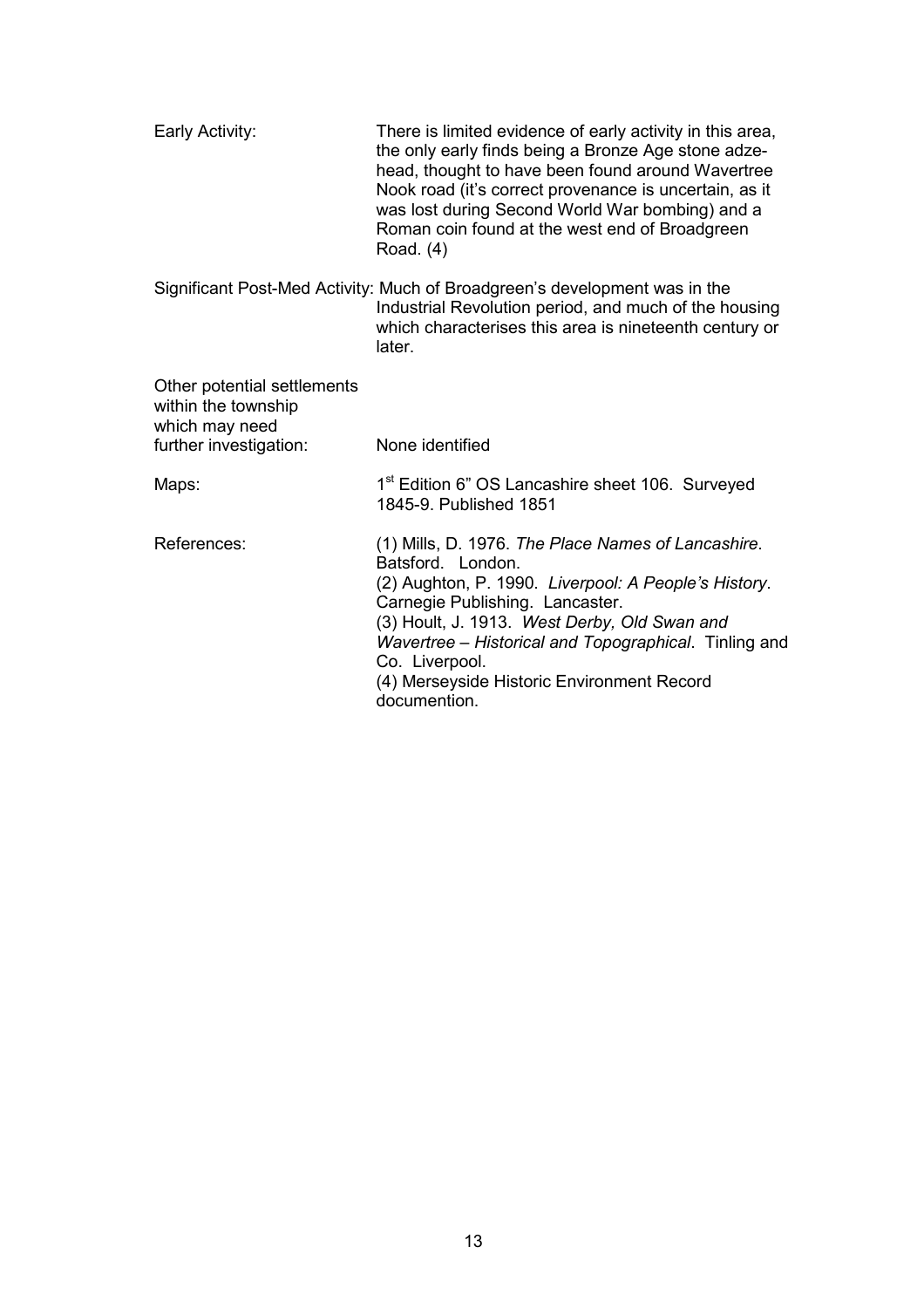**Early Activity:** There is limited evidence of early activity in this area, the only early finds being a Bronze Age stone adze-head, thought to have been found around Wavertree Nook road (it's correct provenance is uncertain, as it was lost during Second World War bombing) and a Roman coin found at the west end of Broadgreen Road. (4)

**Significant Post-Med Activity:** Much of Broadgreen's development was in the Industrial Revolution period, and much of the housing which characterises this area is nineteenth century or later.

**Other potential settlements within the township which may need further investigation:** None identified

**Maps:** 1st Edition 6" OS Lancashire sheet 106. Surveyed 1845-9. Published 1851

**References:**

(1) Mills, D. 1976. *The Place Names of Lancashire*. Batsford. London.
(2) Aughton, P. 1990. *Liverpool: A People's History*. Carnegie Publishing. Lancaster.
(3) Hoult, J. 1913. *West Derby, Old Swan and Wavertree – Historical and Topographical*. Tinling and Co. Liverpool.
(4) Merseyside Historic Environment Record documention.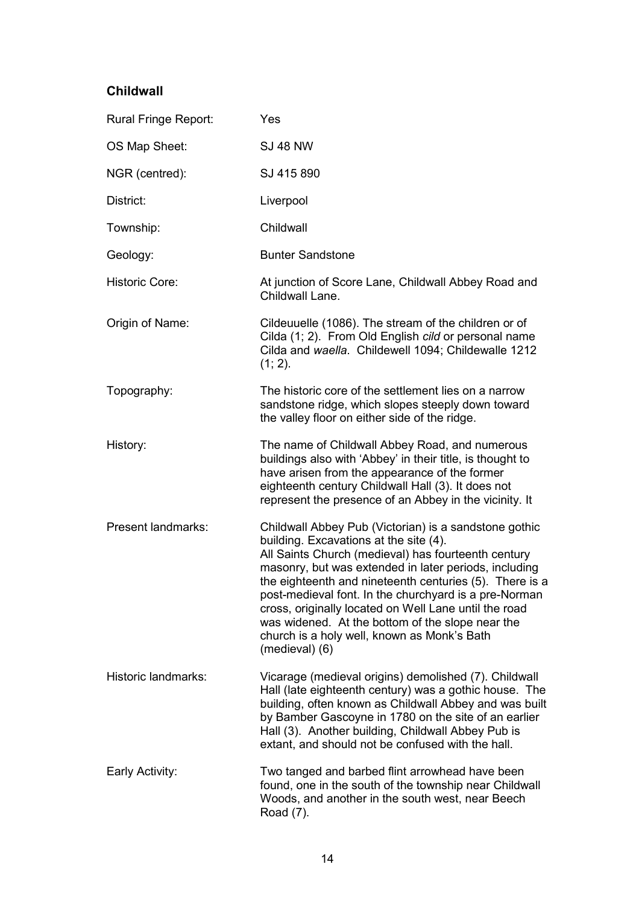### Childwall

| | |
|---|---|
| Rural Fringe Report: | Yes |
| OS Map Sheet: | SJ 48 NW |
| NGR (centred): | SJ 415 890 |
| District: | Liverpool |
| Township: | Childwall |
| Geology: | Bunter Sandstone |
| Historic Core: | At junction of Score Lane, Childwall Abbey Road and Childwall Lane. |
| Origin of Name: | Cildeuuelle (1086). The stream of the children or of Cilda (1; 2). From Old English *cild* or personal name Cilda and *waella*. Childewell 1094; Childewalle 1212 (1; 2). |
| Topography: | The historic core of the settlement lies on a narrow sandstone ridge, which slopes steeply down toward the valley floor on either side of the ridge. |
| History: | The name of Childwall Abbey Road, and numerous buildings also with 'Abbey' in their title, is thought to have arisen from the appearance of the former eighteenth century Childwall Hall (3). It does not represent the presence of an Abbey in the vicinity. It |
| Present landmarks: | Childwall Abbey Pub (Victorian) is a sandstone gothic building. Excavations at the site (4). All Saints Church (medieval) has fourteenth century masonry, but was extended in later periods, including the eighteenth and nineteenth centuries (5). There is a post-medieval font. In the churchyard is a pre-Norman cross, originally located on Well Lane until the road was widened. At the bottom of the slope near the church is a holy well, known as Monk's Bath (medieval) (6) |
| Historic landmarks: | Vicarage (medieval origins) demolished (7). Childwall Hall (late eighteenth century) was a gothic house. The building, often known as Childwall Abbey and was built by Bamber Gascoyne in 1780 on the site of an earlier Hall (3). Another building, Childwall Abbey Pub is extant, and should not be confused with the hall. |
| Early Activity: | Two tanged and barbed flint arrowhead have been found, one in the south of the township near Childwall Woods, and another in the south west, near Beech Road (7). |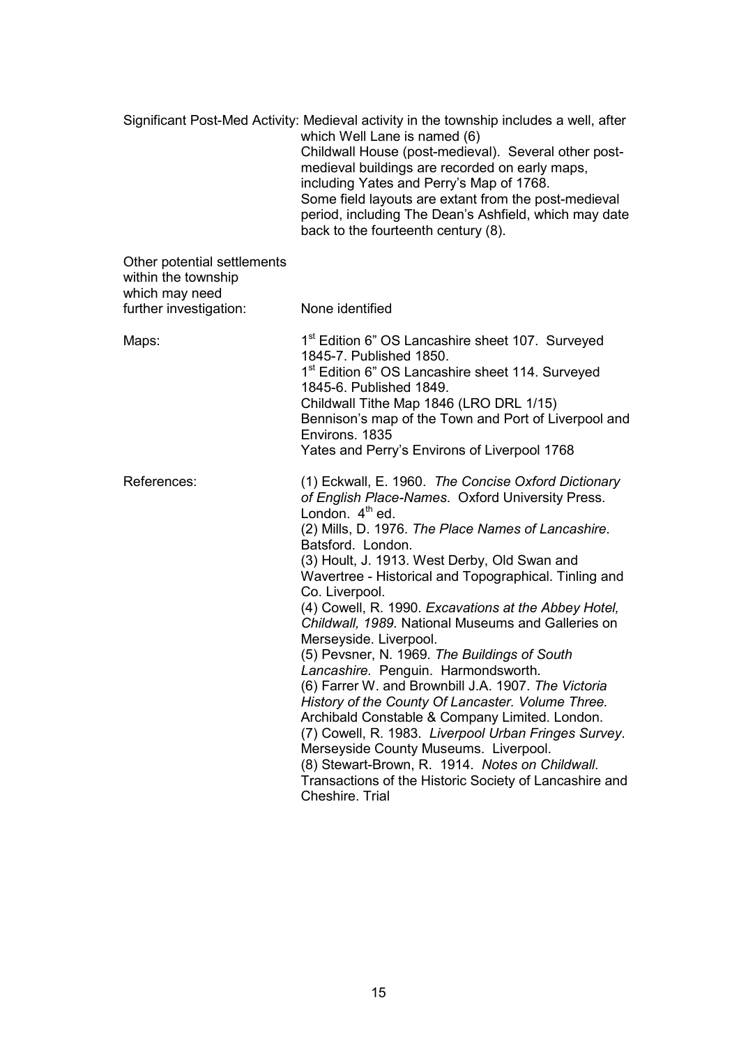Significant Post-Med Activity: Medieval activity in the township includes a well, after which Well Lane is named (6)
Childwall House (post-medieval). Several other post-medieval buildings are recorded on early maps, including Yates and Perry's Map of 1768.
Some field layouts are extant from the post-medieval period, including The Dean's Ashfield, which may date back to the fourteenth century (8).

Other potential settlements within the township which may need further investigation: None identified

Maps:
1st Edition 6" OS Lancashire sheet 107. Surveyed 1845-7. Published 1850.
1st Edition 6" OS Lancashire sheet 114. Surveyed 1845-6. Published 1849.
Childwall Tithe Map 1846 (LRO DRL 1/15)
Bennison's map of the Town and Port of Liverpool and Environs. 1835
Yates and Perry's Environs of Liverpool 1768

References:
(1) Eckwall, E. 1960. *The Concise Oxford Dictionary of English Place-Names*. Oxford University Press. London. 4th ed.
(2) Mills, D. 1976. *The Place Names of Lancashire*. Batsford. London.
(3) Hoult, J. 1913. West Derby, Old Swan and Wavertree - Historical and Topographical. Tinling and Co. Liverpool.
(4) Cowell, R. 1990. *Excavations at the Abbey Hotel, Childwall, 1989.* National Museums and Galleries on Merseyside. Liverpool.
(5) Pevsner, N. 1969. *The Buildings of South Lancashire.* Penguin. Harmondsworth.
(6) Farrer W. and Brownbill J.A. 1907. *The Victoria History of the County Of Lancaster. Volume Three.* Archibald Constable & Company Limited. London.
(7) Cowell, R. 1983. *Liverpool Urban Fringes Survey*. Merseyside County Museums. Liverpool.
(8) Stewart-Brown, R. 1914. *Notes on Childwall*. Transactions of the Historic Society of Lancashire and Cheshire. Trial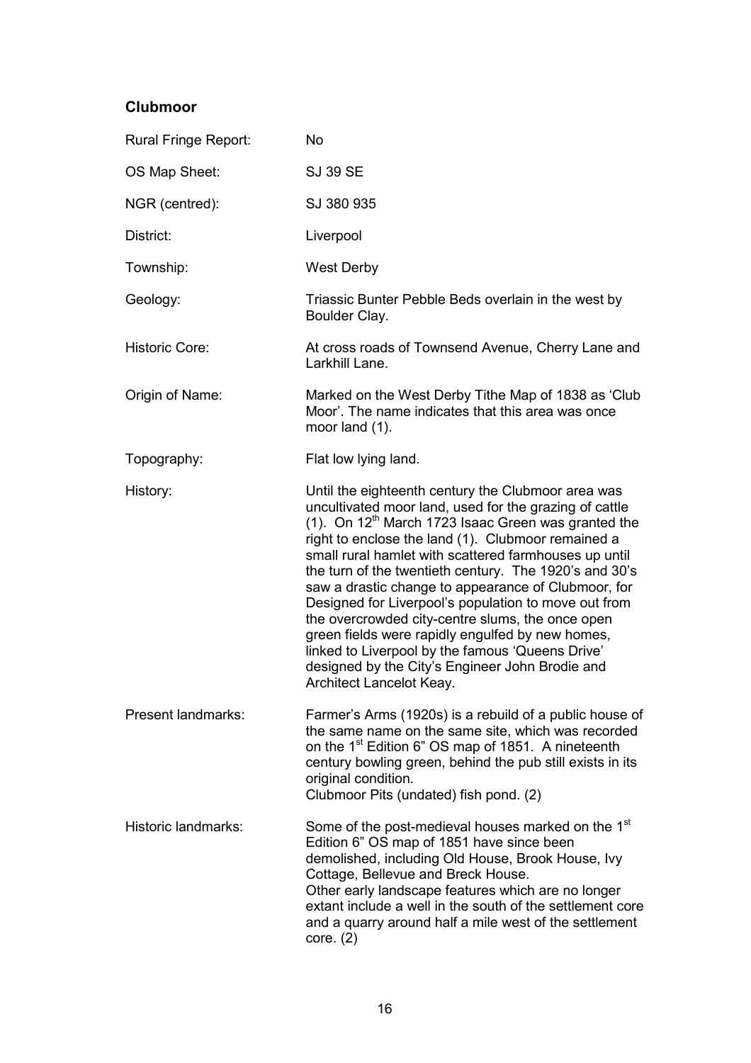## Clubmoor

| | |
|---|---|
| Rural Fringe Report: | No |
| OS Map Sheet: | SJ 39 SE |
| NGR (centred): | SJ 380 935 |
| District: | Liverpool |
| Township: | West Derby |
| Geology: | Triassic Bunter Pebble Beds overlain in the west by Boulder Clay. |
| Historic Core: | At cross roads of Townsend Avenue, Cherry Lane and Larkhill Lane. |
| Origin of Name: | Marked on the West Derby Tithe Map of 1838 as 'Club Moor'. The name indicates that this area was once moor land (1). |
| Topography: | Flat low lying land. |
| History: | Until the eighteenth century the Clubmoor area was uncultivated moor land, used for the grazing of cattle (1). On 12th March 1723 Isaac Green was granted the right to enclose the land (1). Clubmoor remained a small rural hamlet with scattered farmhouses up until the turn of the twentieth century. The 1920's and 30's saw a drastic change to appearance of Clubmoor, for Designed for Liverpool's population to move out from the overcrowded city-centre slums, the once open green fields were rapidly engulfed by new homes, linked to Liverpool by the famous 'Queens Drive' designed by the City's Engineer John Brodie and Architect Lancelot Keay. |
| Present landmarks: | Farmer's Arms (1920s) is a rebuild of a public house of the same name on the same site, which was recorded on the 1st Edition 6" OS map of 1851. A nineteenth century bowling green, behind the pub still exists in its original condition.<br>Clubmoor Pits (undated) fish pond. (2) |
| Historic landmarks: | Some of the post-medieval houses marked on the 1st Edition 6" OS map of 1851 have since been demolished, including Old House, Brook House, Ivy Cottage, Bellevue and Breck House.<br>Other early landscape features which are no longer extant include a well in the south of the settlement core and a quarry around half a mile west of the settlement core. (2) |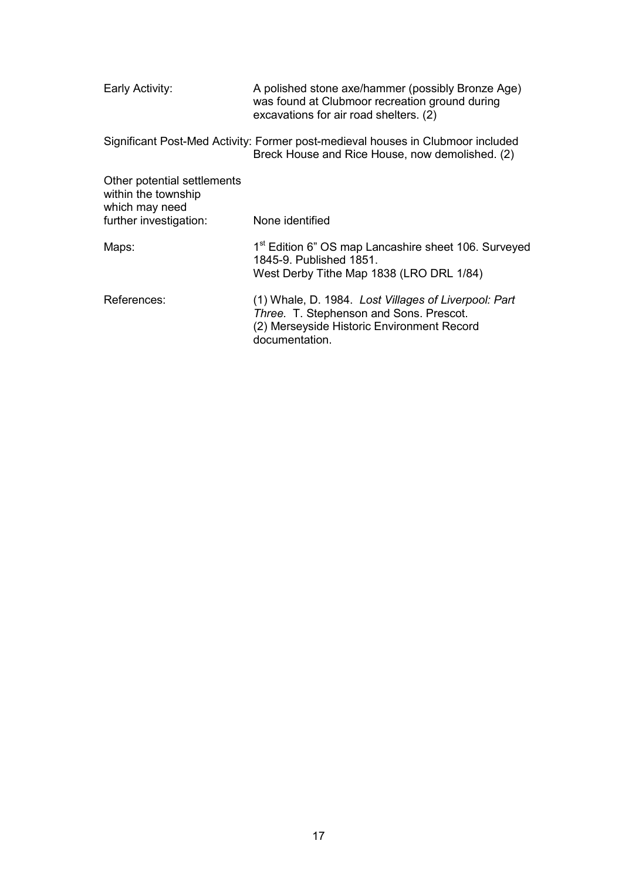| | |
|---|---|
| Early Activity: | A polished stone axe/hammer (possibly Bronze Age) was found at Clubmoor recreation ground during excavations for air road shelters. (2) |
| Significant Post-Med Activity: | Former post-medieval houses in Clubmoor included Breck House and Rice House, now demolished. (2) |
| Other potential settlements within the township which may need further investigation: | None identified |
| Maps: | 1st Edition 6" OS map Lancashire sheet 106. Surveyed 1845-9. Published 1851.<br>West Derby Tithe Map 1838 (LRO DRL 1/84) |
| References: | (1) Whale, D. 1984. *Lost Villages of Liverpool: Part Three.* T. Stephenson and Sons. Prescot.<br>(2) Merseyside Historic Environment Record documentation. |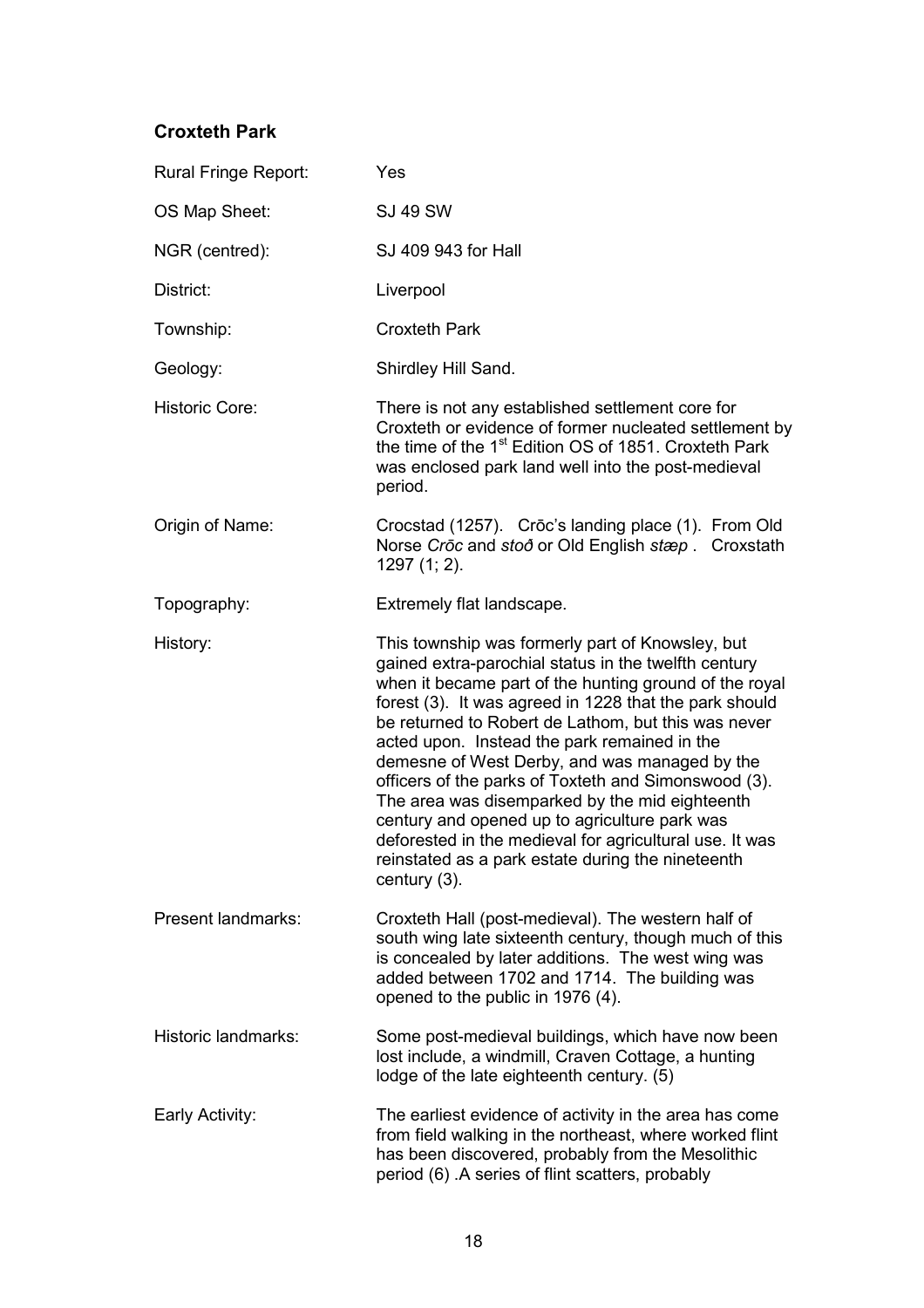## Croxteth Park

| | |
|---|---|
| Rural Fringe Report: | Yes |
| OS Map Sheet: | SJ 49 SW |
| NGR (centred): | SJ 409 943 for Hall |
| District: | Liverpool |
| Township: | Croxteth Park |
| Geology: | Shirdley Hill Sand. |
| Historic Core: | There is not any established settlement core for Croxteth or evidence of former nucleated settlement by the time of the 1st Edition OS of 1851. Croxteth Park was enclosed park land well into the post-medieval period. |
| Origin of Name: | Crocstad (1257). Crōc's landing place (1). From Old Norse *Crōc* and *stoð* or Old English *stæp* . Croxstath 1297 (1; 2). |
| Topography: | Extremely flat landscape. |
| History: | This township was formerly part of Knowsley, but gained extra-parochial status in the twelfth century when it became part of the hunting ground of the royal forest (3). It was agreed in 1228 that the park should be returned to Robert de Lathom, but this was never acted upon. Instead the park remained in the demesne of West Derby, and was managed by the officers of the parks of Toxteth and Simonswood (3). The area was disemparked by the mid eighteenth century and opened up to agriculture park was deforested in the medieval for agricultural use. It was reinstated as a park estate during the nineteenth century (3). |
| Present landmarks: | Croxteth Hall (post-medieval). The western half of south wing late sixteenth century, though much of this is concealed by later additions. The west wing was added between 1702 and 1714. The building was opened to the public in 1976 (4). |
| Historic landmarks: | Some post-medieval buildings, which have now been lost include, a windmill, Craven Cottage, a hunting lodge of the late eighteenth century. (5) |
| Early Activity: | The earliest evidence of activity in the area has come from field walking in the northeast, where worked flint has been discovered, probably from the Mesolithic period (6) .A series of flint scatters, probably |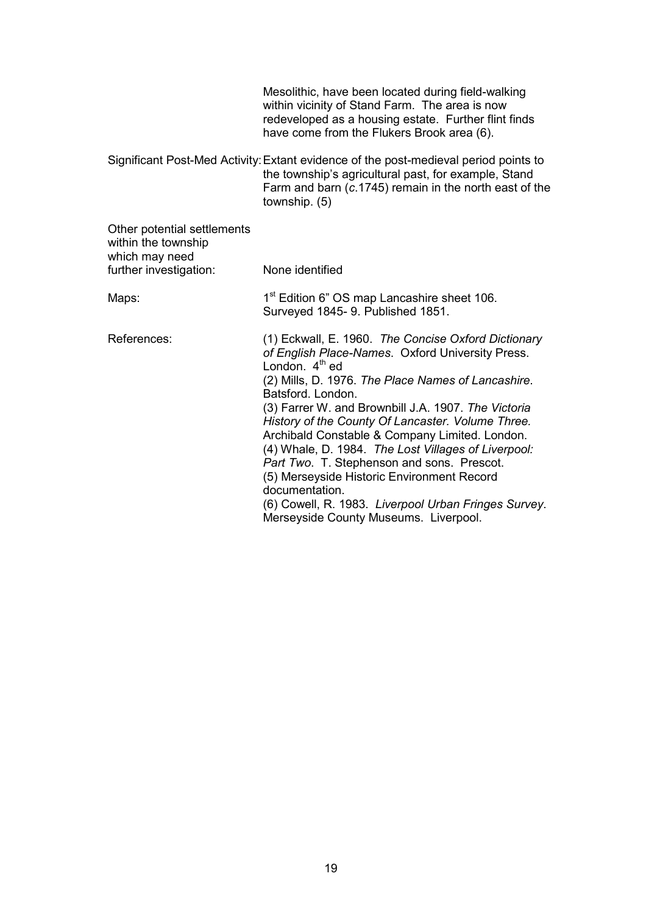Mesolithic, have been located during field-walking within vicinity of Stand Farm. The area is now redeveloped as a housing estate. Further flint finds have come from the Flukers Brook area (6).

| | |
|---|---|
| Significant Post-Med Activity: | Extant evidence of the post-medieval period points to the township's agricultural past, for example, Stand Farm and barn (*c*.1745) remain in the north east of the township. (5) |
| Other potential settlements within the township which may need further investigation: | None identified |
| Maps: | 1st Edition 6" OS map Lancashire sheet 106. Surveyed 1845- 9. Published 1851. |
| References: | (1) Eckwall, E. 1960. *The Concise Oxford Dictionary of English Place-Names*. Oxford University Press. London. 4th ed<br>(2) Mills, D. 1976. *The Place Names of Lancashire*. Batsford. London.<br>(3) Farrer W. and Brownbill J.A. 1907. *The Victoria History of the County Of Lancaster. Volume Three.* Archibald Constable & Company Limited. London.<br>(4) Whale, D. 1984. *The Lost Villages of Liverpool: Part Two*. T. Stephenson and sons. Prescot.<br>(5) Merseyside Historic Environment Record documentation.<br>(6) Cowell, R. 1983. *Liverpool Urban Fringes Survey*. Merseyside County Museums. Liverpool. |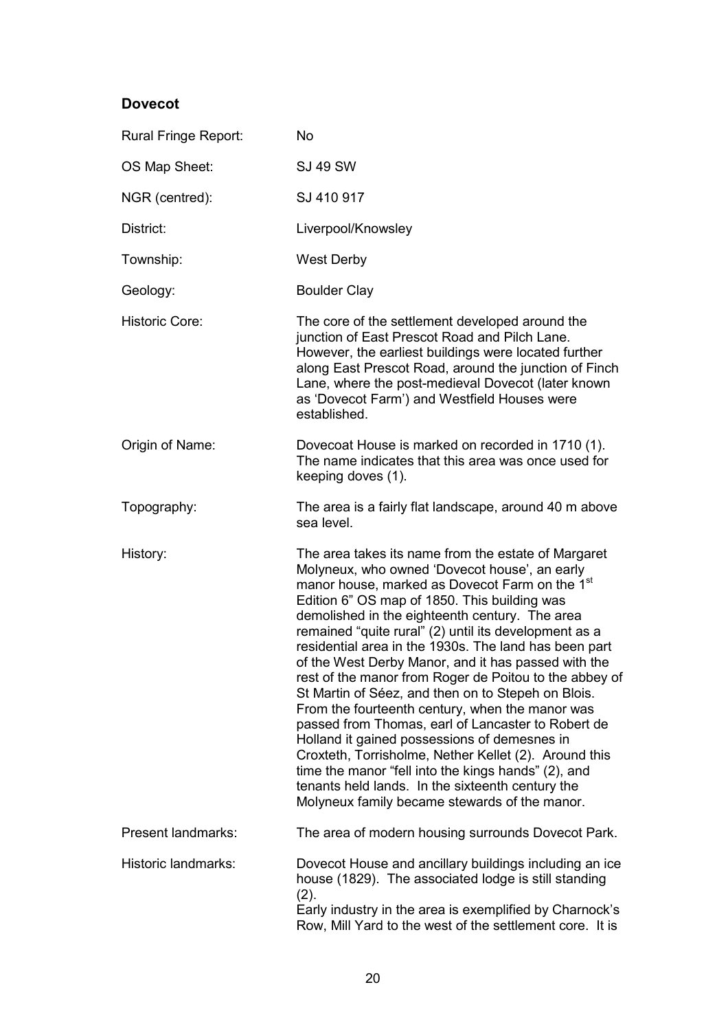## Dovecot

| | |
|---|---|
| Rural Fringe Report: | No |
| OS Map Sheet: | SJ 49 SW |
| NGR (centred): | SJ 410 917 |
| District: | Liverpool/Knowsley |
| Township: | West Derby |
| Geology: | Boulder Clay |
| Historic Core: | The core of the settlement developed around the junction of East Prescot Road and Pilch Lane. However, the earliest buildings were located further along East Prescot Road, around the junction of Finch Lane, where the post-medieval Dovecot (later known as 'Dovecot Farm') and Westfield Houses were established. |
| Origin of Name: | Dovecoat House is marked on recorded in 1710 (1). The name indicates that this area was once used for keeping doves (1). |
| Topography: | The area is a fairly flat landscape, around 40 m above sea level. |
| History: | The area takes its name from the estate of Margaret Molyneux, who owned 'Dovecot house', an early manor house, marked as Dovecot Farm on the 1st Edition 6" OS map of 1850. This building was demolished in the eighteenth century. The area remained "quite rural" (2) until its development as a residential area in the 1930s. The land has been part of the West Derby Manor, and it has passed with the rest of the manor from Roger de Poitou to the abbey of St Martin of Séez, and then on to Stepeh on Blois. From the fourteenth century, when the manor was passed from Thomas, earl of Lancaster to Robert de Holland it gained possessions of demesnes in Croxteth, Torrisholme, Nether Kellet (2). Around this time the manor "fell into the kings hands" (2), and tenants held lands. In the sixteenth century the Molyneux family became stewards of the manor. |
| Present landmarks: | The area of modern housing surrounds Dovecot Park. |
| Historic landmarks: | Dovecot House and ancillary buildings including an ice house (1829). The associated lodge is still standing (2). Early industry in the area is exemplified by Charnock's Row, Mill Yard to the west of the settlement core. It is |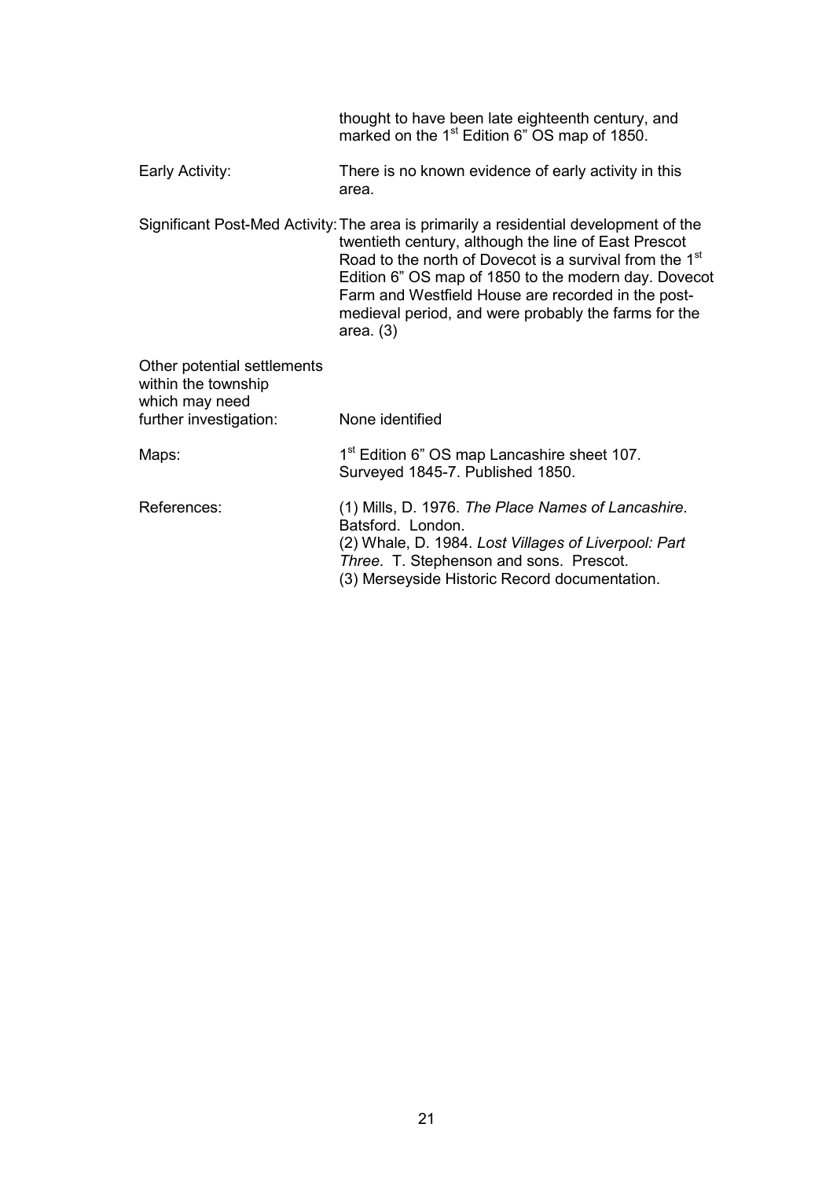thought to have been late eighteenth century, and marked on the 1st Edition 6" OS map of 1850.

Early Activity: There is no known evidence of early activity in this area.

Significant Post-Med Activity: The area is primarily a residential development of the twentieth century, although the line of East Prescot Road to the north of Dovecot is a survival from the 1st Edition 6" OS map of 1850 to the modern day. Dovecot Farm and Westfield House are recorded in the post-medieval period, and were probably the farms for the area. (3)

Other potential settlements within the township which may need further investigation: None identified

Maps: 1st Edition 6" OS map Lancashire sheet 107. Surveyed 1845-7. Published 1850.

References:

(1) Mills, D. 1976. *The Place Names of Lancashire*. Batsford. London.

(2) Whale, D. 1984. *Lost Villages of Liverpool: Part Three*. T. Stephenson and sons. Prescot.

(3) Merseyside Historic Record documentation.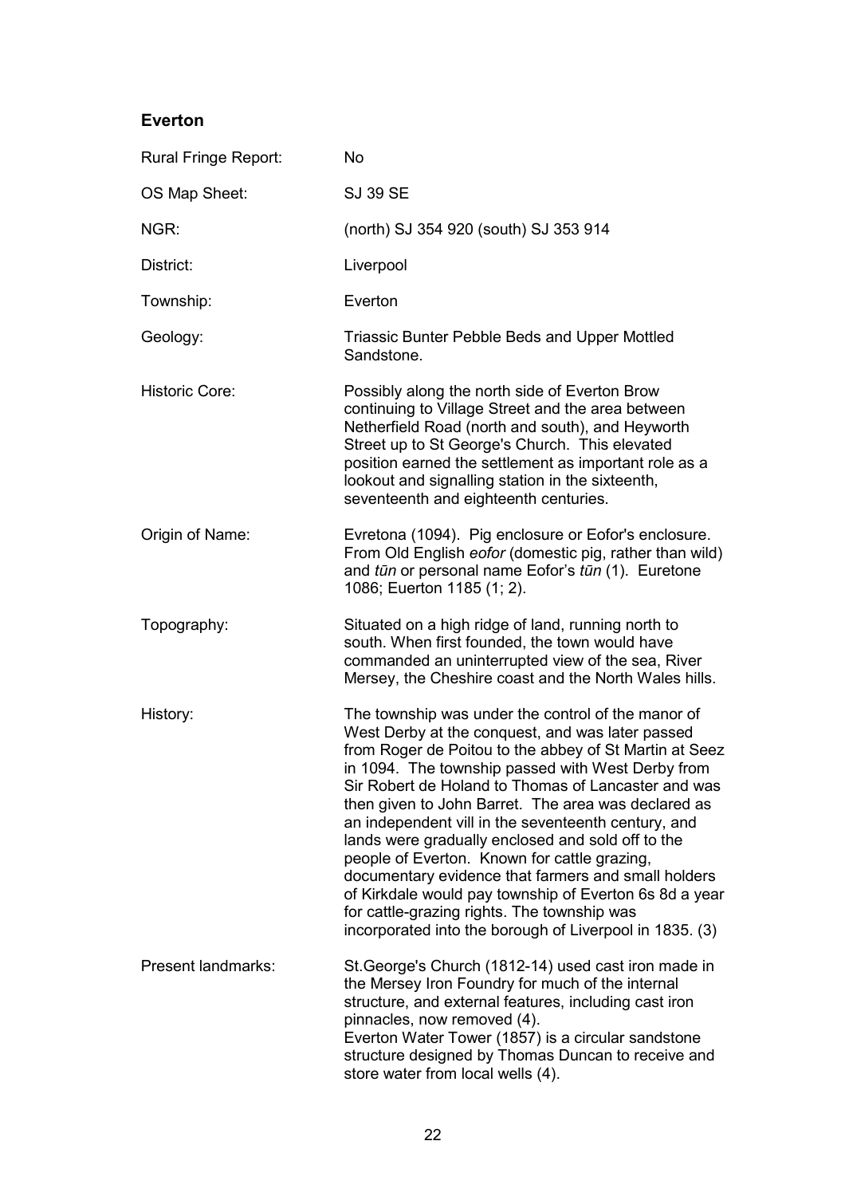## Everton

| | |
|---|---|
| Rural Fringe Report: | No |
| OS Map Sheet: | SJ 39 SE |
| NGR: | (north) SJ 354 920 (south) SJ 353 914 |
| District: | Liverpool |
| Township: | Everton |
| Geology: | Triassic Bunter Pebble Beds and Upper Mottled Sandstone. |
| Historic Core: | Possibly along the north side of Everton Brow continuing to Village Street and the area between Netherfield Road (north and south), and Heyworth Street up to St George's Church. This elevated position earned the settlement as important role as a lookout and signalling station in the sixteenth, seventeenth and eighteenth centuries. |
| Origin of Name: | Evretona (1094). Pig enclosure or Eofor's enclosure. From Old English *eofor* (domestic pig, rather than wild) and *tūn* or personal name Eofor's *tūn* (1). Euretone 1086; Euerton 1185 (1; 2). |
| Topography: | Situated on a high ridge of land, running north to south. When first founded, the town would have commanded an uninterrupted view of the sea, River Mersey, the Cheshire coast and the North Wales hills. |
| History: | The township was under the control of the manor of West Derby at the conquest, and was later passed from Roger de Poitou to the abbey of St Martin at Seez in 1094. The township passed with West Derby from Sir Robert de Holand to Thomas of Lancaster and was then given to John Barret. The area was declared as an independent vill in the seventeenth century, and lands were gradually enclosed and sold off to the people of Everton. Known for cattle grazing, documentary evidence that farmers and small holders of Kirkdale would pay township of Everton 6s 8d a year for cattle-grazing rights. The township was incorporated into the borough of Liverpool in 1835. (3) |
| Present landmarks: | St.George's Church (1812-14) used cast iron made in the Mersey Iron Foundry for much of the internal structure, and external features, including cast iron pinnacles, now removed (4).<br>Everton Water Tower (1857) is a circular sandstone structure designed by Thomas Duncan to receive and store water from local wells (4). |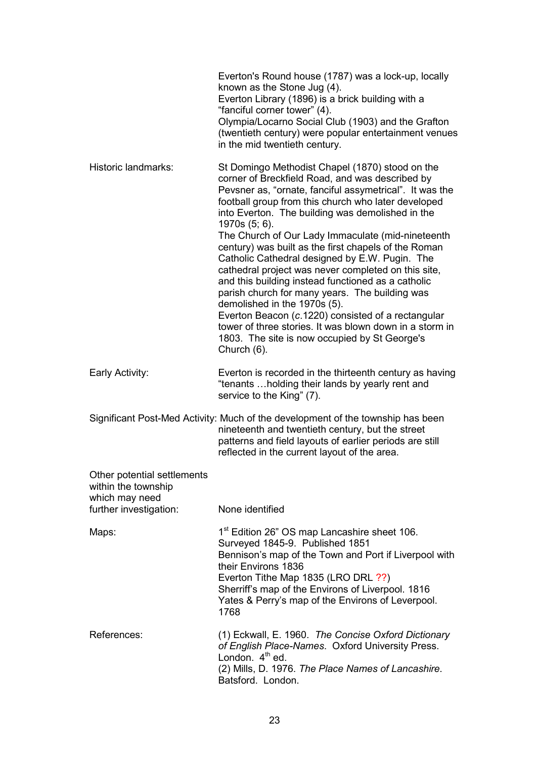Everton's Round house (1787) was a lock-up, locally known as the Stone Jug (4).
Everton Library (1896) is a brick building with a "fanciful corner tower" (4).
Olympia/Locarno Social Club (1903) and the Grafton (twentieth century) were popular entertainment venues in the mid twentieth century.

Historic landmarks: St Domingo Methodist Chapel (1870) stood on the corner of Breckfield Road, and was described by Pevsner as, "ornate, fanciful assymetrical". It was the football group from this church who later developed into Everton. The building was demolished in the 1970s (5; 6).
The Church of Our Lady Immaculate (mid-nineteenth century) was built as the first chapels of the Roman Catholic Cathedral designed by E.W. Pugin. The cathedral project was never completed on this site, and this building instead functioned as a catholic parish church for many years. The building was demolished in the 1970s (5).
Everton Beacon (*c*.1220) consisted of a rectangular tower of three stories. It was blown down in a storm in 1803. The site is now occupied by St George's Church (6).

Early Activity: Everton is recorded in the thirteenth century as having "tenants …holding their lands by yearly rent and service to the King" (7).

Significant Post-Med Activity: Much of the development of the township has been nineteenth and twentieth century, but the street patterns and field layouts of earlier periods are still reflected in the current layout of the area.

Other potential settlements within the township which may need further investigation: None identified

Maps: 1st Edition 26" OS map Lancashire sheet 106. Surveyed 1845-9. Published 1851
Bennison's map of the Town and Port if Liverpool with their Environs 1836
Everton Tithe Map 1835 (LRO DRL ??)
Sherriff's map of the Environs of Liverpool. 1816
Yates & Perry's map of the Environs of Leverpool. 1768

References: (1) Eckwall, E. 1960. *The Concise Oxford Dictionary of English Place-Names*. Oxford University Press. London. 4th ed.
(2) Mills, D. 1976. *The Place Names of Lancashire*. Batsford. London.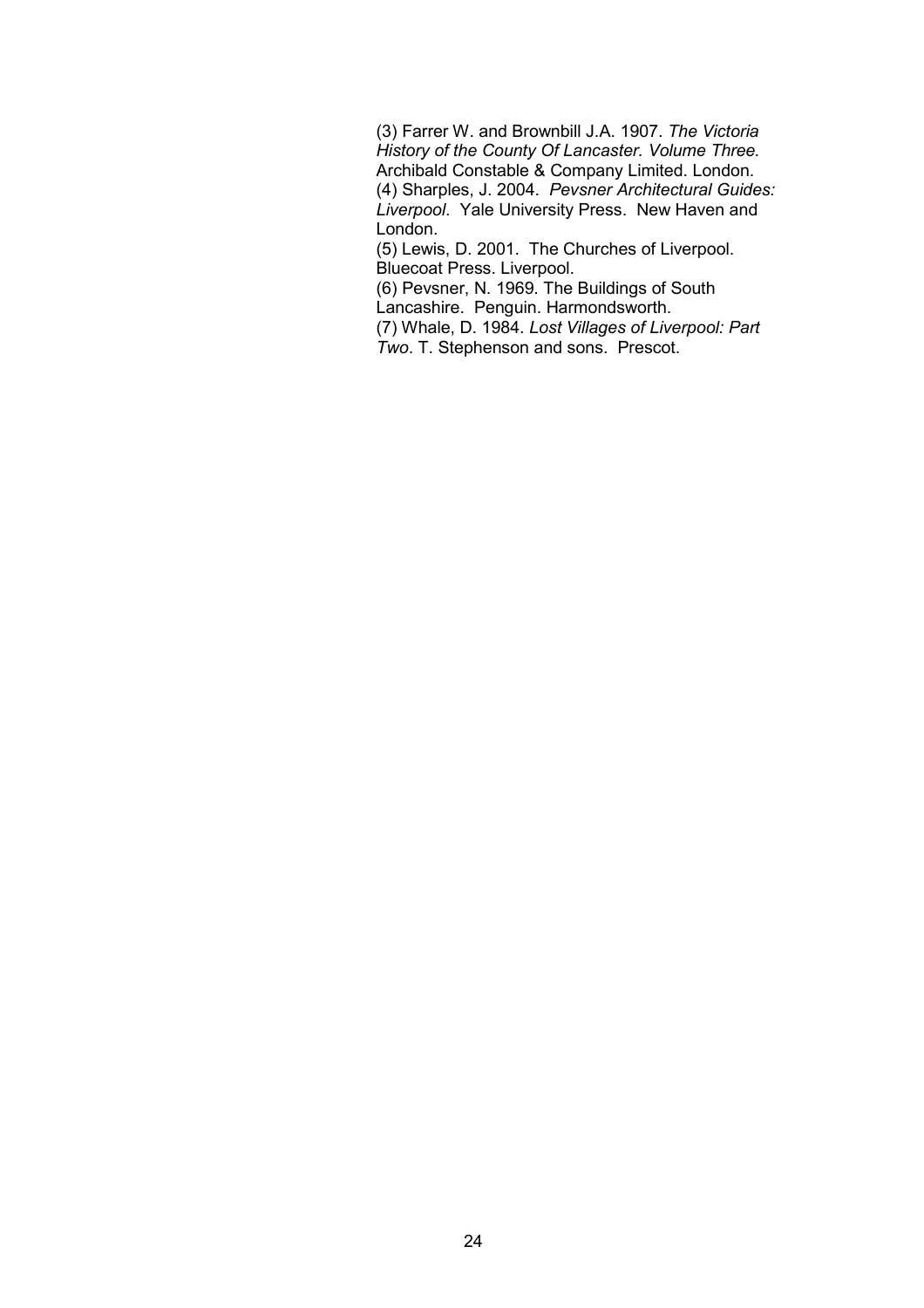(3) Farrer W. and Brownbill J.A. 1907. *The Victoria History of the County Of Lancaster. Volume Three.* Archibald Constable & Company Limited. London.
(4) Sharples, J. 2004. *Pevsner Architectural Guides: Liverpool*. Yale University Press. New Haven and London.
(5) Lewis, D. 2001. The Churches of Liverpool. Bluecoat Press. Liverpool.
(6) Pevsner, N. 1969. The Buildings of South Lancashire. Penguin. Harmondsworth.
(7) Whale, D. 1984. *Lost Villages of Liverpool: Part Two*. T. Stephenson and sons. Prescot.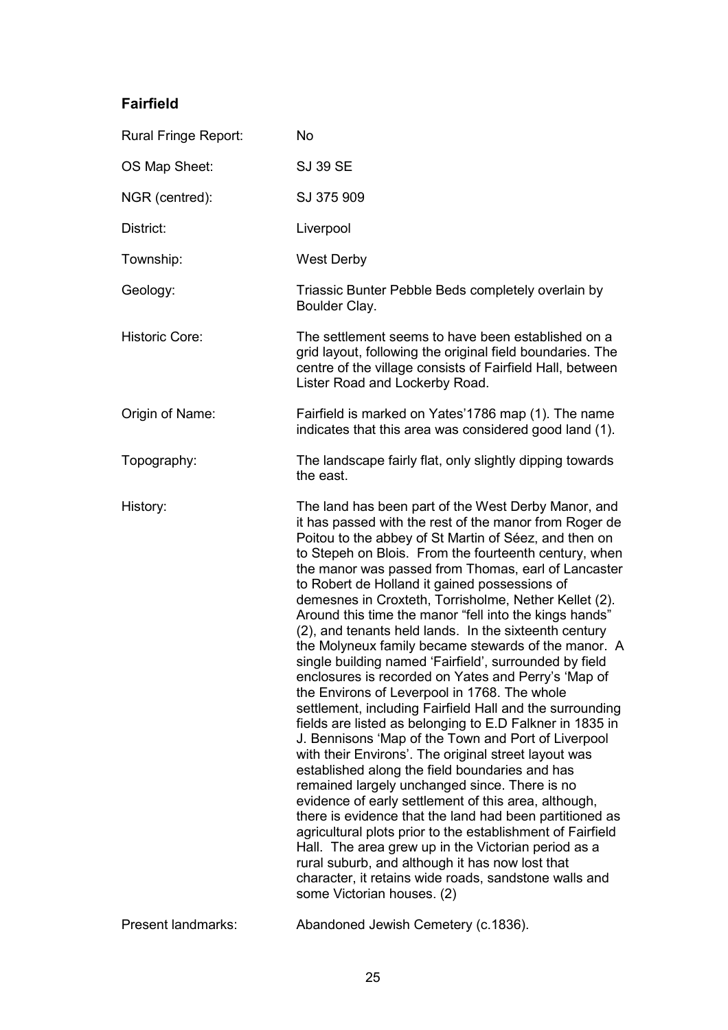## Fairfield

| | |
|---|---|
| Rural Fringe Report: | No |
| OS Map Sheet: | SJ 39 SE |
| NGR (centred): | SJ 375 909 |
| District: | Liverpool |
| Township: | West Derby |
| Geology: | Triassic Bunter Pebble Beds completely overlain by Boulder Clay. |
| Historic Core: | The settlement seems to have been established on a grid layout, following the original field boundaries. The centre of the village consists of Fairfield Hall, between Lister Road and Lockerby Road. |
| Origin of Name: | Fairfield is marked on Yates'1786 map (1). The name indicates that this area was considered good land (1). |
| Topography: | The landscape fairly flat, only slightly dipping towards the east. |
| History: | The land has been part of the West Derby Manor, and it has passed with the rest of the manor from Roger de Poitou to the abbey of St Martin of Séez, and then on to Stepeh on Blois. From the fourteenth century, when the manor was passed from Thomas, earl of Lancaster to Robert de Holland it gained possessions of demesnes in Croxteth, Torrisholme, Nether Kellet (2). Around this time the manor "fell into the kings hands" (2), and tenants held lands. In the sixteenth century the Molyneux family became stewards of the manor. A single building named 'Fairfield', surrounded by field enclosures is recorded on Yates and Perry's 'Map of the Environs of Leverpool in 1768. The whole settlement, including Fairfield Hall and the surrounding fields are listed as belonging to E.D Falkner in 1835 in J. Bennisons 'Map of the Town and Port of Liverpool with their Environs'. The original street layout was established along the field boundaries and has remained largely unchanged since. There is no evidence of early settlement of this area, although, there is evidence that the land had been partitioned as agricultural plots prior to the establishment of Fairfield Hall. The area grew up in the Victorian period as a rural suburb, and although it has now lost that character, it retains wide roads, sandstone walls and some Victorian houses. (2) |
| Present landmarks: | Abandoned Jewish Cemetery (c.1836). |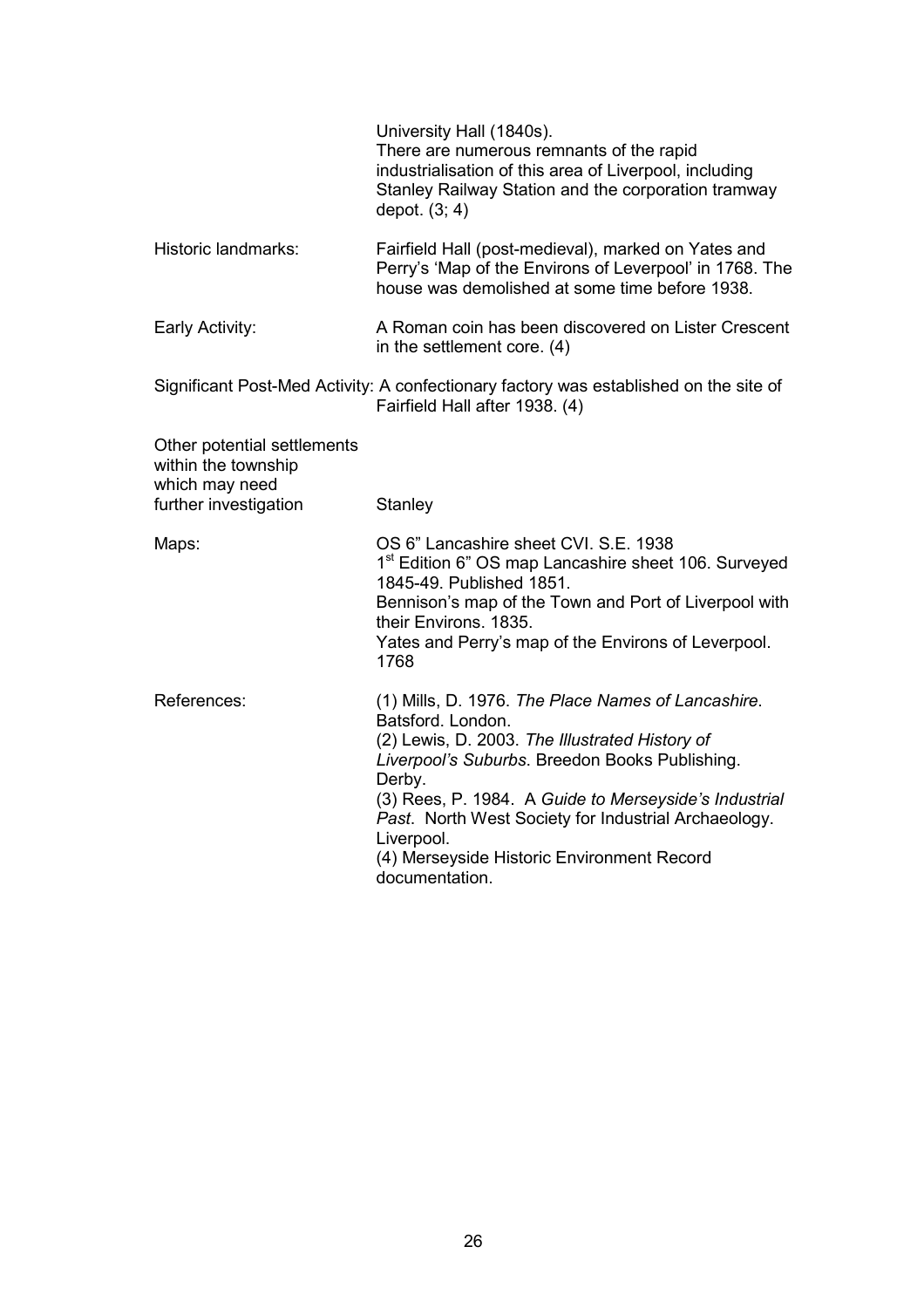University Hall (1840s).
There are numerous remnants of the rapid industrialisation of this area of Liverpool, including Stanley Railway Station and the corporation tramway depot. (3; 4)

| | |
|---|---|
| Historic landmarks: | Fairfield Hall (post-medieval), marked on Yates and Perry's 'Map of the Environs of Leverpool' in 1768. The house was demolished at some time before 1938. |
| Early Activity: | A Roman coin has been discovered on Lister Crescent in the settlement core. (4) |
| Significant Post-Med Activity: | A confectionary factory was established on the site of Fairfield Hall after 1938. (4) |
| Other potential settlements within the township which may need further investigation | Stanley |
| Maps: | OS 6" Lancashire sheet CVI. S.E. 1938<br>1st Edition 6" OS map Lancashire sheet 106. Surveyed 1845-49. Published 1851.<br>Bennison's map of the Town and Port of Liverpool with their Environs. 1835.<br>Yates and Perry's map of the Environs of Leverpool. 1768 |
| References: | (1) Mills, D. 1976. *The Place Names of Lancashire*. Batsford. London.<br>(2) Lewis, D. 2003. *The Illustrated History of Liverpool's Suburbs*. Breedon Books Publishing. Derby.<br>(3) Rees, P. 1984. A *Guide to Merseyside's Industrial Past*. North West Society for Industrial Archaeology. Liverpool.<br>(4) Merseyside Historic Environment Record documentation. |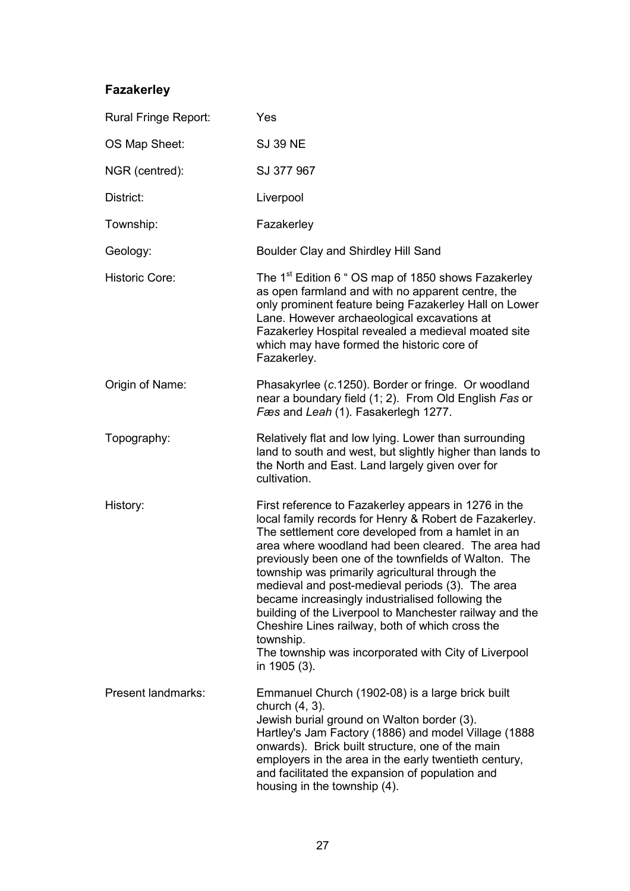## Fazakerley

| | |
|---|---|
| Rural Fringe Report: | Yes |
| OS Map Sheet: | SJ 39 NE |
| NGR (centred): | SJ 377 967 |
| District: | Liverpool |
| Township: | Fazakerley |
| Geology: | Boulder Clay and Shirdley Hill Sand |
| Historic Core: | The 1st Edition 6 " OS map of 1850 shows Fazakerley as open farmland and with no apparent centre, the only prominent feature being Fazakerley Hall on Lower Lane. However archaeological excavations at Fazakerley Hospital revealed a medieval moated site which may have formed the historic core of Fazakerley. |
| Origin of Name: | Phasakyrlee (*c.*1250). Border or fringe. Or woodland near a boundary field (1; 2). From Old English *Fas* or *Fæs* and *Leah* (1). Fasakerlegh 1277. |
| Topography: | Relatively flat and low lying. Lower than surrounding land to south and west, but slightly higher than lands to the North and East. Land largely given over for cultivation. |
| History: | First reference to Fazakerley appears in 1276 in the local family records for Henry & Robert de Fazakerley. The settlement core developed from a hamlet in an area where woodland had been cleared. The area had previously been one of the townfields of Walton. The township was primarily agricultural through the medieval and post-medieval periods (3). The area became increasingly industrialised following the building of the Liverpool to Manchester railway and the Cheshire Lines railway, both of which cross the township.<br>The township was incorporated with City of Liverpool in 1905 (3). |
| Present landmarks: | Emmanuel Church (1902-08) is a large brick built church (4, 3).<br>Jewish burial ground on Walton border (3).<br>Hartley's Jam Factory (1886) and model Village (1888 onwards). Brick built structure, one of the main employers in the area in the early twentieth century, and facilitated the expansion of population and housing in the township (4). |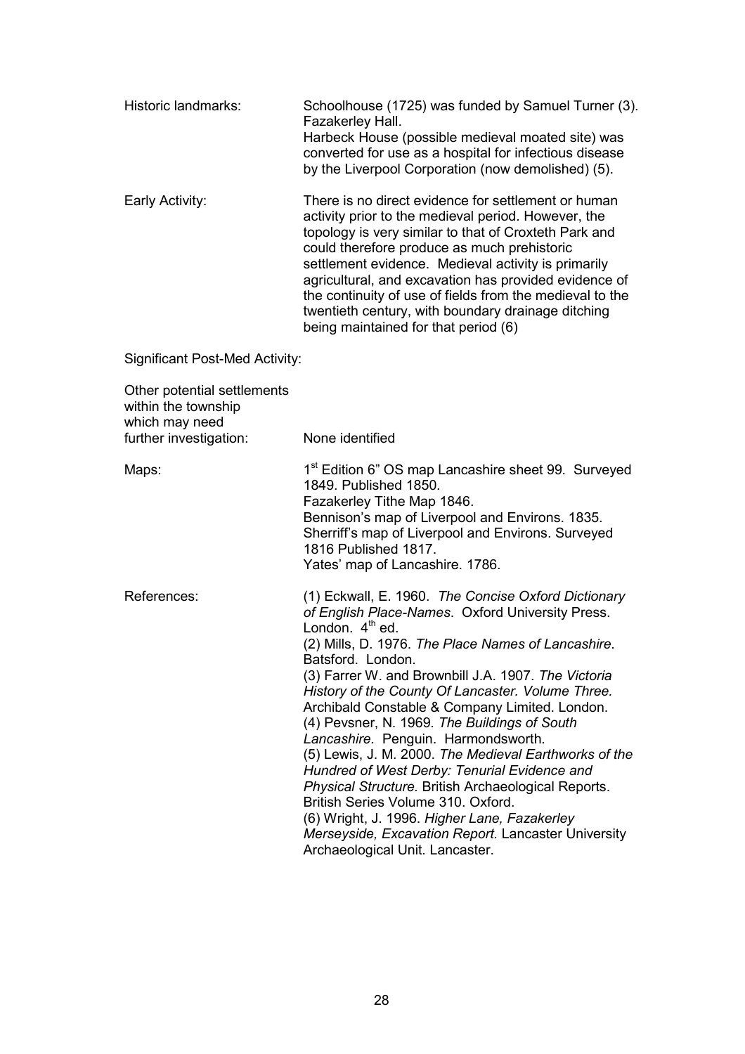| | |
|---|---|
| Historic landmarks: | Schoolhouse (1725) was funded by Samuel Turner (3). Fazakerley Hall. Harbeck House (possible medieval moated site) was converted for use as a hospital for infectious disease by the Liverpool Corporation (now demolished) (5). |
| Early Activity: | There is no direct evidence for settlement or human activity prior to the medieval period. However, the topology is very similar to that of Croxteth Park and could therefore produce as much prehistoric settlement evidence. Medieval activity is primarily agricultural, and excavation has provided evidence of the continuity of use of fields from the medieval to the twentieth century, with boundary drainage ditching being maintained for that period (6) |
| Significant Post-Med Activity: | |
| Other potential settlements within the township which may need further investigation: | None identified |
| Maps: | 1st Edition 6" OS map Lancashire sheet 99. Surveyed 1849. Published 1850.<br>Fazakerley Tithe Map 1846.<br>Bennison's map of Liverpool and Environs. 1835.<br>Sherriff's map of Liverpool and Environs. Surveyed 1816 Published 1817.<br>Yates' map of Lancashire. 1786. |
| References: | (1) Eckwall, E. 1960. *The Concise Oxford Dictionary of English Place-Names*. Oxford University Press. London. 4th ed.<br>(2) Mills, D. 1976. *The Place Names of Lancashire*. Batsford. London.<br>(3) Farrer W. and Brownbill J.A. 1907. *The Victoria History of the County Of Lancaster. Volume Three.* Archibald Constable & Company Limited. London.<br>(4) Pevsner, N. 1969. *The Buildings of South Lancashire.* Penguin. Harmondsworth.<br>(5) Lewis, J. M. 2000. *The Medieval Earthworks of the Hundred of West Derby: Tenurial Evidence and Physical Structure.* British Archaeological Reports. British Series Volume 310. Oxford.<br>(6) Wright, J. 1996. *Higher Lane, Fazakerley Merseyside, Excavation Report.* Lancaster University Archaeological Unit. Lancaster. |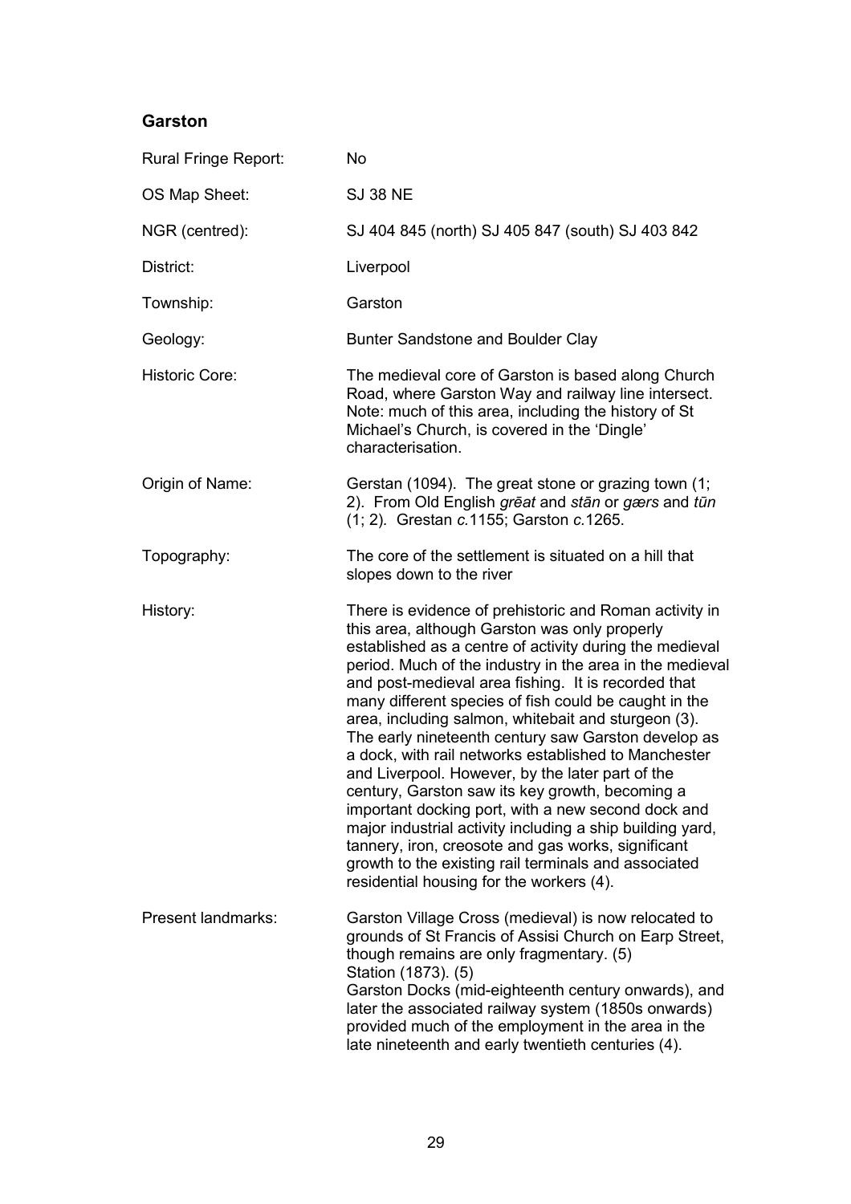## Garston

| | |
|---|---|
| Rural Fringe Report: | No |
| OS Map Sheet: | SJ 38 NE |
| NGR (centred): | SJ 404 845 (north) SJ 405 847 (south) SJ 403 842 |
| District: | Liverpool |
| Township: | Garston |
| Geology: | Bunter Sandstone and Boulder Clay |
| Historic Core: | The medieval core of Garston is based along Church Road, where Garston Way and railway line intersect. Note: much of this area, including the history of St Michael's Church, is covered in the 'Dingle' characterisation. |
| Origin of Name: | Gerstan (1094). The great stone or grazing town (1; 2). From Old English *grēat* and *stān* or *gærs* and *tūn* (1; 2). Grestan *c.*1155; Garston *c.*1265. |
| Topography: | The core of the settlement is situated on a hill that slopes down to the river |
| History: | There is evidence of prehistoric and Roman activity in this area, although Garston was only properly established as a centre of activity during the medieval period. Much of the industry in the area in the medieval and post-medieval area fishing. It is recorded that many different species of fish could be caught in the area, including salmon, whitebait and sturgeon (3). The early nineteenth century saw Garston develop as a dock, with rail networks established to Manchester and Liverpool. However, by the later part of the century, Garston saw its key growth, becoming a important docking port, with a new second dock and major industrial activity including a ship building yard, tannery, iron, creosote and gas works, significant growth to the existing rail terminals and associated residential housing for the workers (4). |
| Present landmarks: | Garston Village Cross (medieval) is now relocated to grounds of St Francis of Assisi Church on Earp Street, though remains are only fragmentary. (5)<br>Station (1873). (5)<br>Garston Docks (mid-eighteenth century onwards), and later the associated railway system (1850s onwards) provided much of the employment in the area in the late nineteenth and early twentieth centuries (4). |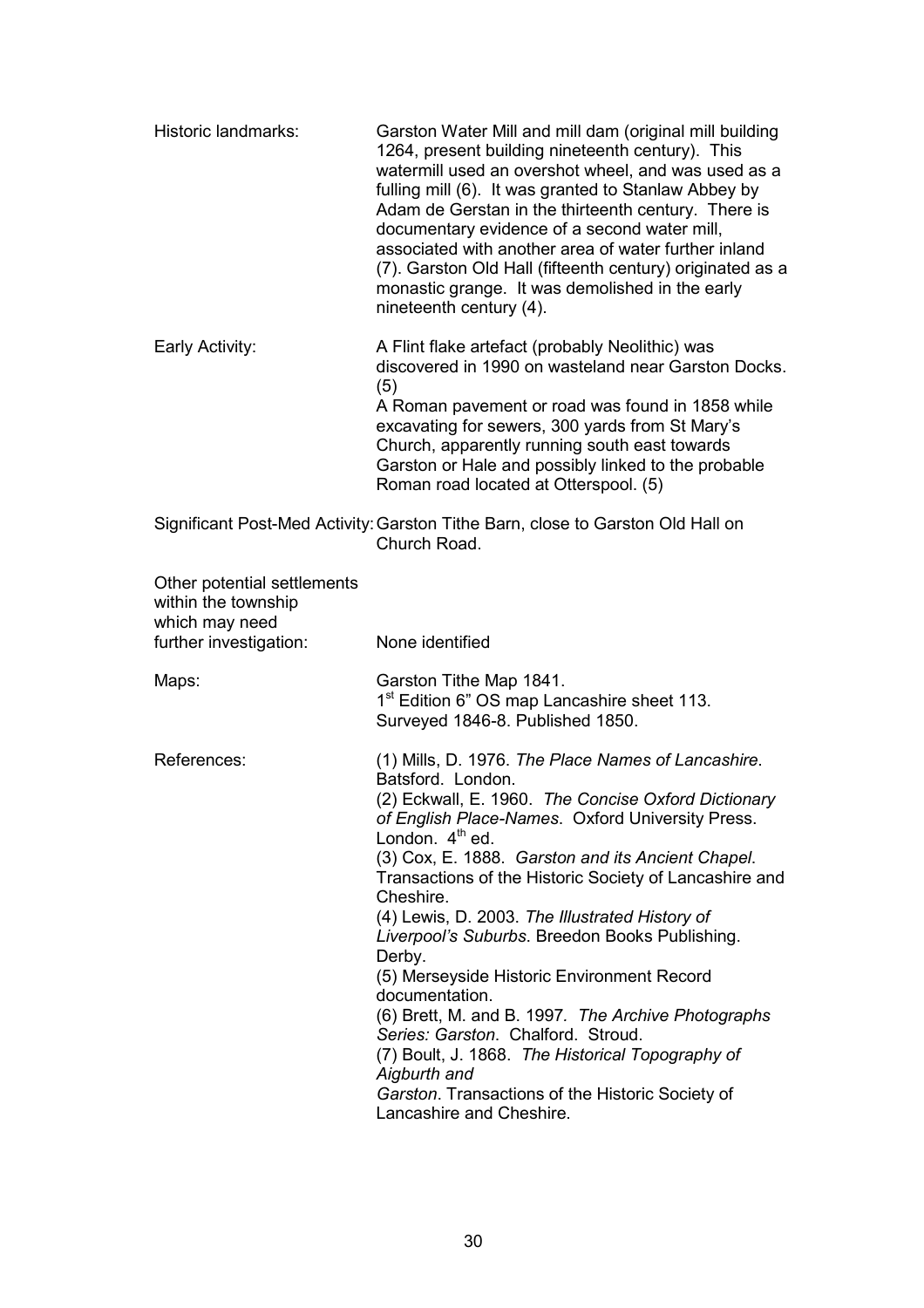| | |
|---|---|
| Historic landmarks: | Garston Water Mill and mill dam (original mill building 1264, present building nineteenth century). This watermill used an overshot wheel, and was used as a fulling mill (6). It was granted to Stanlaw Abbey by Adam de Gerstan in the thirteenth century. There is documentary evidence of a second water mill, associated with another area of water further inland (7). Garston Old Hall (fifteenth century) originated as a monastic grange. It was demolished in the early nineteenth century (4). |
| Early Activity: | A Flint flake artefact (probably Neolithic) was discovered in 1990 on wasteland near Garston Docks. (5)<br>A Roman pavement or road was found in 1858 while excavating for sewers, 300 yards from St Mary's Church, apparently running south east towards Garston or Hale and possibly linked to the probable Roman road located at Otterspool. (5) |
| Significant Post-Med Activity: | Garston Tithe Barn, close to Garston Old Hall on Church Road. |
| Other potential settlements within the township which may need further investigation: | None identified |
| Maps: | Garston Tithe Map 1841.<br>1st Edition 6" OS map Lancashire sheet 113. Surveyed 1846-8. Published 1850. |
| References: | (1) Mills, D. 1976. *The Place Names of Lancashire*. Batsford. London.<br>(2) Eckwall, E. 1960. *The Concise Oxford Dictionary of English Place-Names*. Oxford University Press. London. 4th ed.<br>(3) Cox, E. 1888. *Garston and its Ancient Chapel*. Transactions of the Historic Society of Lancashire and Cheshire.<br>(4) Lewis, D. 2003. *The Illustrated History of Liverpool's Suburbs*. Breedon Books Publishing. Derby.<br>(5) Merseyside Historic Environment Record documentation.<br>(6) Brett, M. and B. 1997. *The Archive Photographs Series: Garston*. Chalford. Stroud.<br>(7) Boult, J. 1868. *The Historical Topography of Aigburth and Garston*. Transactions of the Historic Society of Lancashire and Cheshire. |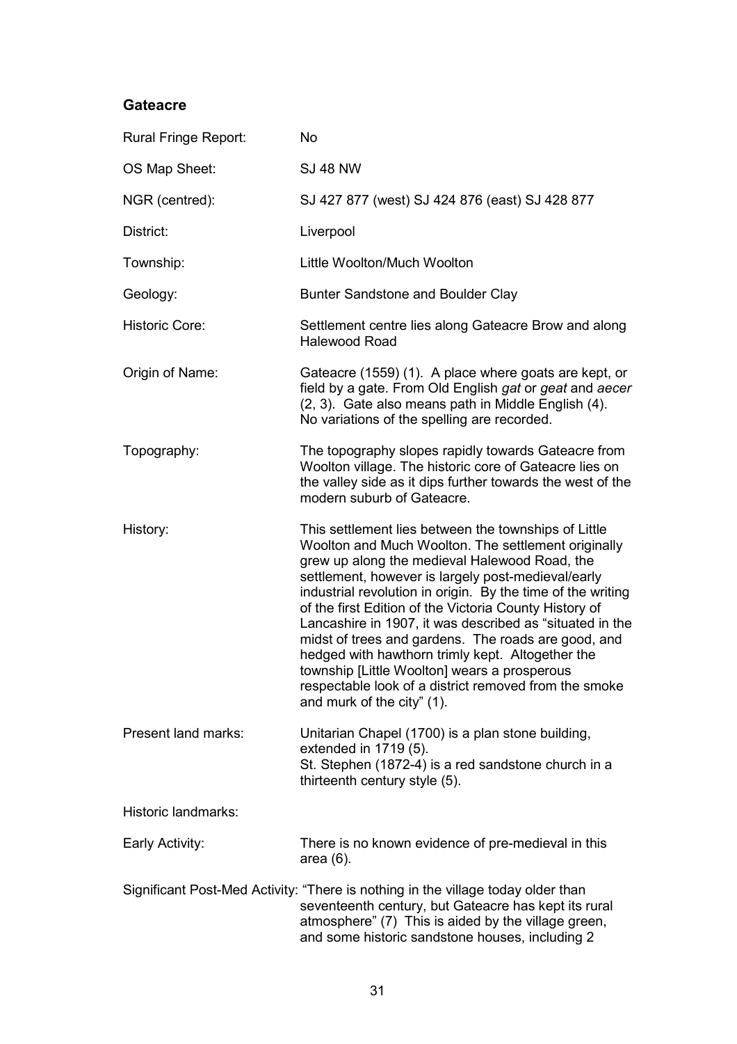## Gateacre

| | |
|---|---|
| Rural Fringe Report: | No |
| OS Map Sheet: | SJ 48 NW |
| NGR (centred): | SJ 427 877 (west) SJ 424 876 (east) SJ 428 877 |
| District: | Liverpool |
| Township: | Little Woolton/Much Woolton |
| Geology: | Bunter Sandstone and Boulder Clay |
| Historic Core: | Settlement centre lies along Gateacre Brow and along Halewood Road |
| Origin of Name: | Gateacre (1559) (1). A place where goats are kept, or field by a gate. From Old English *gat* or *geat* and *aecer* (2, 3). Gate also means path in Middle English (4). No variations of the spelling are recorded. |
| Topography: | The topography slopes rapidly towards Gateacre from Woolton village. The historic core of Gateacre lies on the valley side as it dips further towards the west of the modern suburb of Gateacre. |
| History: | This settlement lies between the townships of Little Woolton and Much Woolton. The settlement originally grew up along the medieval Halewood Road, the settlement, however is largely post-medieval/early industrial revolution in origin. By the time of the writing of the first Edition of the Victoria County History of Lancashire in 1907, it was described as "situated in the midst of trees and gardens. The roads are good, and hedged with hawthorn trimly kept. Altogether the township [Little Woolton] wears a prosperous respectable look of a district removed from the smoke and murk of the city" (1). |
| Present land marks: | Unitarian Chapel (1700) is a plan stone building, extended in 1719 (5).<br>St. Stephen (1872-4) is a red sandstone church in a thirteenth century style (5). |
| Historic landmarks: | |
| Early Activity: | There is no known evidence of pre-medieval in this area (6). |
| Significant Post-Med Activity: | "There is nothing in the village today older than seventeenth century, but Gateacre has kept its rural atmosphere" (7) This is aided by the village green, and some historic sandstone houses, including 2 |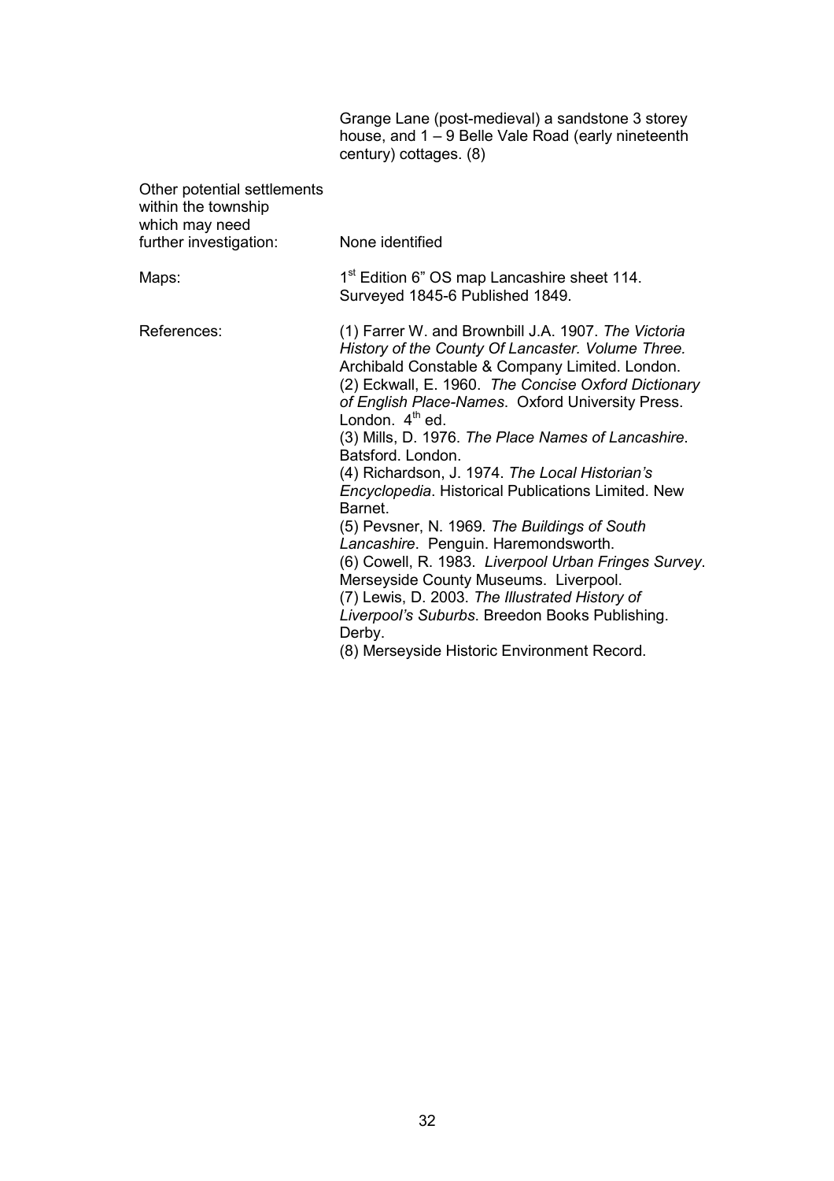Grange Lane (post-medieval) a sandstone 3 storey house, and 1 – 9 Belle Vale Road (early nineteenth century) cottages. (8)

| | |
|---|---|
| Other potential settlements within the township which may need further investigation: | None identified |
| Maps: | 1st Edition 6" OS map Lancashire sheet 114. Surveyed 1845-6 Published 1849. |
| References: | (1) Farrer W. and Brownbill J.A. 1907. *The Victoria History of the County Of Lancaster. Volume Three.* Archibald Constable & Company Limited. London.<br>(2) Eckwall, E. 1960. *The Concise Oxford Dictionary of English Place-Names*. Oxford University Press. London. 4th ed.<br>(3) Mills, D. 1976. *The Place Names of Lancashire*. Batsford. London.<br>(4) Richardson, J. 1974. *The Local Historian's Encyclopedia*. Historical Publications Limited. New Barnet.<br>(5) Pevsner, N. 1969. *The Buildings of South Lancashire*. Penguin. Haremondsworth.<br>(6) Cowell, R. 1983. *Liverpool Urban Fringes Survey*. Merseyside County Museums. Liverpool.<br>(7) Lewis, D. 2003. *The Illustrated History of Liverpool's Suburbs*. Breedon Books Publishing. Derby.<br>(8) Merseyside Historic Environment Record. |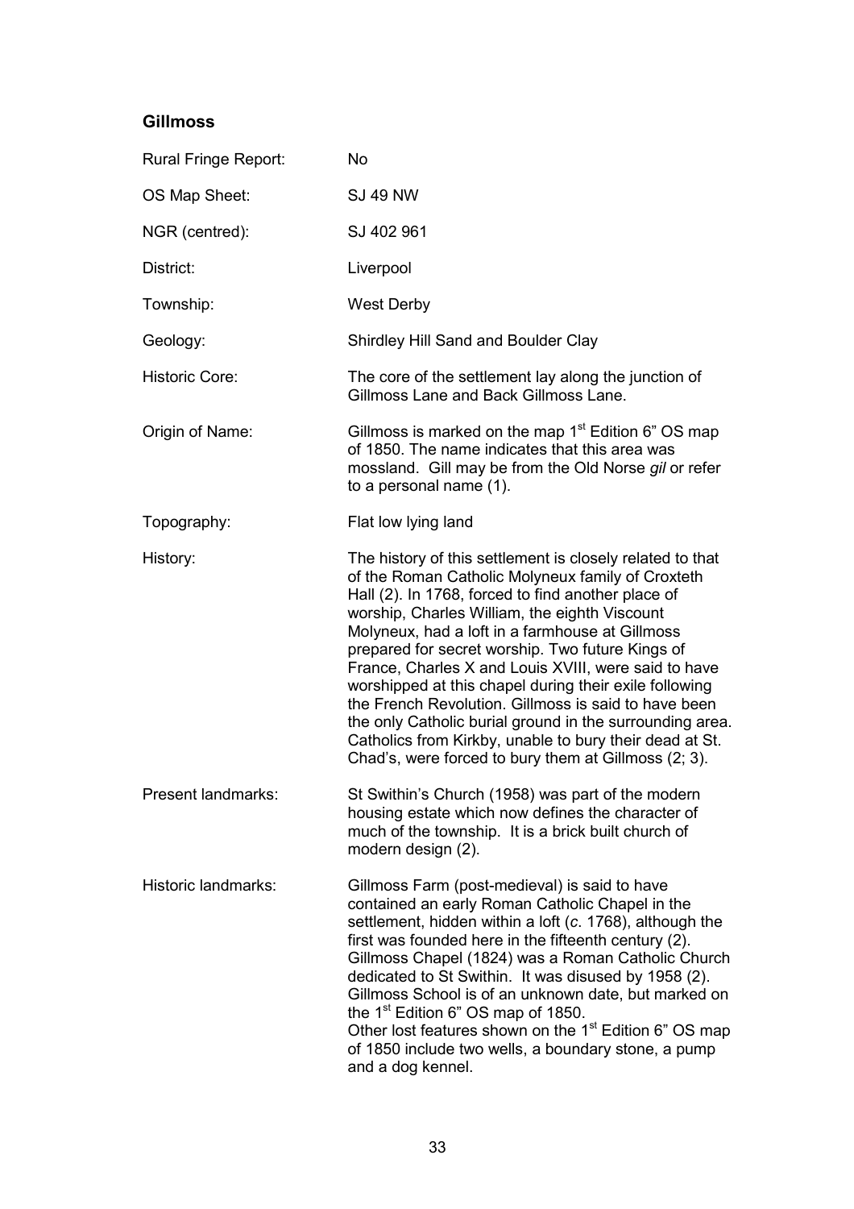## Gillmoss

| | |
|---|---|
| Rural Fringe Report: | No |
| OS Map Sheet: | SJ 49 NW |
| NGR (centred): | SJ 402 961 |
| District: | Liverpool |
| Township: | West Derby |
| Geology: | Shirdley Hill Sand and Boulder Clay |
| Historic Core: | The core of the settlement lay along the junction of Gillmoss Lane and Back Gillmoss Lane. |
| Origin of Name: | Gillmoss is marked on the map 1st Edition 6" OS map of 1850. The name indicates that this area was mossland. Gill may be from the Old Norse *gil* or refer to a personal name (1). |
| Topography: | Flat low lying land |
| History: | The history of this settlement is closely related to that of the Roman Catholic Molyneux family of Croxteth Hall (2). In 1768, forced to find another place of worship, Charles William, the eighth Viscount Molyneux, had a loft in a farmhouse at Gillmoss prepared for secret worship. Two future Kings of France, Charles X and Louis XVIII, were said to have worshipped at this chapel during their exile following the French Revolution. Gillmoss is said to have been the only Catholic burial ground in the surrounding area. Catholics from Kirkby, unable to bury their dead at St. Chad's, were forced to bury them at Gillmoss (2; 3). |
| Present landmarks: | St Swithin's Church (1958) was part of the modern housing estate which now defines the character of much of the township. It is a brick built church of modern design (2). |
| Historic landmarks: | Gillmoss Farm (post-medieval) is said to have contained an early Roman Catholic Chapel in the settlement, hidden within a loft (*c*. 1768), although the first was founded here in the fifteenth century (2). Gillmoss Chapel (1824) was a Roman Catholic Church dedicated to St Swithin. It was disused by 1958 (2). Gillmoss School is of an unknown date, but marked on the 1st Edition 6" OS map of 1850. Other lost features shown on the 1st Edition 6" OS map of 1850 include two wells, a boundary stone, a pump and a dog kennel. |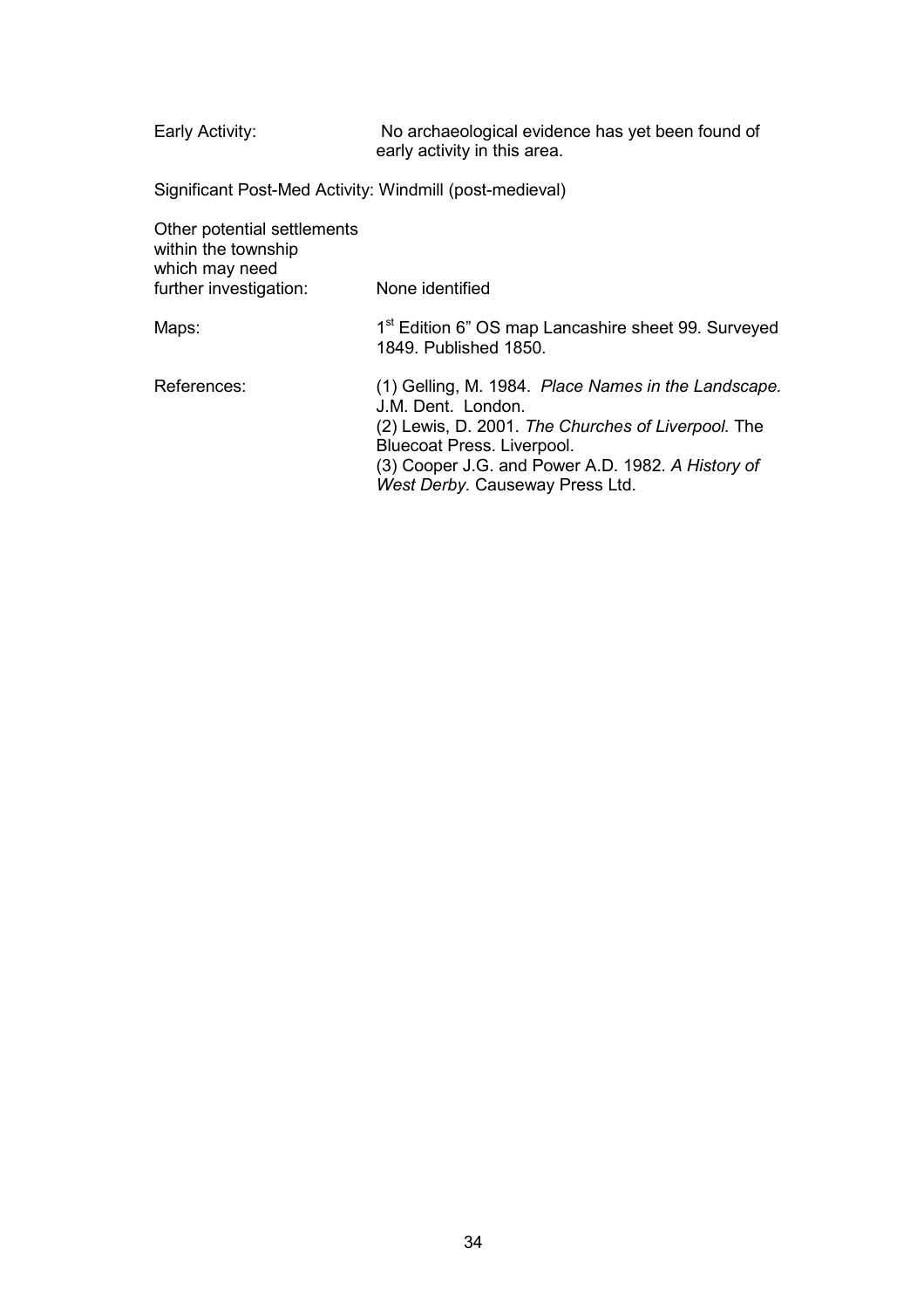Early Activity: No archaeological evidence has yet been found of early activity in this area.

Significant Post-Med Activity: Windmill (post-medieval)

Other potential settlements within the township which may need further investigation: None identified

Maps: 1st Edition 6" OS map Lancashire sheet 99. Surveyed 1849. Published 1850.

References:

(1) Gelling, M. 1984. *Place Names in the Landscape.* J.M. Dent. London.
(2) Lewis, D. 2001. *The Churches of Liverpool.* The Bluecoat Press. Liverpool.
(3) Cooper J.G. and Power A.D. 1982. *A History of West Derby.* Causeway Press Ltd.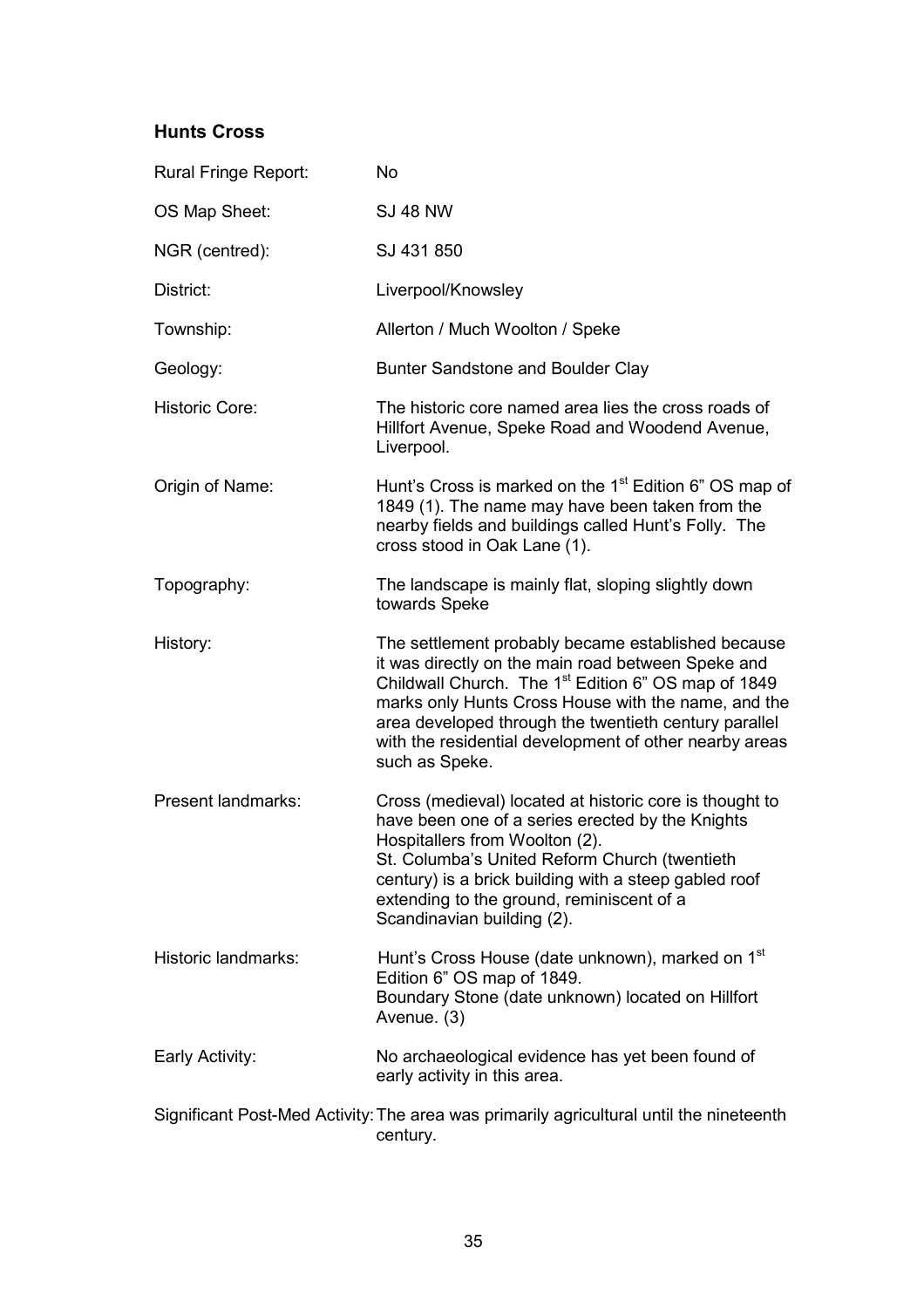## Hunts Cross

| | |
|---|---|
| Rural Fringe Report: | No |
| OS Map Sheet: | SJ 48 NW |
| NGR (centred): | SJ 431 850 |
| District: | Liverpool/Knowsley |
| Township: | Allerton / Much Woolton / Speke |
| Geology: | Bunter Sandstone and Boulder Clay |
| Historic Core: | The historic core named area lies the cross roads of Hillfort Avenue, Speke Road and Woodend Avenue, Liverpool. |
| Origin of Name: | Hunt's Cross is marked on the 1st Edition 6" OS map of 1849 (1). The name may have been taken from the nearby fields and buildings called Hunt's Folly. The cross stood in Oak Lane (1). |
| Topography: | The landscape is mainly flat, sloping slightly down towards Speke |
| History: | The settlement probably became established because it was directly on the main road between Speke and Childwall Church. The 1st Edition 6" OS map of 1849 marks only Hunts Cross House with the name, and the area developed through the twentieth century parallel with the residential development of other nearby areas such as Speke. |
| Present landmarks: | Cross (medieval) located at historic core is thought to have been one of a series erected by the Knights Hospitallers from Woolton (2).<br>St. Columba's United Reform Church (twentieth century) is a brick building with a steep gabled roof extending to the ground, reminiscent of a Scandinavian building (2). |
| Historic landmarks: | Hunt's Cross House (date unknown), marked on 1st Edition 6" OS map of 1849.<br>Boundary Stone (date unknown) located on Hillfort Avenue. (3) |
| Early Activity: | No archaeological evidence has yet been found of early activity in this area. |
| Significant Post-Med Activity: | The area was primarily agricultural until the nineteenth century. |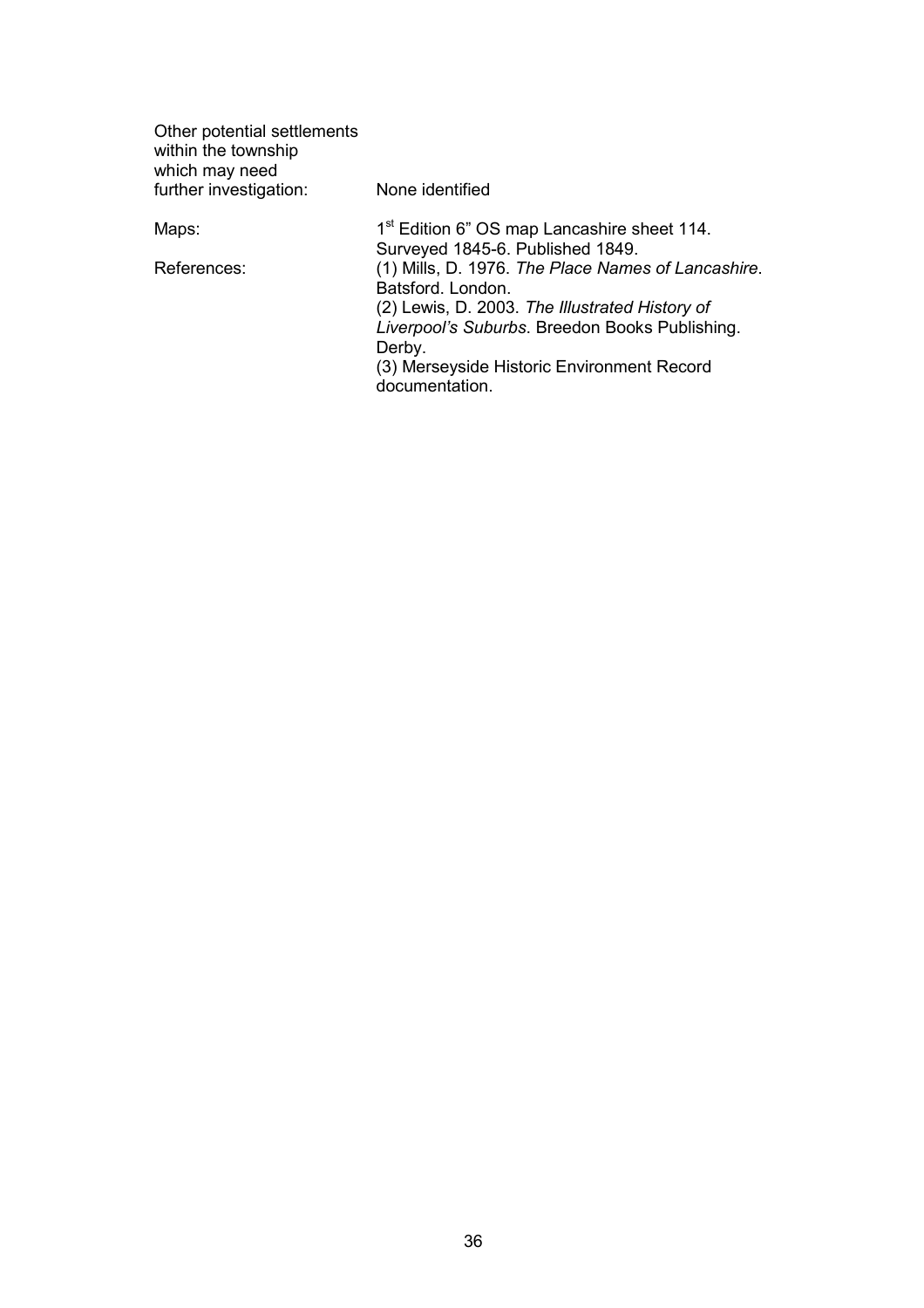| | |
|---|---|
| Other potential settlements within the township which may need further investigation: | None identified |
| Maps: | 1st Edition 6” OS map Lancashire sheet 114. Surveyed 1845-6. Published 1849. |
| References: | (1) Mills, D. 1976. *The Place Names of Lancashire*. Batsford. London.<br>(2) Lewis, D. 2003. *The Illustrated History of Liverpool’s Suburbs*. Breedon Books Publishing. Derby.<br>(3) Merseyside Historic Environment Record documentation. |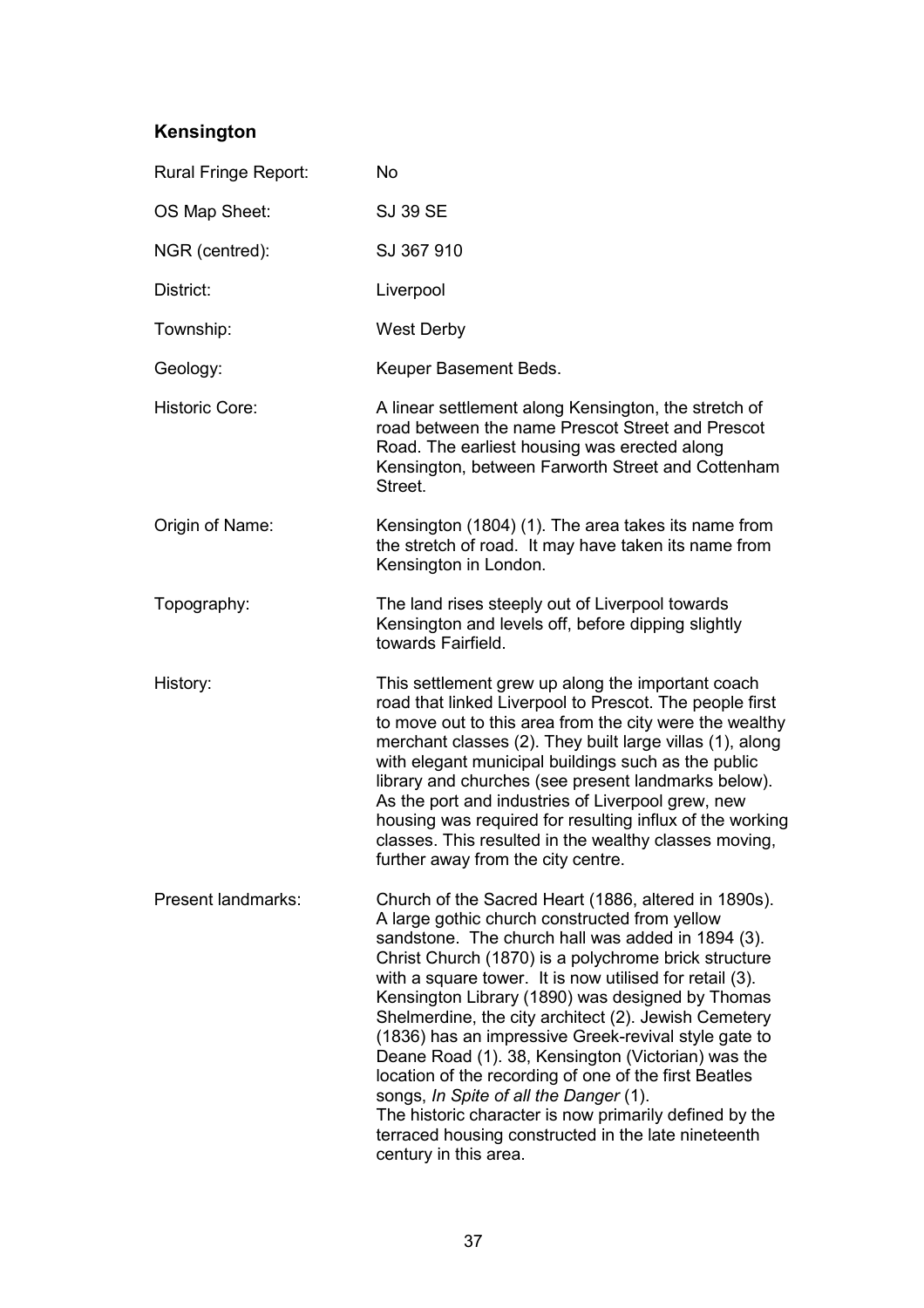## Kensington

| | |
|---|---|
| Rural Fringe Report: | No |
| OS Map Sheet: | SJ 39 SE |
| NGR (centred): | SJ 367 910 |
| District: | Liverpool |
| Township: | West Derby |
| Geology: | Keuper Basement Beds. |
| Historic Core: | A linear settlement along Kensington, the stretch of road between the name Prescot Street and Prescot Road. The earliest housing was erected along Kensington, between Farworth Street and Cottenham Street. |
| Origin of Name: | Kensington (1804) (1). The area takes its name from the stretch of road. It may have taken its name from Kensington in London. |
| Topography: | The land rises steeply out of Liverpool towards Kensington and levels off, before dipping slightly towards Fairfield. |
| History: | This settlement grew up along the important coach road that linked Liverpool to Prescot. The people first to move out to this area from the city were the wealthy merchant classes (2). They built large villas (1), along with elegant municipal buildings such as the public library and churches (see present landmarks below). As the port and industries of Liverpool grew, new housing was required for resulting influx of the working classes. This resulted in the wealthy classes moving, further away from the city centre. |
| Present landmarks: | Church of the Sacred Heart (1886, altered in 1890s). A large gothic church constructed from yellow sandstone. The church hall was added in 1894 (3). Christ Church (1870) is a polychrome brick structure with a square tower. It is now utilised for retail (3). Kensington Library (1890) was designed by Thomas Shelmerdine, the city architect (2). Jewish Cemetery (1836) has an impressive Greek-revival style gate to Deane Road (1). 38, Kensington (Victorian) was the location of the recording of one of the first Beatles songs, *In Spite of all the Danger* (1).<br>The historic character is now primarily defined by the terraced housing constructed in the late nineteenth century in this area. |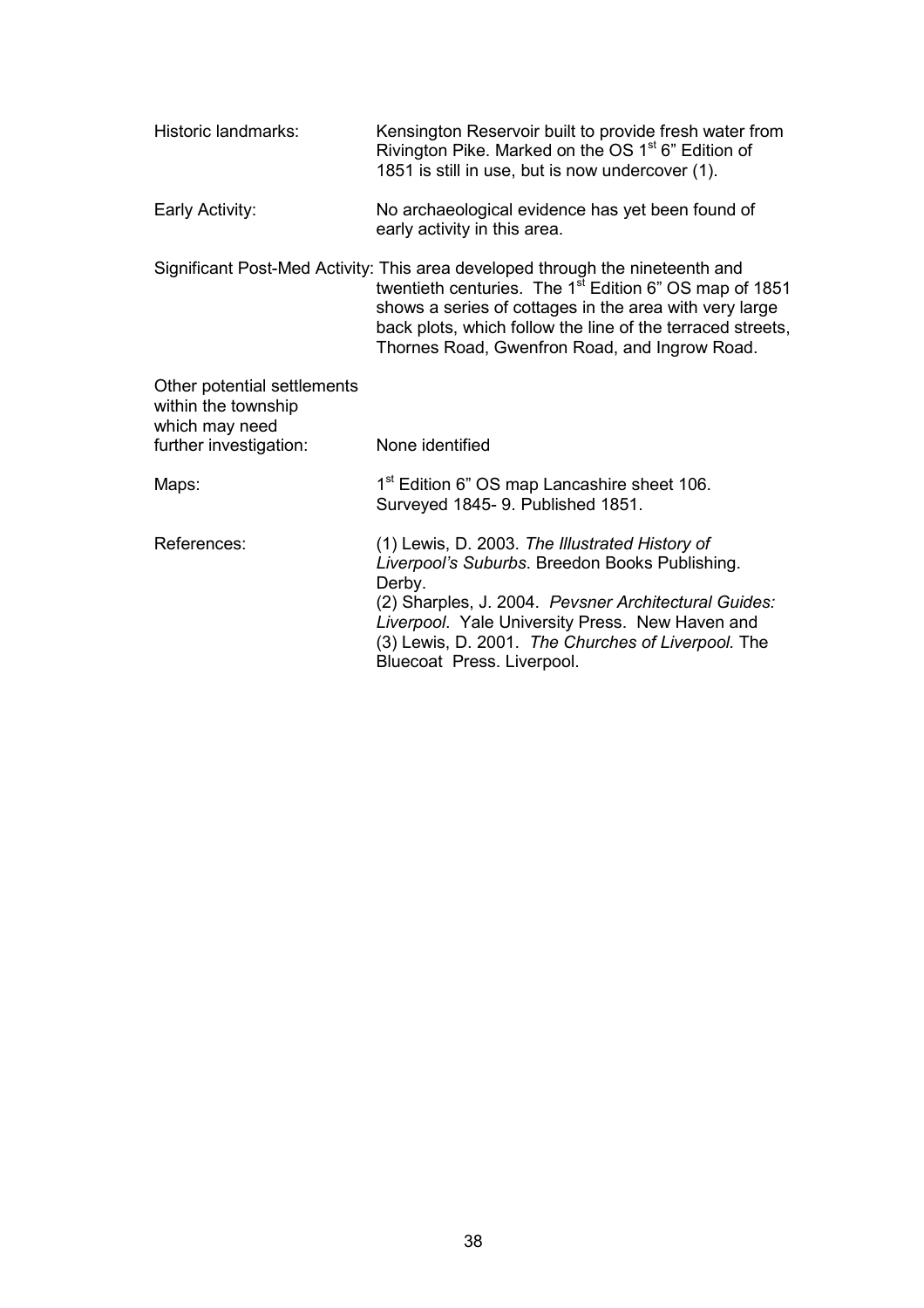Historic landmarks: Kensington Reservoir built to provide fresh water from Rivington Pike. Marked on the OS 1st 6" Edition of 1851 is still in use, but is now undercover (1).

Early Activity: No archaeological evidence has yet been found of early activity in this area.

Significant Post-Med Activity: This area developed through the nineteenth and twentieth centuries. The 1st Edition 6" OS map of 1851 shows a series of cottages in the area with very large back plots, which follow the line of the terraced streets, Thornes Road, Gwenfron Road, and Ingrow Road.

Other potential settlements within the township which may need further investigation: None identified

Maps: 1st Edition 6" OS map Lancashire sheet 106. Surveyed 1845- 9. Published 1851.

References: (1) Lewis, D. 2003. *The Illustrated History of Liverpool's Suburbs*. Breedon Books Publishing. Derby.
(2) Sharples, J. 2004. *Pevsner Architectural Guides: Liverpool*. Yale University Press. New Haven and
(3) Lewis, D. 2001. *The Churches of Liverpool.* The Bluecoat Press. Liverpool.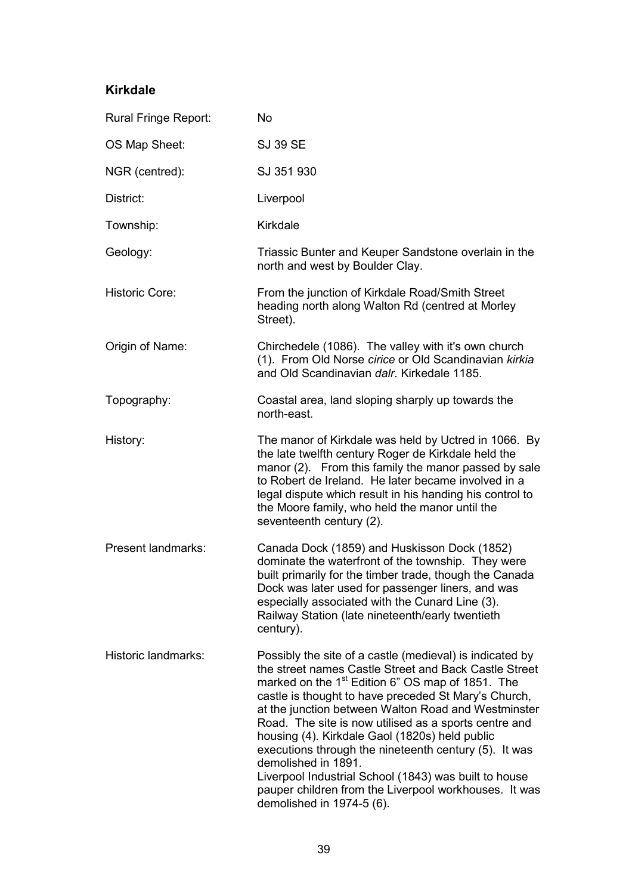## Kirkdale

| | |
|---|---|
| Rural Fringe Report: | No |
| OS Map Sheet: | SJ 39 SE |
| NGR (centred): | SJ 351 930 |
| District: | Liverpool |
| Township: | Kirkdale |
| Geology: | Triassic Bunter and Keuper Sandstone overlain in the north and west by Boulder Clay. |
| Historic Core: | From the junction of Kirkdale Road/Smith Street heading north along Walton Rd (centred at Morley Street). |
| Origin of Name: | Chirchedele (1086). The valley with it's own church (1). From Old Norse *cirice* or Old Scandinavian *kirkia* and Old Scandinavian *dalr*. Kirkedale 1185. |
| Topography: | Coastal area, land sloping sharply up towards the north-east. |
| History: | The manor of Kirkdale was held by Uctred in 1066. By the late twelfth century Roger de Kirkdale held the manor (2). From this family the manor passed by sale to Robert de Ireland. He later became involved in a legal dispute which result in his handing his control to the Moore family, who held the manor until the seventeenth century (2). |
| Present landmarks: | Canada Dock (1859) and Huskisson Dock (1852) dominate the waterfront of the township. They were built primarily for the timber trade, though the Canada Dock was later used for passenger liners, and was especially associated with the Cunard Line (3). Railway Station (late nineteenth/early twentieth century). |
| Historic landmarks: | Possibly the site of a castle (medieval) is indicated by the street names Castle Street and Back Castle Street marked on the 1st Edition 6" OS map of 1851. The castle is thought to have preceded St Mary's Church, at the junction between Walton Road and Westminster Road. The site is now utilised as a sports centre and housing (4). Kirkdale Gaol (1820s) held public executions through the nineteenth century (5). It was demolished in 1891. Liverpool Industrial School (1843) was built to house pauper children from the Liverpool workhouses. It was demolished in 1974-5 (6). |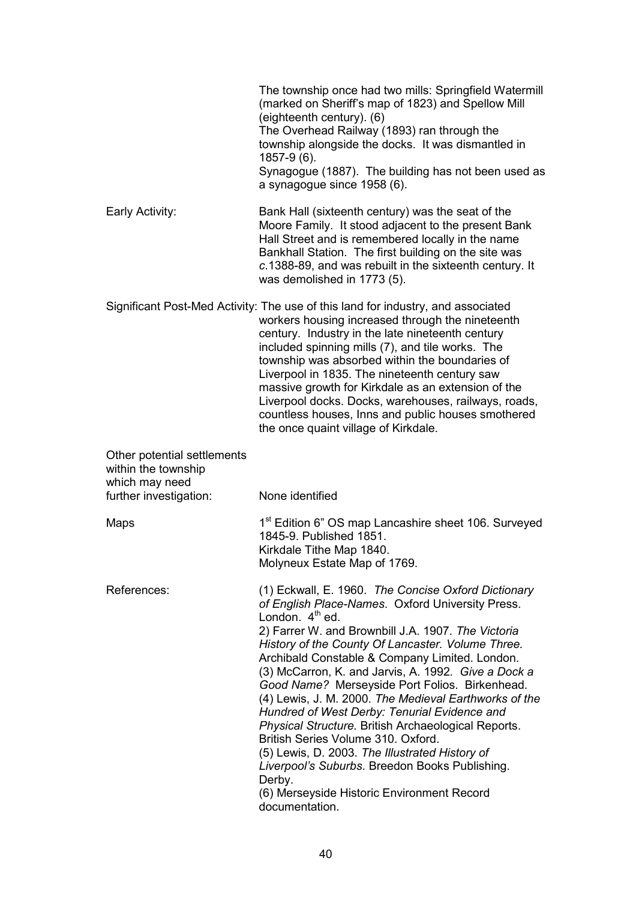The township once had two mills: Springfield Watermill (marked on Sheriff's map of 1823) and Spellow Mill (eighteenth century). (6)
The Overhead Railway (1893) ran through the township alongside the docks. It was dismantled in 1857-9 (6).
Synagogue (1887). The building has not been used as a synagogue since 1958 (6).

**Early Activity:** Bank Hall (sixteenth century) was the seat of the Moore Family. It stood adjacent to the present Bank Hall Street and is remembered locally in the name Bankhall Station. The first building on the site was *c.*1388-89, and was rebuilt in the sixteenth century. It was demolished in 1773 (5).

**Significant Post-Med Activity:** The use of this land for industry, and associated workers housing increased through the nineteenth century. Industry in the late nineteenth century included spinning mills (7), and tile works. The township was absorbed within the boundaries of Liverpool in 1835. The nineteenth century saw massive growth for Kirkdale as an extension of the Liverpool docks. Docks, warehouses, railways, roads, countless houses, Inns and public houses smothered the once quaint village of Kirkdale.

**Other potential settlements within the township which may need further investigation:** None identified

**Maps:** 1st Edition 6" OS map Lancashire sheet 106. Surveyed 1845-9. Published 1851.
Kirkdale Tithe Map 1840.
Molyneux Estate Map of 1769.

**References:**
(1) Eckwall, E. 1960. *The Concise Oxford Dictionary of English Place-Names*. Oxford University Press. London. 4th ed.
2) Farrer W. and Brownbill J.A. 1907. *The Victoria History of the County Of Lancaster. Volume Three.* Archibald Constable & Company Limited. London.
(3) McCarron, K. and Jarvis, A. 1992. *Give a Dock a Good Name?* Merseyside Port Folios. Birkenhead.
(4) Lewis, J. M. 2000. *The Medieval Earthworks of the Hundred of West Derby: Tenurial Evidence and Physical Structure.* British Archaeological Reports. British Series Volume 310. Oxford.
(5) Lewis, D. 2003. *The Illustrated History of Liverpool's Suburbs*. Breedon Books Publishing. Derby.
(6) Merseyside Historic Environment Record documentation.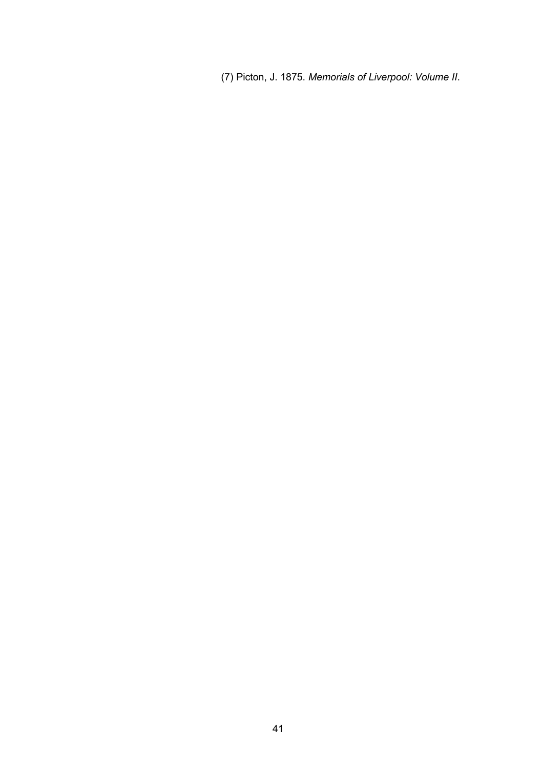(7) Picton, J. 1875. *Memorials of Liverpool: Volume II*.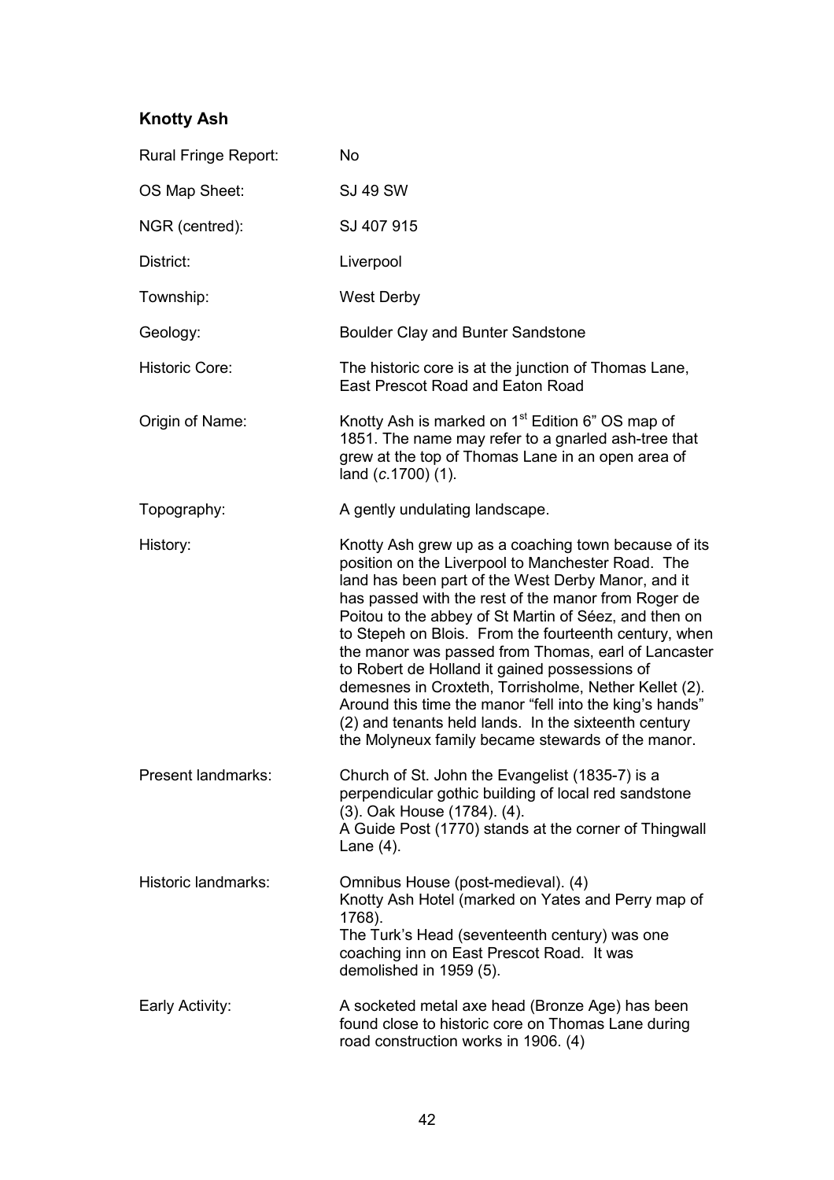## Knotty Ash

| | |
|---|---|
| Rural Fringe Report: | No |
| OS Map Sheet: | SJ 49 SW |
| NGR (centred): | SJ 407 915 |
| District: | Liverpool |
| Township: | West Derby |
| Geology: | Boulder Clay and Bunter Sandstone |
| Historic Core: | The historic core is at the junction of Thomas Lane, East Prescot Road and Eaton Road |
| Origin of Name: | Knotty Ash is marked on 1st Edition 6" OS map of 1851. The name may refer to a gnarled ash-tree that grew at the top of Thomas Lane in an open area of land (*c.*1700) (1). |
| Topography: | A gently undulating landscape. |
| History: | Knotty Ash grew up as a coaching town because of its position on the Liverpool to Manchester Road. The land has been part of the West Derby Manor, and it has passed with the rest of the manor from Roger de Poitou to the abbey of St Martin of Séez, and then on to Stepeh on Blois. From the fourteenth century, when the manor was passed from Thomas, earl of Lancaster to Robert de Holland it gained possessions of demesnes in Croxteth, Torrisholme, Nether Kellet (2). Around this time the manor "fell into the king's hands" (2) and tenants held lands. In the sixteenth century the Molyneux family became stewards of the manor. |
| Present landmarks: | Church of St. John the Evangelist (1835-7) is a perpendicular gothic building of local red sandstone (3). Oak House (1784). (4).<br>A Guide Post (1770) stands at the corner of Thingwall Lane (4). |
| Historic landmarks: | Omnibus House (post-medieval). (4)<br>Knotty Ash Hotel (marked on Yates and Perry map of 1768).<br>The Turk's Head (seventeenth century) was one coaching inn on East Prescot Road. It was demolished in 1959 (5). |
| Early Activity: | A socketed metal axe head (Bronze Age) has been found close to historic core on Thomas Lane during road construction works in 1906. (4) |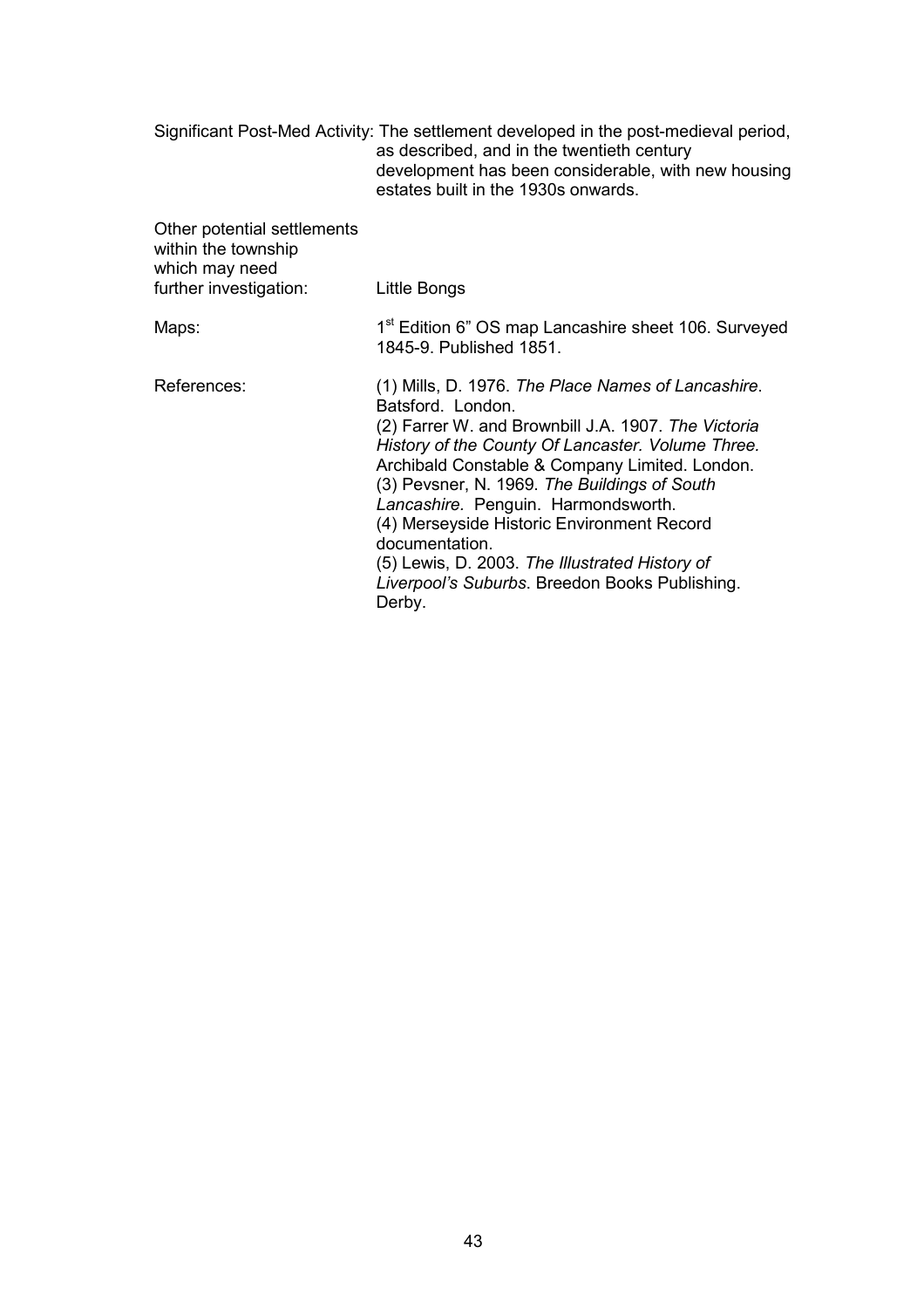Significant Post-Med Activity: The settlement developed in the post-medieval period, as described, and in the twentieth century development has been considerable, with new housing estates built in the 1930s onwards.

Other potential settlements within the township which may need further investigation: Little Bongs

Maps: 1st Edition 6” OS map Lancashire sheet 106. Surveyed 1845-9. Published 1851.

References: (1) Mills, D. 1976. *The Place Names of Lancashire*. Batsford. London.
(2) Farrer W. and Brownbill J.A. 1907. *The Victoria History of the County Of Lancaster. Volume Three.* Archibald Constable & Company Limited. London.
(3) Pevsner, N. 1969. *The Buildings of South Lancashire.* Penguin. Harmondsworth.
(4) Merseyside Historic Environment Record documentation.
(5) Lewis, D. 2003. *The Illustrated History of Liverpool’s Suburbs*. Breedon Books Publishing. Derby.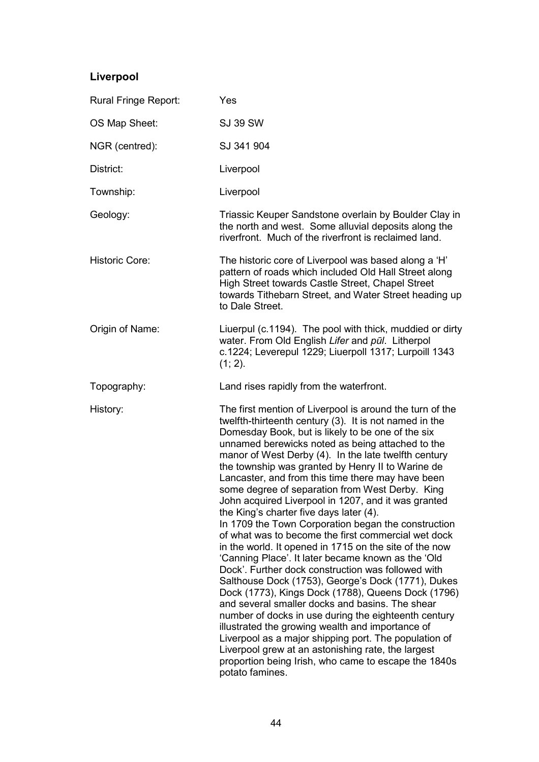## Liverpool

| | |
|---|---|
| Rural Fringe Report: | Yes |
| OS Map Sheet: | SJ 39 SW |
| NGR (centred): | SJ 341 904 |
| District: | Liverpool |
| Township: | Liverpool |
| Geology: | Triassic Keuper Sandstone overlain by Boulder Clay in the north and west. Some alluvial deposits along the riverfront. Much of the riverfront is reclaimed land. |
| Historic Core: | The historic core of Liverpool was based along a 'H' pattern of roads which included Old Hall Street along High Street towards Castle Street, Chapel Street towards Tithebarn Street, and Water Street heading up to Dale Street. |
| Origin of Name: | Liuerpul (c.1194). The pool with thick, muddied or dirty water. From Old English *Lifer* and *pūl*. Litherpol c.1224; Leverepul 1229; Liuerpoll 1317; Lurpoill 1343 (1; 2). |
| Topography: | Land rises rapidly from the waterfront. |
| History: | The first mention of Liverpool is around the turn of the twelfth-thirteenth century (3). It is not named in the Domesday Book, but is likely to be one of the six unnamed berewicks noted as being attached to the manor of West Derby (4). In the late twelfth century the township was granted by Henry II to Warine de Lancaster, and from this time there may have been some degree of separation from West Derby. King John acquired Liverpool in 1207, and it was granted the King's charter five days later (4).<br>In 1709 the Town Corporation began the construction of what was to become the first commercial wet dock in the world. It opened in 1715 on the site of the now 'Canning Place'. It later became known as the 'Old Dock'. Further dock construction was followed with Salthouse Dock (1753), George's Dock (1771), Dukes Dock (1773), Kings Dock (1788), Queens Dock (1796) and several smaller docks and basins. The shear number of docks in use during the eighteenth century illustrated the growing wealth and importance of Liverpool as a major shipping port. The population of Liverpool grew at an astonishing rate, the largest proportion being Irish, who came to escape the 1840s potato famines. |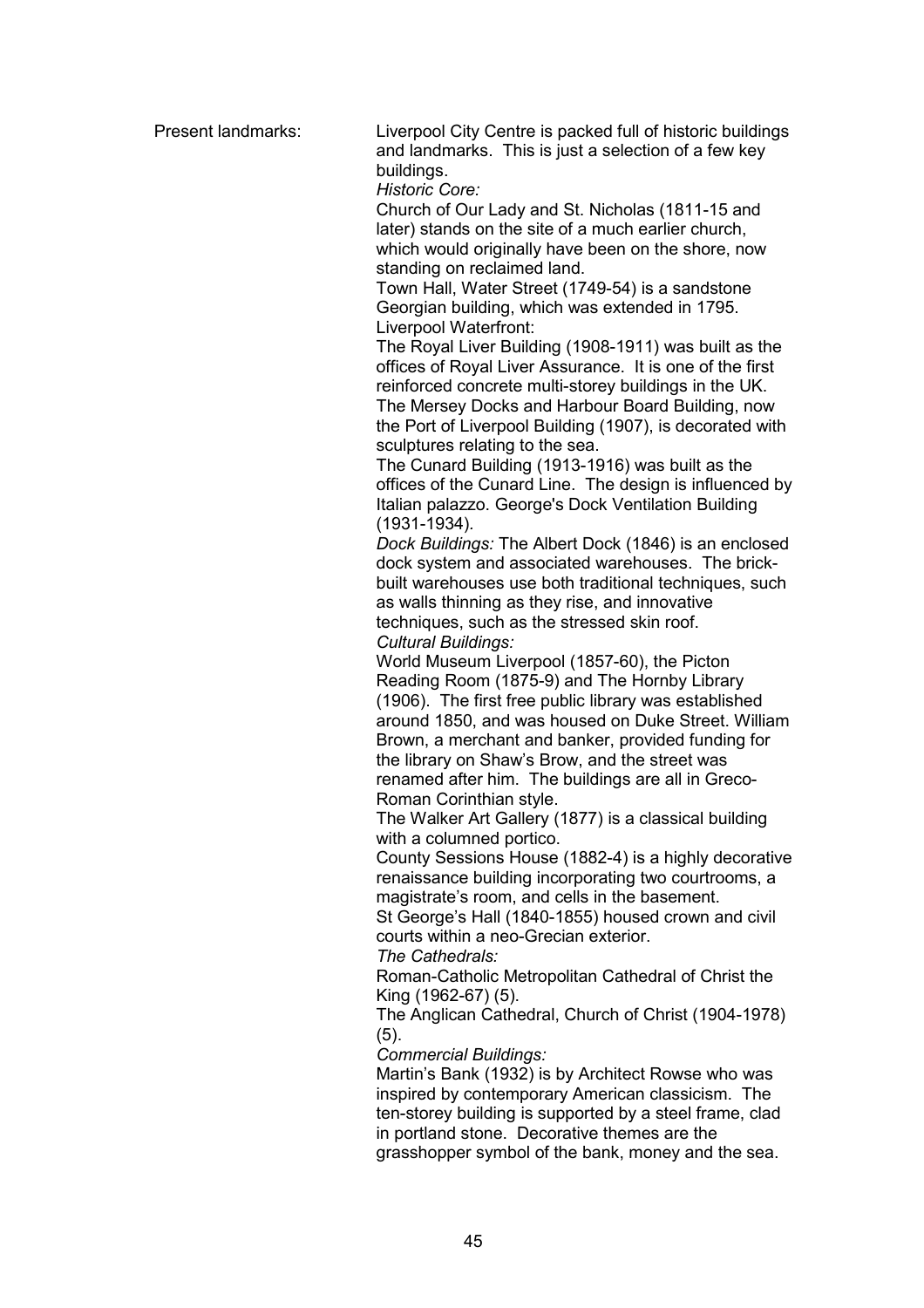Present landmarks:

Liverpool City Centre is packed full of historic buildings and landmarks. This is just a selection of a few key buildings.

*Historic Core:*

Church of Our Lady and St. Nicholas (1811-15 and later) stands on the site of a much earlier church, which would originally have been on the shore, now standing on reclaimed land.

Town Hall, Water Street (1749-54) is a sandstone Georgian building, which was extended in 1795.

Liverpool Waterfront:

The Royal Liver Building (1908-1911) was built as the offices of Royal Liver Assurance. It is one of the first reinforced concrete multi-storey buildings in the UK.

The Mersey Docks and Harbour Board Building, now the Port of Liverpool Building (1907), is decorated with sculptures relating to the sea.

The Cunard Building (1913-1916) was built as the offices of the Cunard Line. The design is influenced by Italian palazzo. George's Dock Ventilation Building (1931-1934).

*Dock Buildings:* The Albert Dock (1846) is an enclosed dock system and associated warehouses. The brick-built warehouses use both traditional techniques, such as walls thinning as they rise, and innovative techniques, such as the stressed skin roof.

*Cultural Buildings:*

World Museum Liverpool (1857-60), the Picton Reading Room (1875-9) and The Hornby Library (1906). The first free public library was established around 1850, and was housed on Duke Street. William Brown, a merchant and banker, provided funding for the library on Shaw's Brow, and the street was renamed after him. The buildings are all in Greco-Roman Corinthian style.

The Walker Art Gallery (1877) is a classical building with a columned portico.

County Sessions House (1882-4) is a highly decorative renaissance building incorporating two courtrooms, a magistrate's room, and cells in the basement.

St George's Hall (1840-1855) housed crown and civil courts within a neo-Grecian exterior.

*The Cathedrals:*

Roman-Catholic Metropolitan Cathedral of Christ the King (1962-67) (5).

The Anglican Cathedral, Church of Christ (1904-1978) (5).

*Commercial Buildings:*

Martin's Bank (1932) is by Architect Rowse who was inspired by contemporary American classicism. The ten-storey building is supported by a steel frame, clad in portland stone. Decorative themes are the grasshopper symbol of the bank, money and the sea.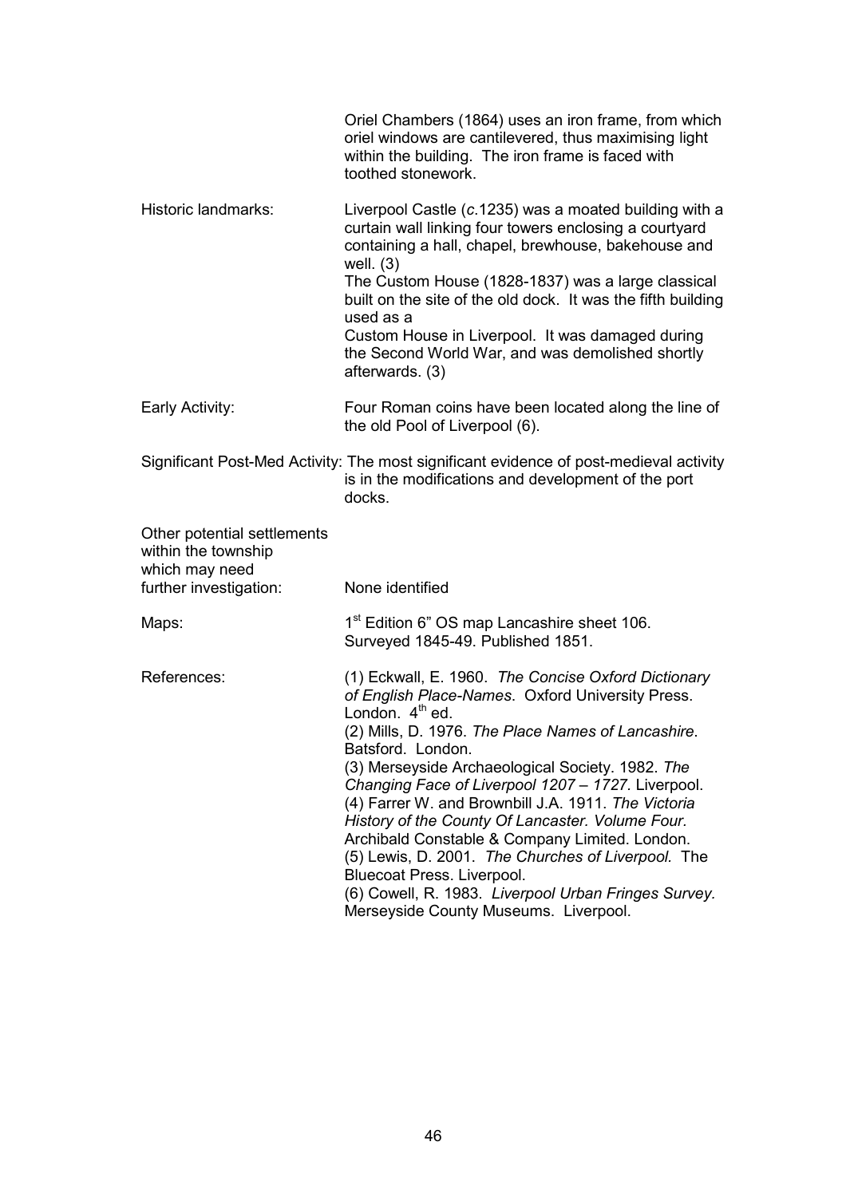Oriel Chambers (1864) uses an iron frame, from which oriel windows are cantilevered, thus maximising light within the building. The iron frame is faced with toothed stonework.

**Historic landmarks:** Liverpool Castle (*c.*1235) was a moated building with a curtain wall linking four towers enclosing a courtyard containing a hall, chapel, brewhouse, bakehouse and well. (3)
The Custom House (1828-1837) was a large classical built on the site of the old dock. It was the fifth building used as a
Custom House in Liverpool. It was damaged during the Second World War, and was demolished shortly afterwards. (3)

**Early Activity:** Four Roman coins have been located along the line of the old Pool of Liverpool (6).

**Significant Post-Med Activity:** The most significant evidence of post-medieval activity is in the modifications and development of the port docks.

**Other potential settlements within the township which may need further investigation:** None identified

**Maps:** 1st Edition 6" OS map Lancashire sheet 106. Surveyed 1845-49. Published 1851.

**References:**

(1) Eckwall, E. 1960. *The Concise Oxford Dictionary of English Place-Names*. Oxford University Press. London. 4th ed.
(2) Mills, D. 1976. *The Place Names of Lancashire.* Batsford. London.
(3) Merseyside Archaeological Society. 1982. *The Changing Face of Liverpool 1207 – 1727.* Liverpool.
(4) Farrer W. and Brownbill J.A. 1911. *The Victoria History of the County Of Lancaster. Volume Four.* Archibald Constable & Company Limited. London.
(5) Lewis, D. 2001. *The Churches of Liverpool.* The Bluecoat Press. Liverpool.
(6) Cowell, R. 1983. *Liverpool Urban Fringes Survey.* Merseyside County Museums. Liverpool.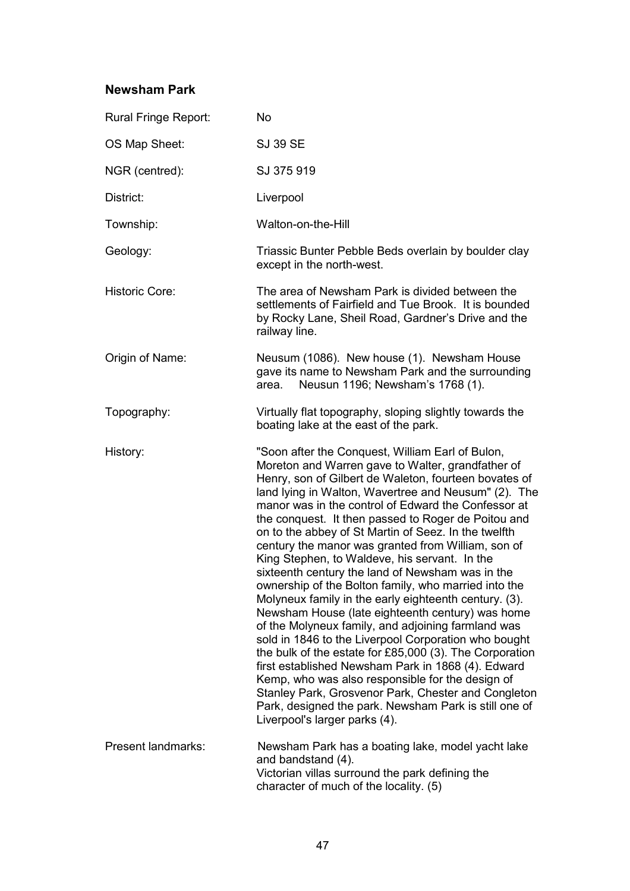## Newsham Park

| | |
|---|---|
| Rural Fringe Report: | No |
| OS Map Sheet: | SJ 39 SE |
| NGR (centred): | SJ 375 919 |
| District: | Liverpool |
| Township: | Walton-on-the-Hill |
| Geology: | Triassic Bunter Pebble Beds overlain by boulder clay except in the north-west. |
| Historic Core: | The area of Newsham Park is divided between the settlements of Fairfield and Tue Brook. It is bounded by Rocky Lane, Sheil Road, Gardner's Drive and the railway line. |
| Origin of Name: | Neusum (1086). New house (1). Newsham House gave its name to Newsham Park and the surrounding area. Neusun 1196; Newsham's 1768 (1). |
| Topography: | Virtually flat topography, sloping slightly towards the boating lake at the east of the park. |
| History: | "Soon after the Conquest, William Earl of Bulon, Moreton and Warren gave to Walter, grandfather of Henry, son of Gilbert de Waleton, fourteen bovates of land lying in Walton, Wavertree and Neusum" (2). The manor was in the control of Edward the Confessor at the conquest. It then passed to Roger de Poitou and on to the abbey of St Martin of Seez. In the twelfth century the manor was granted from William, son of King Stephen, to Waldeve, his servant. In the sixteenth century the land of Newsham was in the ownership of the Bolton family, who married into the Molyneux family in the early eighteenth century. (3). Newsham House (late eighteenth century) was home of the Molyneux family, and adjoining farmland was sold in 1846 to the Liverpool Corporation who bought the bulk of the estate for £85,000 (3). The Corporation first established Newsham Park in 1868 (4). Edward Kemp, who was also responsible for the design of Stanley Park, Grosvenor Park, Chester and Congleton Park, designed the park. Newsham Park is still one of Liverpool's larger parks (4). |
| Present landmarks: | Newsham Park has a boating lake, model yacht lake and bandstand (4). Victorian villas surround the park defining the character of much of the locality. (5) |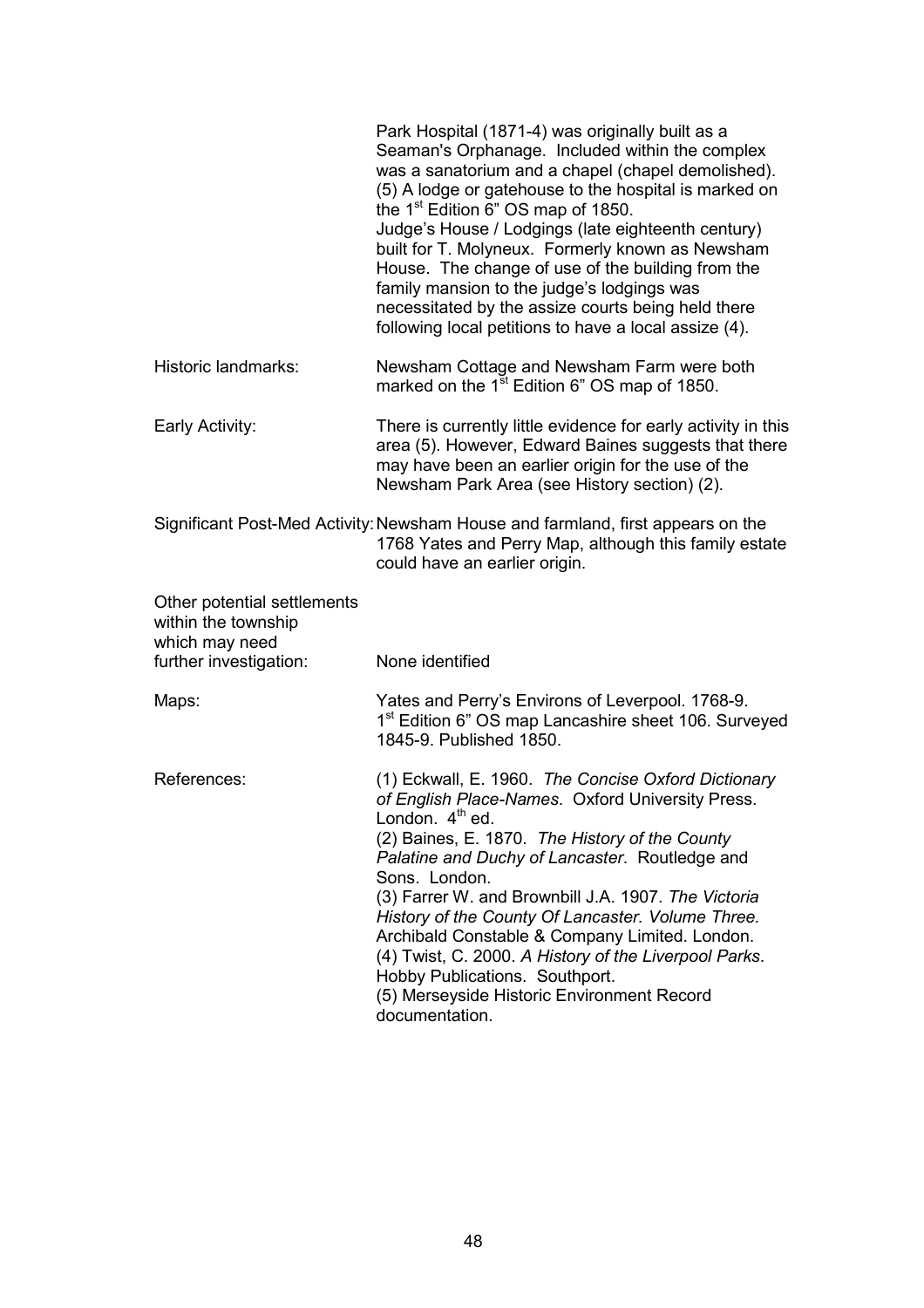Park Hospital (1871-4) was originally built as a Seaman's Orphanage. Included within the complex was a sanatorium and a chapel (chapel demolished). (5) A lodge or gatehouse to the hospital is marked on the 1st Edition 6" OS map of 1850.
Judge's House / Lodgings (late eighteenth century) built for T. Molyneux. Formerly known as Newsham House. The change of use of the building from the family mansion to the judge's lodgings was necessitated by the assize courts being held there following local petitions to have a local assize (4).

| | |
|---|---|
| Historic landmarks: | Newsham Cottage and Newsham Farm were both marked on the 1st Edition 6" OS map of 1850. |
| Early Activity: | There is currently little evidence for early activity in this area (5). However, Edward Baines suggests that there may have been an earlier origin for the use of the Newsham Park Area (see History section) (2). |
| Significant Post-Med Activity: | Newsham House and farmland, first appears on the 1768 Yates and Perry Map, although this family estate could have an earlier origin. |
| Other potential settlements within the township which may need further investigation: | None identified |
| Maps: | Yates and Perry's Environs of Leverpool. 1768-9.<br>1st Edition 6" OS map Lancashire sheet 106. Surveyed 1845-9. Published 1850. |
| References: | (1) Eckwall, E. 1960. *The Concise Oxford Dictionary of English Place-Names*. Oxford University Press. London. 4th ed.<br>(2) Baines, E. 1870. *The History of the County Palatine and Duchy of Lancaster*. Routledge and Sons. London.<br>(3) Farrer W. and Brownbill J.A. 1907. *The Victoria History of the County Of Lancaster. Volume Three.* Archibald Constable & Company Limited. London.<br>(4) Twist, C. 2000. *A History of the Liverpool Parks*. Hobby Publications. Southport.<br>(5) Merseyside Historic Environment Record documentation. |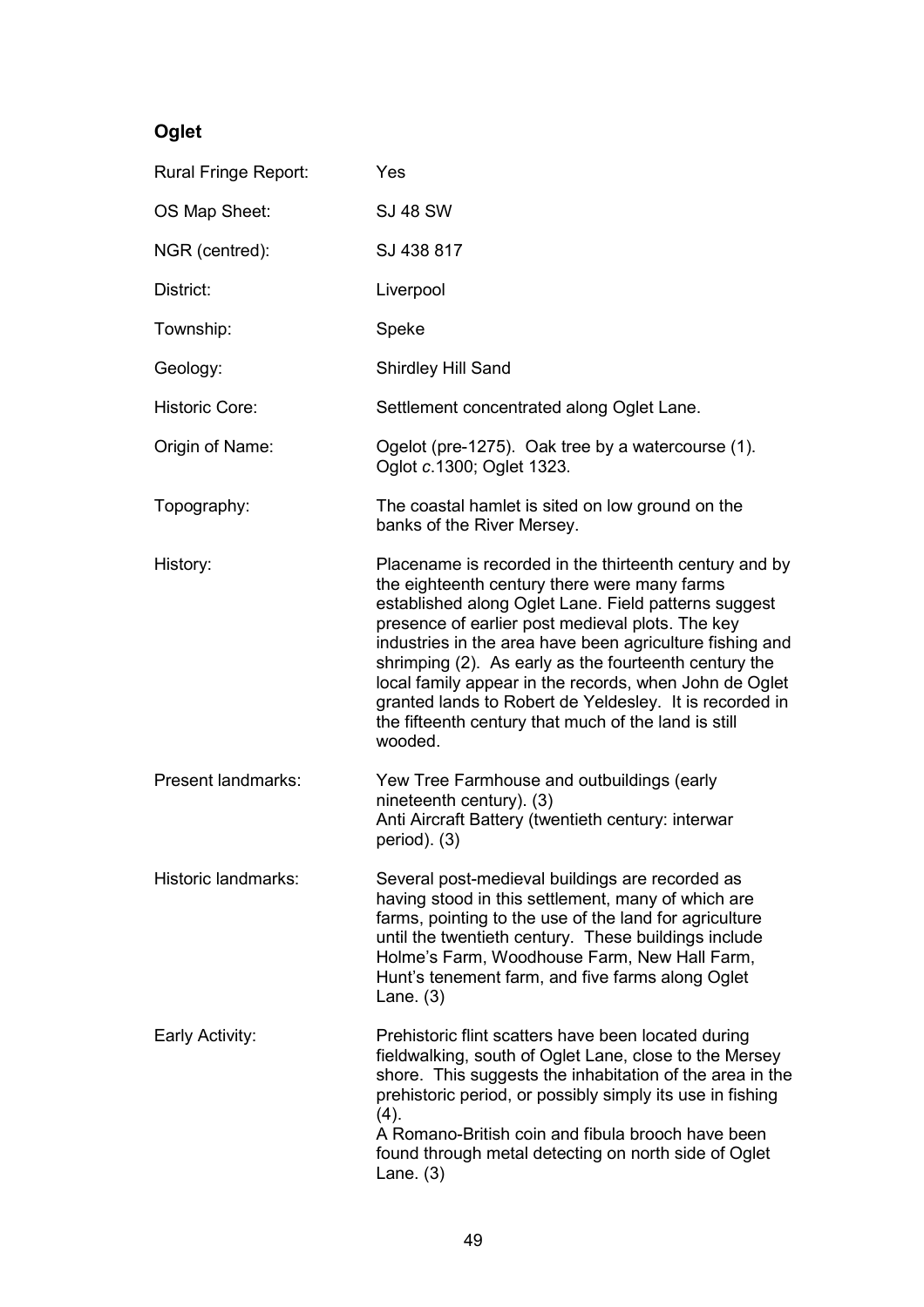## Oglet

| | |
|---|---|
| Rural Fringe Report: | Yes |
| OS Map Sheet: | SJ 48 SW |
| NGR (centred): | SJ 438 817 |
| District: | Liverpool |
| Township: | Speke |
| Geology: | Shirdley Hill Sand |
| Historic Core: | Settlement concentrated along Oglet Lane. |
| Origin of Name: | Ogelot (pre-1275). Oak tree by a watercourse (1). Oglot *c.*1300; Oglet 1323. |
| Topography: | The coastal hamlet is sited on low ground on the banks of the River Mersey. |
| History: | Placename is recorded in the thirteenth century and by the eighteenth century there were many farms established along Oglet Lane. Field patterns suggest presence of earlier post medieval plots. The key industries in the area have been agriculture fishing and shrimping (2). As early as the fourteenth century the local family appear in the records, when John de Oglet granted lands to Robert de Yeldesley. It is recorded in the fifteenth century that much of the land is still wooded. |
| Present landmarks: | Yew Tree Farmhouse and outbuildings (early nineteenth century). (3)<br>Anti Aircraft Battery (twentieth century: interwar period). (3) |
| Historic landmarks: | Several post-medieval buildings are recorded as having stood in this settlement, many of which are farms, pointing to the use of the land for agriculture until the twentieth century. These buildings include Holme's Farm, Woodhouse Farm, New Hall Farm, Hunt's tenement farm, and five farms along Oglet Lane. (3) |
| Early Activity: | Prehistoric flint scatters have been located during fieldwalking, south of Oglet Lane, close to the Mersey shore. This suggests the inhabitation of the area in the prehistoric period, or possibly simply its use in fishing (4).<br>A Romano-British coin and fibula brooch have been found through metal detecting on north side of Oglet Lane. (3) |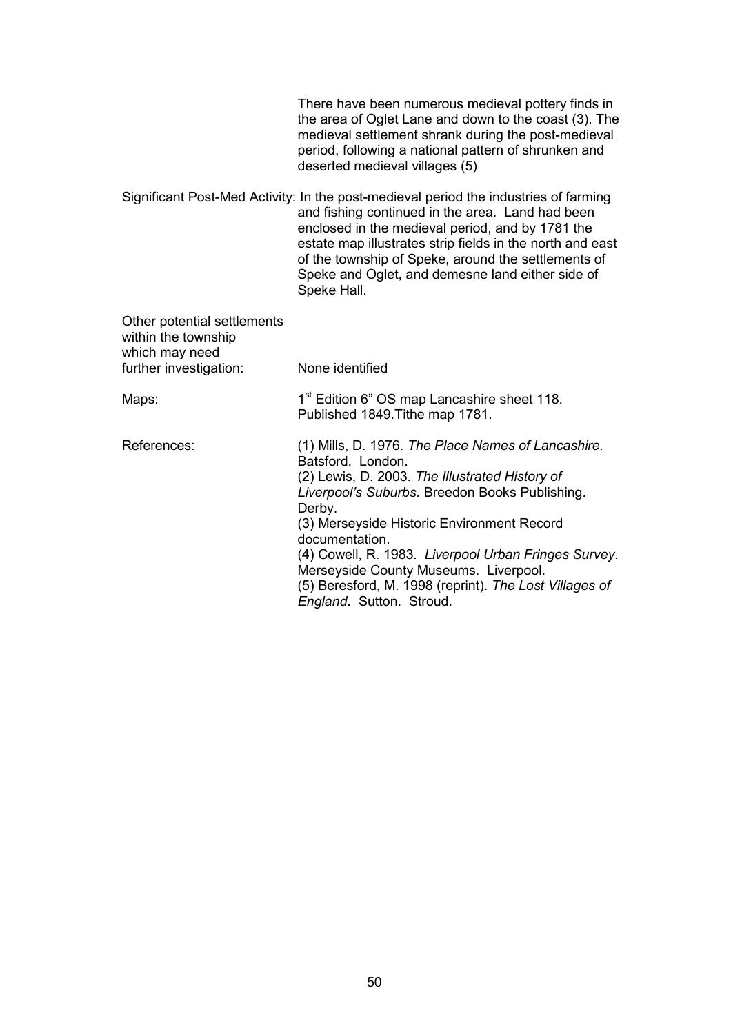There have been numerous medieval pottery finds in the area of Oglet Lane and down to the coast (3). The medieval settlement shrank during the post-medieval period, following a national pattern of shrunken and deserted medieval villages (5)

Significant Post-Med Activity: In the post-medieval period the industries of farming and fishing continued in the area. Land had been enclosed in the medieval period, and by 1781 the estate map illustrates strip fields in the north and east of the township of Speke, around the settlements of Speke and Oglet, and demesne land either side of Speke Hall.

Other potential settlements within the township which may need further investigation: None identified

Maps: 1st Edition 6" OS map Lancashire sheet 118. Published 1849.Tithe map 1781.

References:

(1) Mills, D. 1976. *The Place Names of Lancashire*. Batsford. London.
(2) Lewis, D. 2003. *The Illustrated History of Liverpool's Suburbs*. Breedon Books Publishing. Derby.
(3) Merseyside Historic Environment Record documentation.
(4) Cowell, R. 1983. *Liverpool Urban Fringes Survey*. Merseyside County Museums. Liverpool.
(5) Beresford, M. 1998 (reprint). *The Lost Villages of England*. Sutton. Stroud.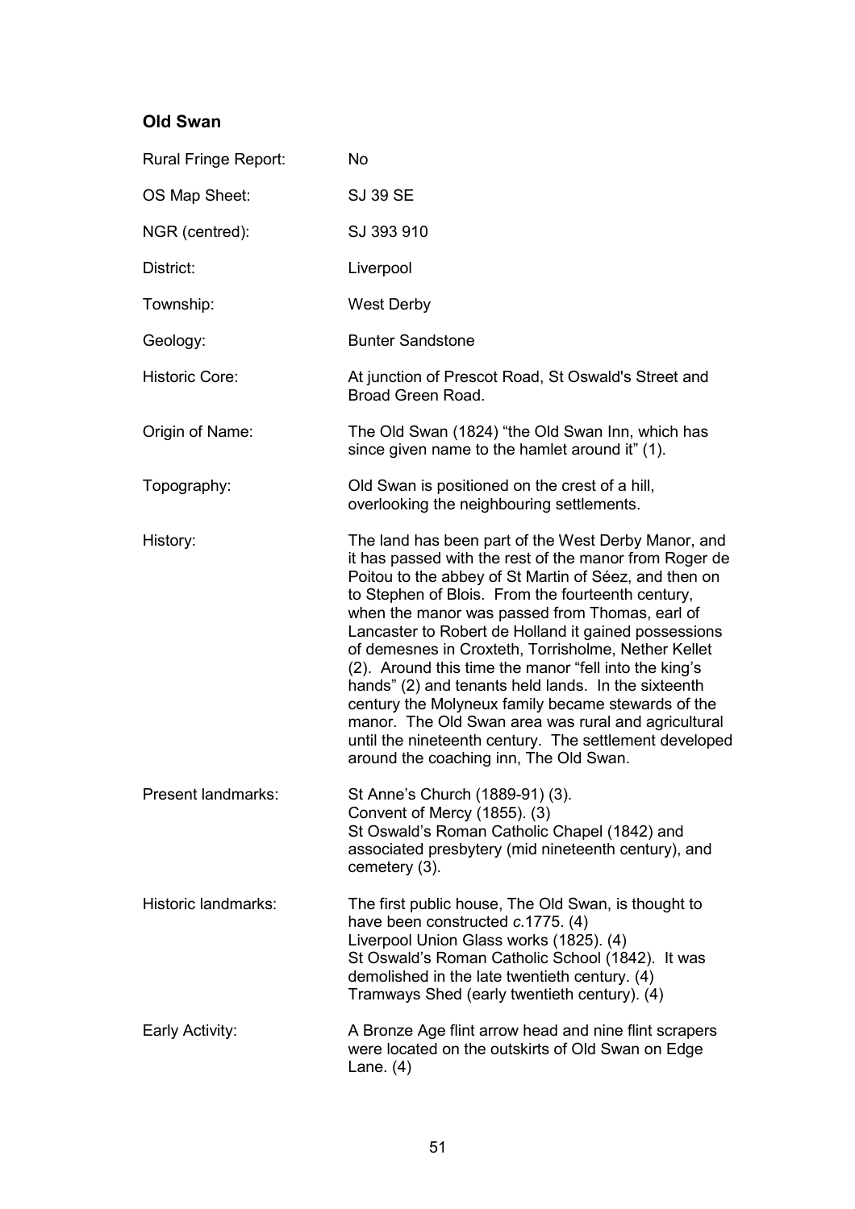## Old Swan

| | |
|---|---|
| Rural Fringe Report: | No |
| OS Map Sheet: | SJ 39 SE |
| NGR (centred): | SJ 393 910 |
| District: | Liverpool |
| Township: | West Derby |
| Geology: | Bunter Sandstone |
| Historic Core: | At junction of Prescot Road, St Oswald's Street and Broad Green Road. |
| Origin of Name: | The Old Swan (1824) "the Old Swan Inn, which has since given name to the hamlet around it" (1). |
| Topography: | Old Swan is positioned on the crest of a hill, overlooking the neighbouring settlements. |
| History: | The land has been part of the West Derby Manor, and it has passed with the rest of the manor from Roger de Poitou to the abbey of St Martin of Séez, and then on to Stephen of Blois. From the fourteenth century, when the manor was passed from Thomas, earl of Lancaster to Robert de Holland it gained possessions of demesnes in Croxteth, Torrisholme, Nether Kellet (2). Around this time the manor "fell into the king's hands" (2) and tenants held lands. In the sixteenth century the Molyneux family became stewards of the manor. The Old Swan area was rural and agricultural until the nineteenth century. The settlement developed around the coaching inn, The Old Swan. |
| Present landmarks: | St Anne's Church (1889-91) (3).<br>Convent of Mercy (1855). (3)<br>St Oswald's Roman Catholic Chapel (1842) and associated presbytery (mid nineteenth century), and cemetery (3). |
| Historic landmarks: | The first public house, The Old Swan, is thought to have been constructed *c.*1775. (4)<br>Liverpool Union Glass works (1825). (4)<br>St Oswald's Roman Catholic School (1842). It was demolished in the late twentieth century. (4)<br>Tramways Shed (early twentieth century). (4) |
| Early Activity: | A Bronze Age flint arrow head and nine flint scrapers were located on the outskirts of Old Swan on Edge Lane. (4) |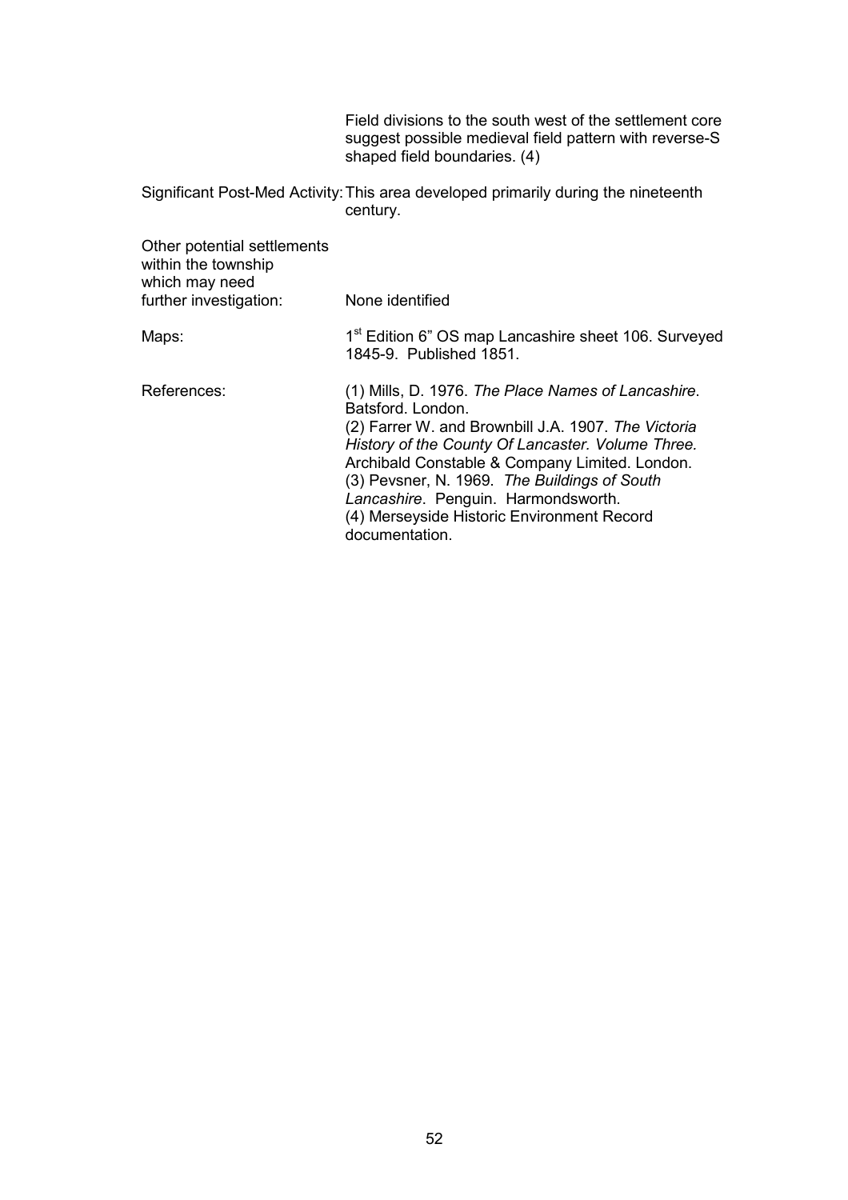| | |
|---|---|
| | Field divisions to the south west of the settlement core suggest possible medieval field pattern with reverse-S shaped field boundaries. (4) |
| Significant Post-Med Activity: | This area developed primarily during the nineteenth century. |
| Other potential settlements within the township which may need further investigation: | None identified |
| Maps: | 1st Edition 6" OS map Lancashire sheet 106. Surveyed 1845-9. Published 1851. |
| References: | (1) Mills, D. 1976. *The Place Names of Lancashire*. Batsford. London.<br>(2) Farrer W. and Brownbill J.A. 1907. *The Victoria History of the County Of Lancaster. Volume Three.* Archibald Constable & Company Limited. London.<br>(3) Pevsner, N. 1969. *The Buildings of South Lancashire*. Penguin. Harmondsworth.<br>(4) Merseyside Historic Environment Record documentation. |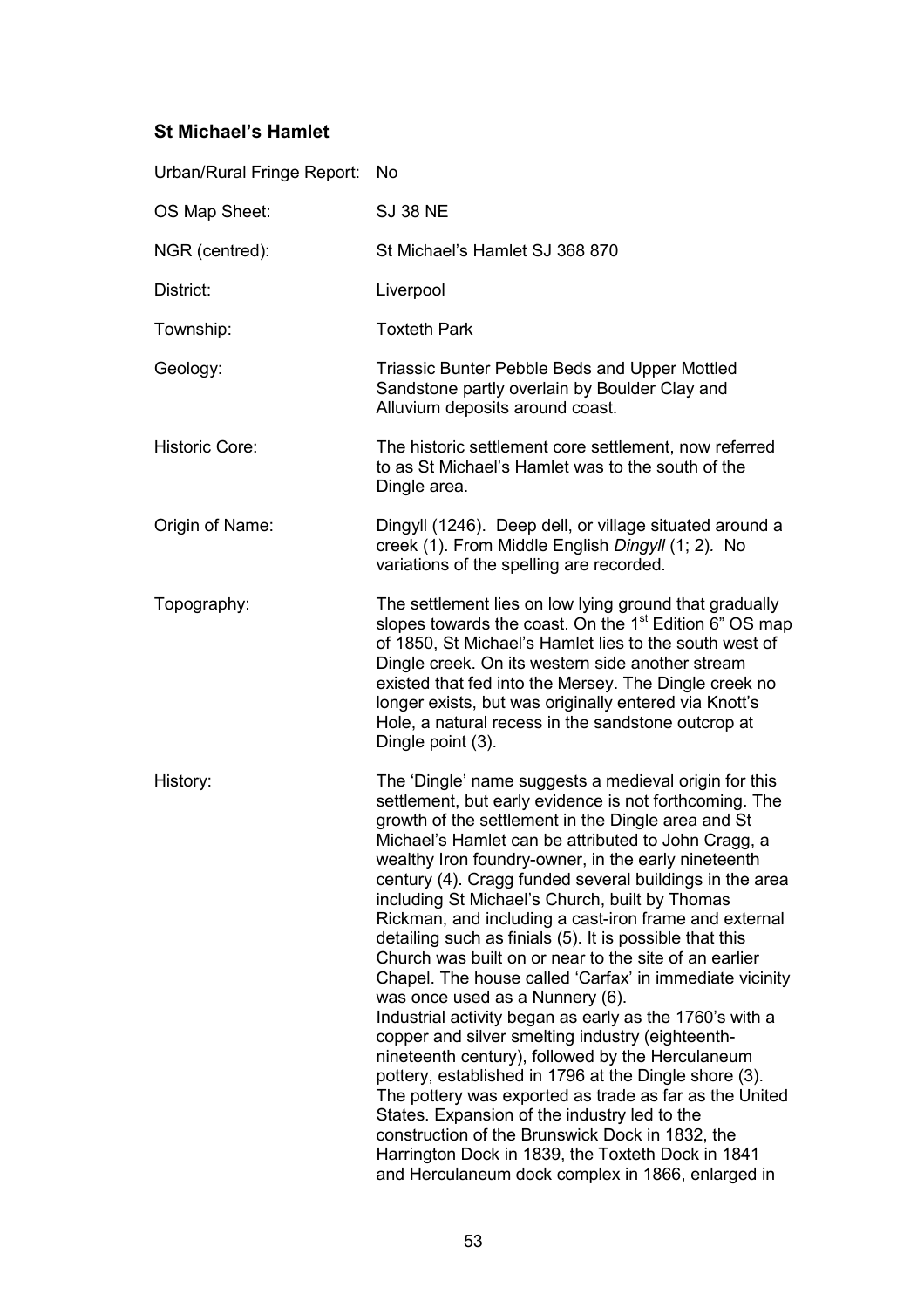## St Michael's Hamlet

| | |
|---|---|
| Urban/Rural Fringe Report: | No |
| OS Map Sheet: | SJ 38 NE |
| NGR (centred): | St Michael's Hamlet SJ 368 870 |
| District: | Liverpool |
| Township: | Toxteth Park |
| Geology: | Triassic Bunter Pebble Beds and Upper Mottled Sandstone partly overlain by Boulder Clay and Alluvium deposits around coast. |
| Historic Core: | The historic settlement core settlement, now referred to as St Michael's Hamlet was to the south of the Dingle area. |
| Origin of Name: | Dingyll (1246). Deep dell, or village situated around a creek (1). From Middle English *Dingyll* (1; 2). No variations of the spelling are recorded. |
| Topography: | The settlement lies on low lying ground that gradually slopes towards the coast. On the 1st Edition 6" OS map of 1850, St Michael's Hamlet lies to the south west of Dingle creek. On its western side another stream existed that fed into the Mersey. The Dingle creek no longer exists, but was originally entered via Knott's Hole, a natural recess in the sandstone outcrop at Dingle point (3). |
| History: | The 'Dingle' name suggests a medieval origin for this settlement, but early evidence is not forthcoming. The growth of the settlement in the Dingle area and St Michael's Hamlet can be attributed to John Cragg, a wealthy Iron foundry-owner, in the early nineteenth century (4). Cragg funded several buildings in the area including St Michael's Church, built by Thomas Rickman, and including a cast-iron frame and external detailing such as finials (5). It is possible that this Church was built on or near to the site of an earlier Chapel. The house called 'Carfax' in immediate vicinity was once used as a Nunnery (6).<br>Industrial activity began as early as the 1760's with a copper and silver smelting industry (eighteenth-nineteenth century), followed by the Herculaneum pottery, established in 1796 at the Dingle shore (3). The pottery was exported as trade as far as the United States. Expansion of the industry led to the construction of the Brunswick Dock in 1832, the Harrington Dock in 1839, the Toxteth Dock in 1841 and Herculaneum dock complex in 1866, enlarged in |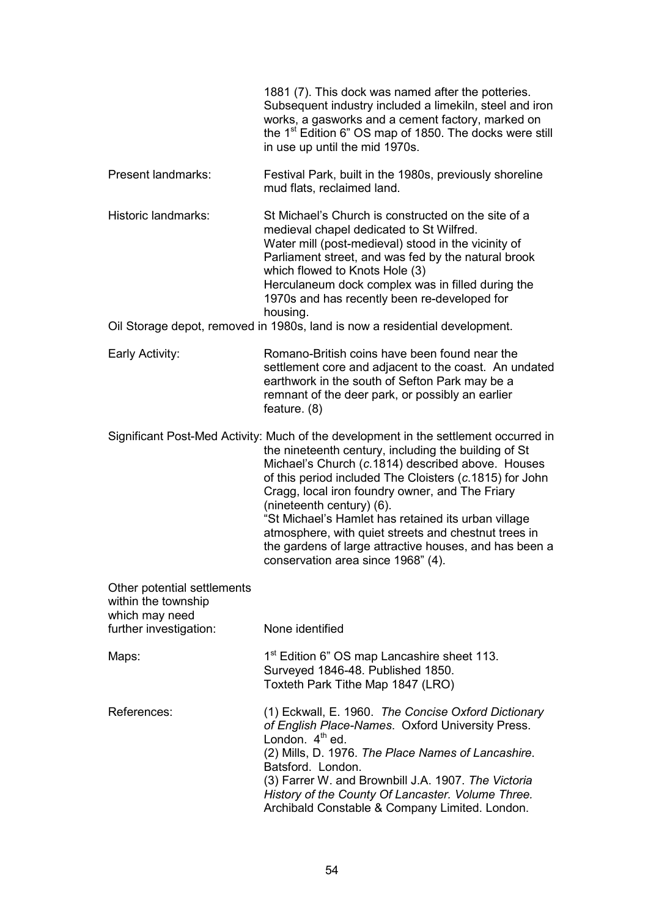1881 (7). This dock was named after the potteries. Subsequent industry included a limekiln, steel and iron works, a gasworks and a cement factory, marked on the 1st Edition 6" OS map of 1850. The docks were still in use up until the mid 1970s.

Present landmarks: Festival Park, built in the 1980s, previously shoreline mud flats, reclaimed land.

Historic landmarks: St Michael's Church is constructed on the site of a medieval chapel dedicated to St Wilfred.
Water mill (post-medieval) stood in the vicinity of Parliament street, and was fed by the natural brook which flowed to Knots Hole (3)
Herculaneum dock complex was in filled during the 1970s and has recently been re-developed for housing.
Oil Storage depot, removed in 1980s, land is now a residential development.

Early Activity: Romano-British coins have been found near the settlement core and adjacent to the coast. An undated earthwork in the south of Sefton Park may be a remnant of the deer park, or possibly an earlier feature. (8)

Significant Post-Med Activity: Much of the development in the settlement occurred in the nineteenth century, including the building of St Michael's Church (*c.*1814) described above. Houses of this period included The Cloisters (*c.*1815) for John Cragg, local iron foundry owner, and The Friary (nineteenth century) (6).
"St Michael's Hamlet has retained its urban village atmosphere, with quiet streets and chestnut trees in the gardens of large attractive houses, and has been a conservation area since 1968" (4).

Other potential settlements within the township which may need further investigation: None identified

Maps: 1st Edition 6" OS map Lancashire sheet 113. Surveyed 1846-48. Published 1850.
Toxteth Park Tithe Map 1847 (LRO)

References: (1) Eckwall, E. 1960. *The Concise Oxford Dictionary of English Place-Names*. Oxford University Press. London. 4th ed.
(2) Mills, D. 1976. *The Place Names of Lancashire*. Batsford. London.
(3) Farrer W. and Brownbill J.A. 1907. *The Victoria History of the County Of Lancaster. Volume Three.* Archibald Constable & Company Limited. London.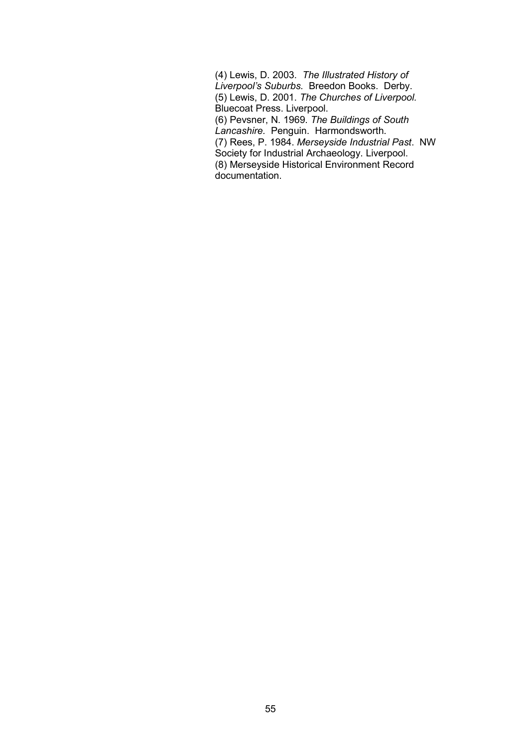(4) Lewis, D. 2003. *The Illustrated History of Liverpool's Suburbs.* Breedon Books. Derby.
(5) Lewis, D. 2001. *The Churches of Liverpool.* Bluecoat Press. Liverpool.
(6) Pevsner, N. 1969. *The Buildings of South Lancashire.* Penguin. Harmondsworth.
(7) Rees, P. 1984. *Merseyside Industrial Past*. NW Society for Industrial Archaeology. Liverpool.
(8) Merseyside Historical Environment Record documentation.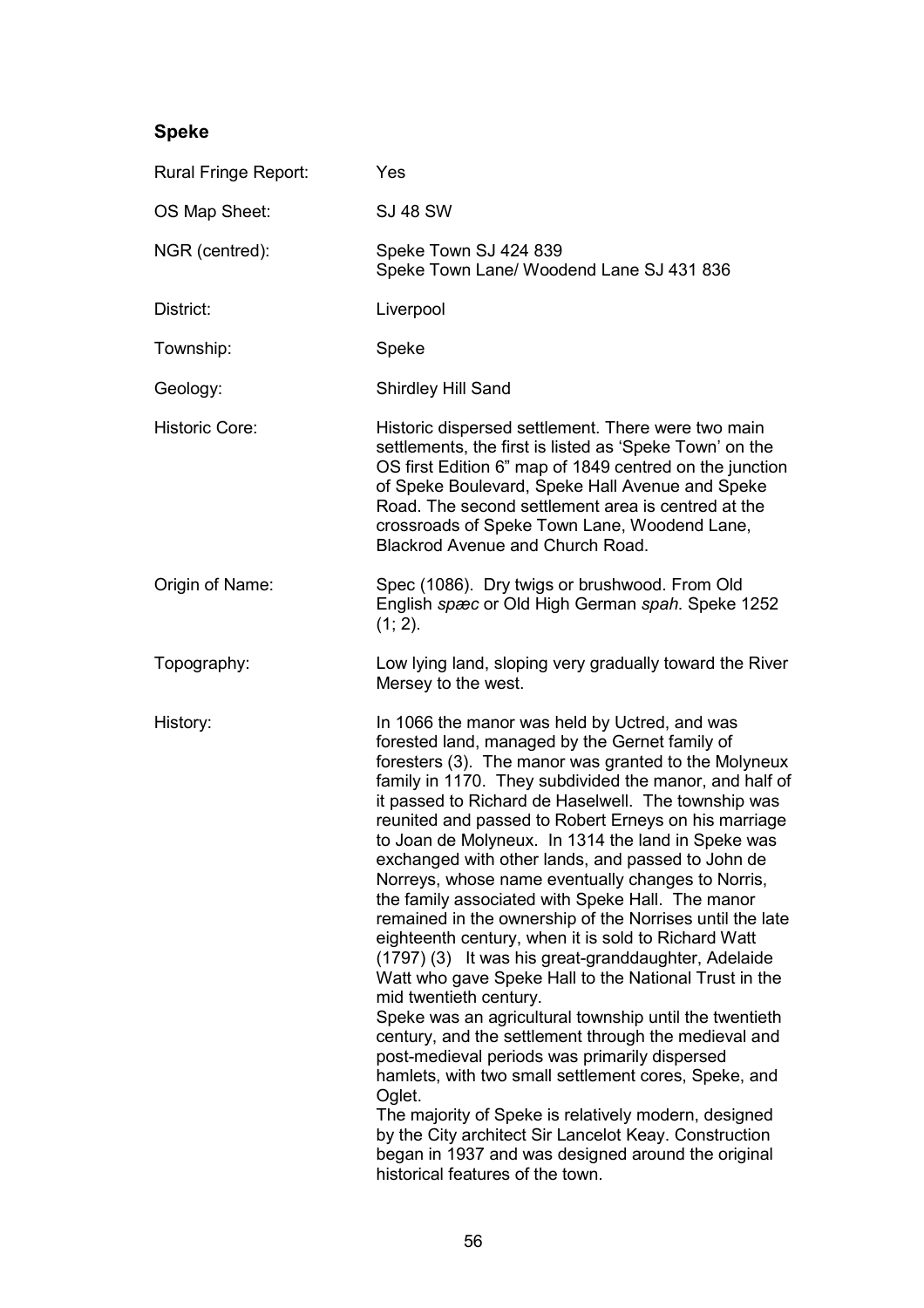## Speke

| | |
|---|---|
| Rural Fringe Report: | Yes |
| OS Map Sheet: | SJ 48 SW |
| NGR (centred): | Speke Town SJ 424 839<br>Speke Town Lane/ Woodend Lane SJ 431 836 |
| District: | Liverpool |
| Township: | Speke |
| Geology: | Shirdley Hill Sand |
| Historic Core: | Historic dispersed settlement. There were two main settlements, the first is listed as 'Speke Town' on the OS first Edition 6" map of 1849 centred on the junction of Speke Boulevard, Speke Hall Avenue and Speke Road. The second settlement area is centred at the crossroads of Speke Town Lane, Woodend Lane, Blackrod Avenue and Church Road. |
| Origin of Name: | Spec (1086). Dry twigs or brushwood. From Old English *spæc* or Old High German *spah*. Speke 1252 (1; 2). |
| Topography: | Low lying land, sloping very gradually toward the River Mersey to the west. |
| History: | In 1066 the manor was held by Uctred, and was forested land, managed by the Gernet family of foresters (3). The manor was granted to the Molyneux family in 1170. They subdivided the manor, and half of it passed to Richard de Haselwell. The township was reunited and passed to Robert Erneys on his marriage to Joan de Molyneux. In 1314 the land in Speke was exchanged with other lands, and passed to John de Norreys, whose name eventually changes to Norris, the family associated with Speke Hall. The manor remained in the ownership of the Norrises until the late eighteenth century, when it is sold to Richard Watt (1797) (3) It was his great-granddaughter, Adelaide Watt who gave Speke Hall to the National Trust in the mid twentieth century.<br>Speke was an agricultural township until the twentieth century, and the settlement through the medieval and post-medieval periods was primarily dispersed hamlets, with two small settlement cores, Speke, and Oglet.<br>The majority of Speke is relatively modern, designed by the City architect Sir Lancelot Keay. Construction began in 1937 and was designed around the original historical features of the town. |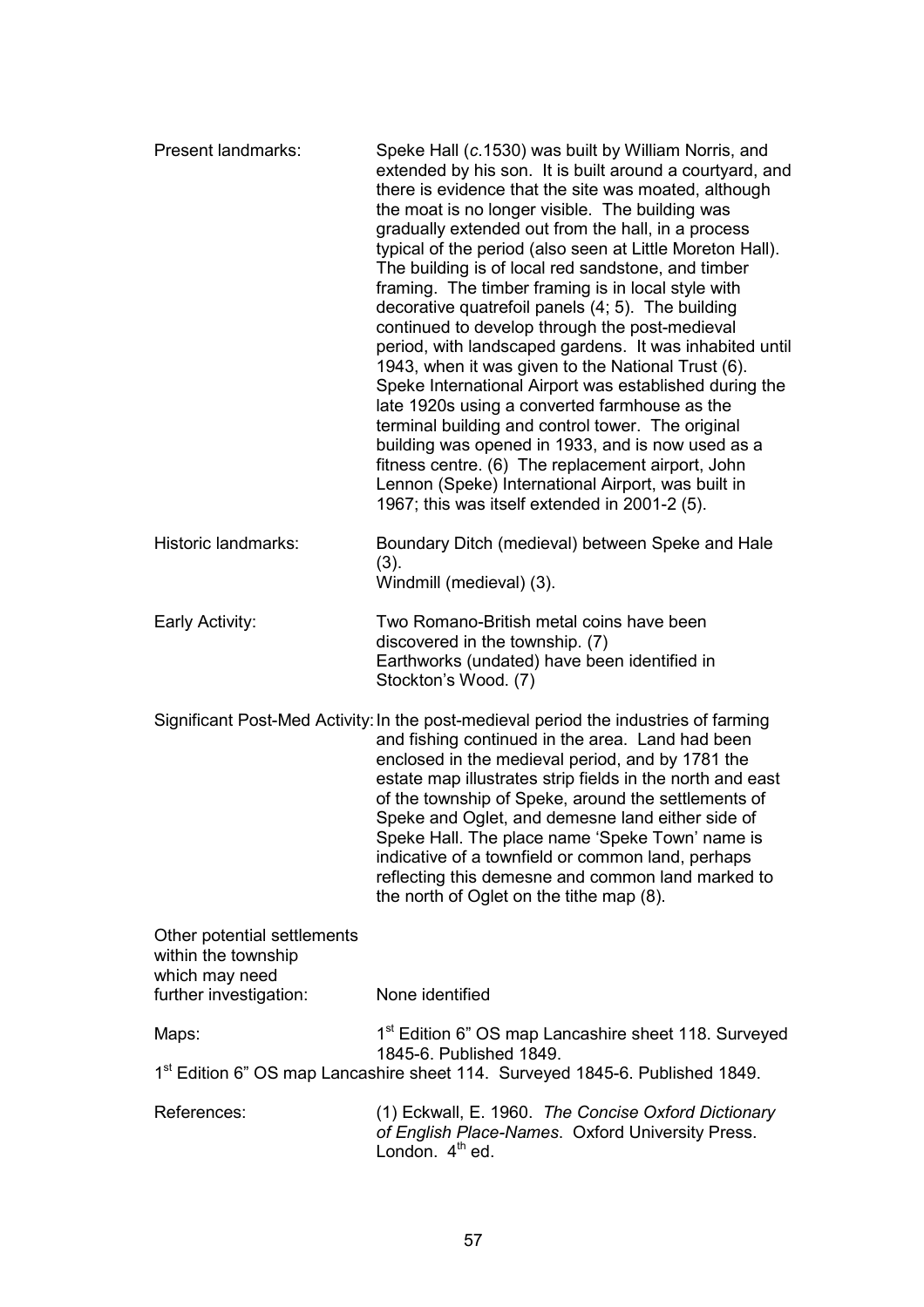**Present landmarks:** Speke Hall (*c*.1530) was built by William Norris, and extended by his son. It is built around a courtyard, and there is evidence that the site was moated, although the moat is no longer visible. The building was gradually extended out from the hall, in a process typical of the period (also seen at Little Moreton Hall). The building is of local red sandstone, and timber framing. The timber framing is in local style with decorative quatrefoil panels (4; 5). The building continued to develop through the post-medieval period, with landscaped gardens. It was inhabited until 1943, when it was given to the National Trust (6). Speke International Airport was established during the late 1920s using a converted farmhouse as the terminal building and control tower. The original building was opened in 1933, and is now used as a fitness centre. (6) The replacement airport, John Lennon (Speke) International Airport, was built in 1967; this was itself extended in 2001-2 (5).

**Historic landmarks:** Boundary Ditch (medieval) between Speke and Hale (3).
Windmill (medieval) (3).

**Early Activity:** Two Romano-British metal coins have been discovered in the township. (7)
Earthworks (undated) have been identified in Stockton's Wood. (7)

**Significant Post-Med Activity:** In the post-medieval period the industries of farming and fishing continued in the area. Land had been enclosed in the medieval period, and by 1781 the estate map illustrates strip fields in the north and east of the township of Speke, around the settlements of Speke and Oglet, and demesne land either side of Speke Hall. The place name 'Speke Town' name is indicative of a townfield or common land, perhaps reflecting this demesne and common land marked to the north of Oglet on the tithe map (8).

**Other potential settlements within the township which may need further investigation:** None identified

**Maps:** 1st Edition 6" OS map Lancashire sheet 118. Surveyed 1845-6. Published 1849.
1st Edition 6" OS map Lancashire sheet 114. Surveyed 1845-6. Published 1849.

**References:** (1) Eckwall, E. 1960. *The Concise Oxford Dictionary of English Place-Names*. Oxford University Press. London. 4th ed.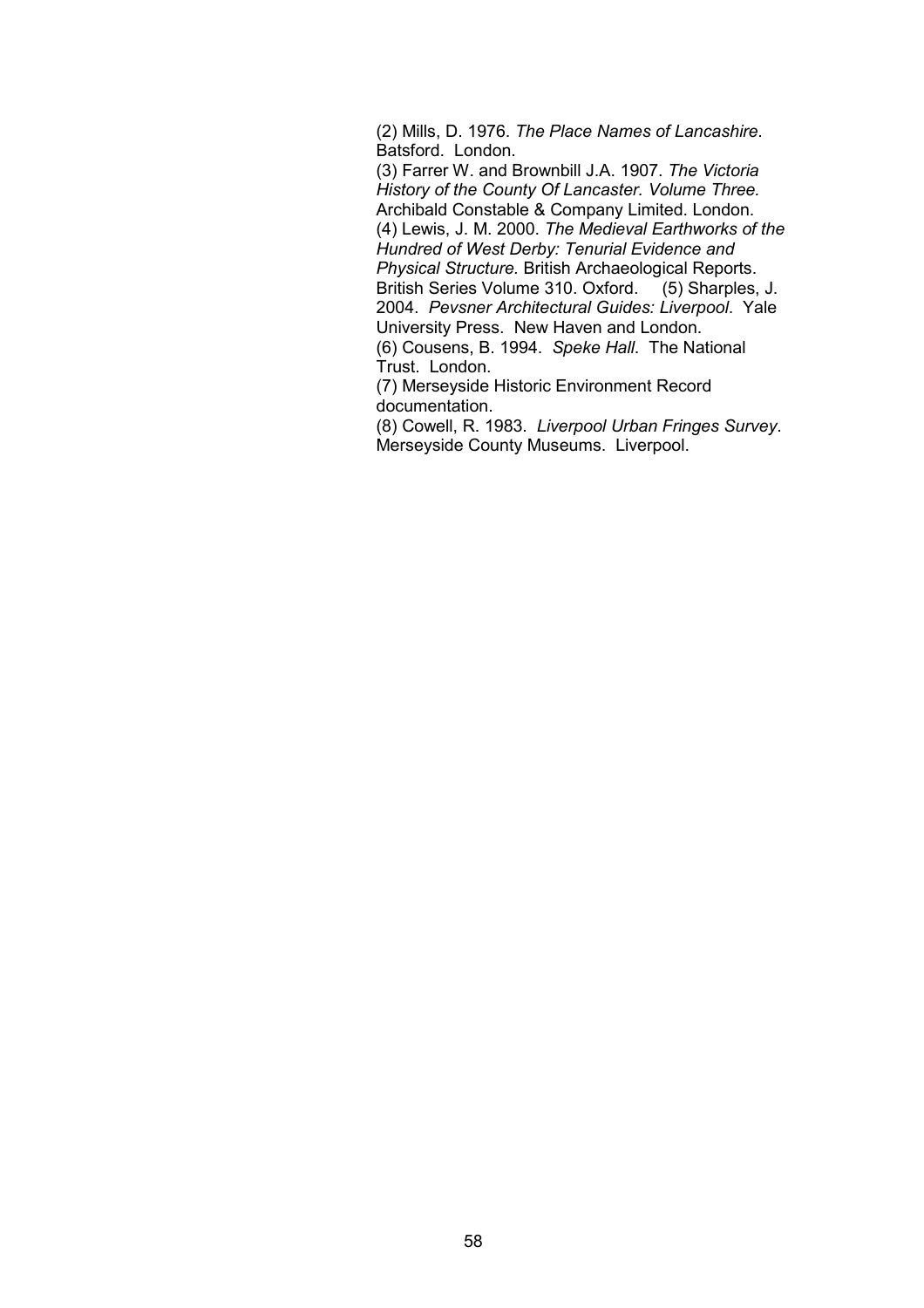(2) Mills, D. 1976. *The Place Names of Lancashire*. Batsford. London.

(3) Farrer W. and Brownbill J.A. 1907. *The Victoria History of the County Of Lancaster. Volume Three.* Archibald Constable & Company Limited. London.

(4) Lewis, J. M. 2000. *The Medieval Earthworks of the Hundred of West Derby: Tenurial Evidence and Physical Structure.* British Archaeological Reports. British Series Volume 310. Oxford.

(5) Sharples, J. 2004. *Pevsner Architectural Guides: Liverpool*. Yale University Press. New Haven and London.

(6) Cousens, B. 1994. *Speke Hall*. The National Trust. London.

(7) Merseyside Historic Environment Record documentation.

(8) Cowell, R. 1983. *Liverpool Urban Fringes Survey*. Merseyside County Museums. Liverpool.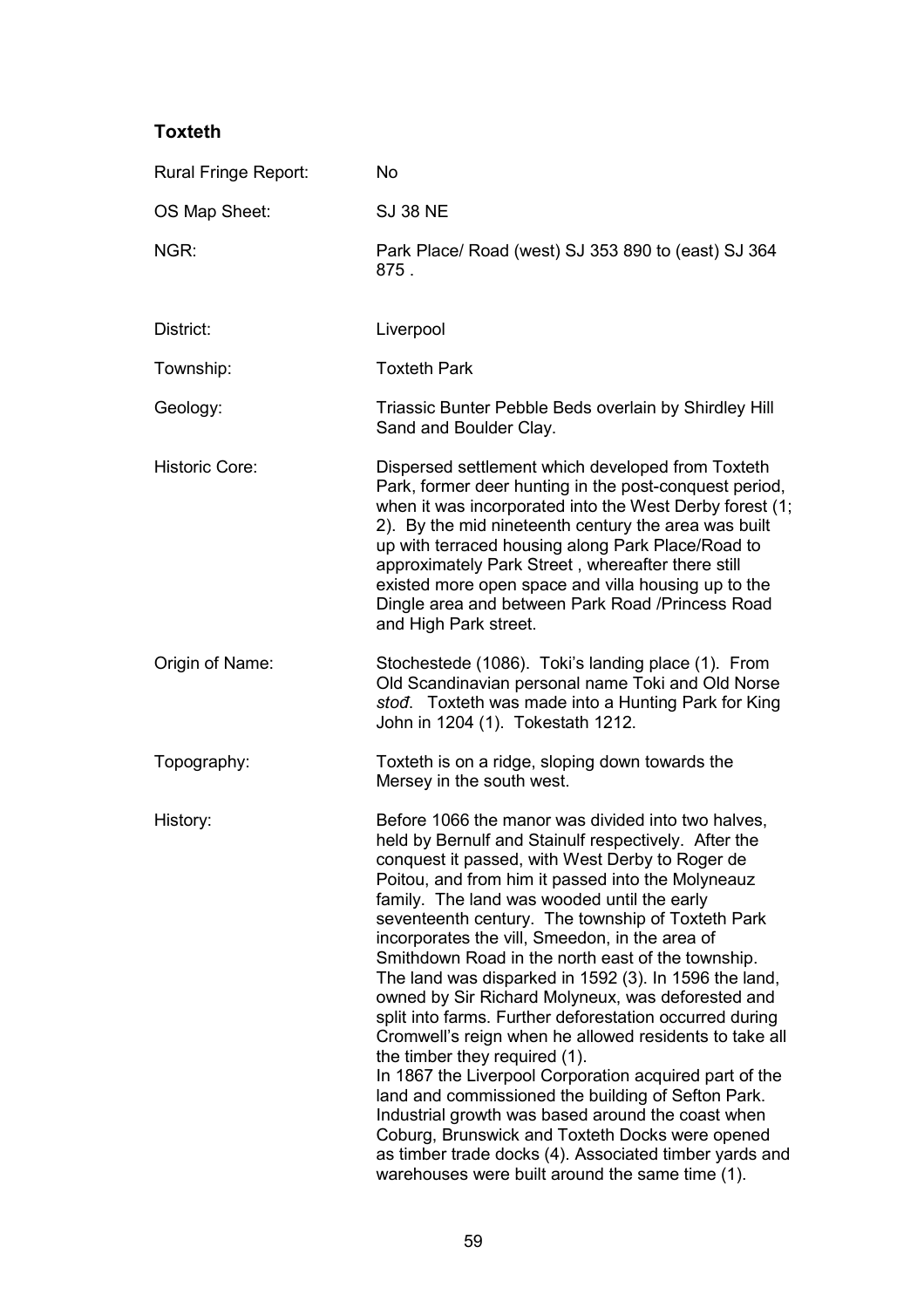## Toxteth

| | |
|---|---|
| Rural Fringe Report: | No |
| OS Map Sheet: | SJ 38 NE |
| NGR: | Park Place/ Road (west) SJ 353 890 to (east) SJ 364 875 . |
| District: | Liverpool |
| Township: | Toxteth Park |
| Geology: | Triassic Bunter Pebble Beds overlain by Shirdley Hill Sand and Boulder Clay. |
| Historic Core: | Dispersed settlement which developed from Toxteth Park, former deer hunting in the post-conquest period, when it was incorporated into the West Derby forest (1; 2). By the mid nineteenth century the area was built up with terraced housing along Park Place/Road to approximately Park Street , whereafter there still existed more open space and villa housing up to the Dingle area and between Park Road /Princess Road and High Park street. |
| Origin of Name: | Stochestede (1086). Toki's landing place (1). From Old Scandinavian personal name Toki and Old Norse *stođ*. Toxteth was made into a Hunting Park for King John in 1204 (1). Tokestath 1212. |
| Topography: | Toxteth is on a ridge, sloping down towards the Mersey in the south west. |
| History: | Before 1066 the manor was divided into two halves, held by Bernulf and Stainulf respectively. After the conquest it passed, with West Derby to Roger de Poitou, and from him it passed into the Molyneauz family. The land was wooded until the early seventeenth century. The township of Toxteth Park incorporates the vill, Smeedon, in the area of Smithdown Road in the north east of the township. The land was disparked in 1592 (3). In 1596 the land, owned by Sir Richard Molyneux, was deforested and split into farms. Further deforestation occurred during Cromwell's reign when he allowed residents to take all the timber they required (1).<br>In 1867 the Liverpool Corporation acquired part of the land and commissioned the building of Sefton Park. Industrial growth was based around the coast when Coburg, Brunswick and Toxteth Docks were opened as timber trade docks (4). Associated timber yards and warehouses were built around the same time (1). |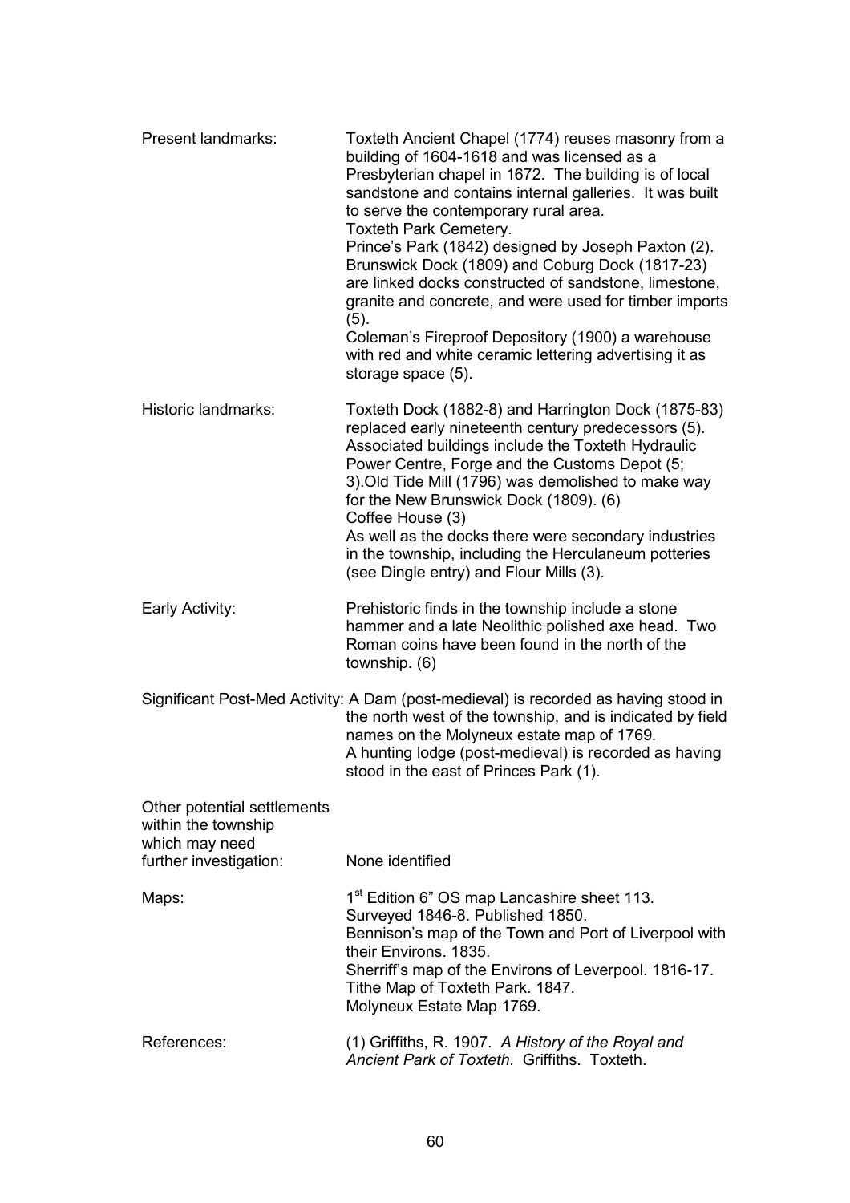**Present landmarks:** Toxteth Ancient Chapel (1774) reuses masonry from a building of 1604-1618 and was licensed as a Presbyterian chapel in 1672. The building is of local sandstone and contains internal galleries. It was built to serve the contemporary rural area.
Toxteth Park Cemetery.
Prince's Park (1842) designed by Joseph Paxton (2).
Brunswick Dock (1809) and Coburg Dock (1817-23) are linked docks constructed of sandstone, limestone, granite and concrete, and were used for timber imports (5).
Coleman's Fireproof Depository (1900) a warehouse with red and white ceramic lettering advertising it as storage space (5).

**Historic landmarks:** Toxteth Dock (1882-8) and Harrington Dock (1875-83) replaced early nineteenth century predecessors (5). Associated buildings include the Toxteth Hydraulic Power Centre, Forge and the Customs Depot (5; 3).Old Tide Mill (1796) was demolished to make way for the New Brunswick Dock (1809). (6)
Coffee House (3)
As well as the docks there were secondary industries in the township, including the Herculaneum potteries (see Dingle entry) and Flour Mills (3).

**Early Activity:** Prehistoric finds in the township include a stone hammer and a late Neolithic polished axe head. Two Roman coins have been found in the north of the township. (6)

**Significant Post-Med Activity:** A Dam (post-medieval) is recorded as having stood in the north west of the township, and is indicated by field names on the Molyneux estate map of 1769.
A hunting lodge (post-medieval) is recorded as having stood in the east of Princes Park (1).

**Other potential settlements within the township which may need further investigation:** None identified

**Maps:** 1st Edition 6" OS map Lancashire sheet 113. Surveyed 1846-8. Published 1850.
Bennison's map of the Town and Port of Liverpool with their Environs. 1835.
Sherriff's map of the Environs of Leverpool. 1816-17.
Tithe Map of Toxteth Park. 1847.
Molyneux Estate Map 1769.

**References:** (1) Griffiths, R. 1907. *A History of the Royal and Ancient Park of Toxteth*. Griffiths. Toxteth.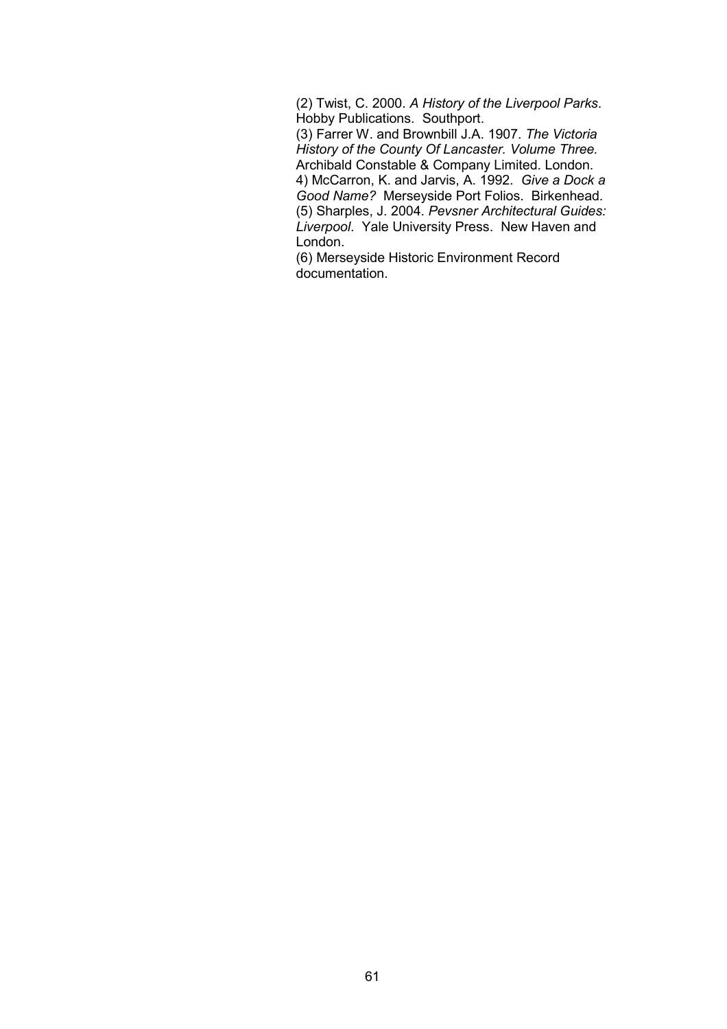(2) Twist, C. 2000. *A History of the Liverpool Parks*. Hobby Publications. Southport.

(3) Farrer W. and Brownbill J.A. 1907. *The Victoria History of the County Of Lancaster. Volume Three.* Archibald Constable & Company Limited. London.

4) McCarron, K. and Jarvis, A. 1992. *Give a Dock a Good Name?* Merseyside Port Folios. Birkenhead.

(5) Sharples, J. 2004. *Pevsner Architectural Guides: Liverpool*. Yale University Press. New Haven and London.

(6) Merseyside Historic Environment Record documentation.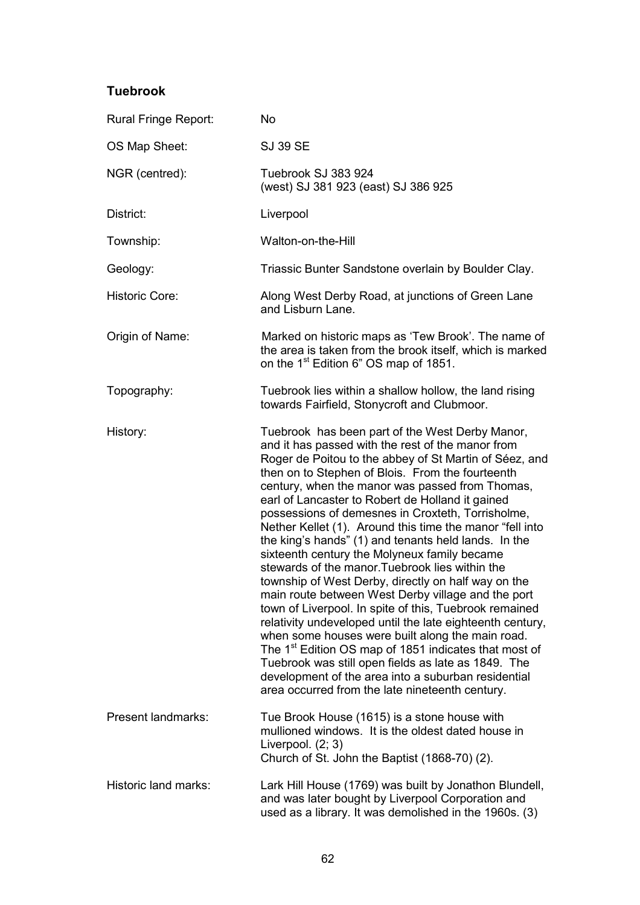## Tuebrook

| | |
|---|---|
| Rural Fringe Report: | No |
| OS Map Sheet: | SJ 39 SE |
| NGR (centred): | Tuebrook SJ 383 924<br>(west) SJ 381 923 (east) SJ 386 925 |
| District: | Liverpool |
| Township: | Walton-on-the-Hill |
| Geology: | Triassic Bunter Sandstone overlain by Boulder Clay. |
| Historic Core: | Along West Derby Road, at junctions of Green Lane and Lisburn Lane. |
| Origin of Name: | Marked on historic maps as 'Tew Brook'. The name of the area is taken from the brook itself, which is marked on the 1st Edition 6" OS map of 1851. |
| Topography: | Tuebrook lies within a shallow hollow, the land rising towards Fairfield, Stonycroft and Clubmoor. |
| History: | Tuebrook has been part of the West Derby Manor, and it has passed with the rest of the manor from Roger de Poitou to the abbey of St Martin of Séez, and then on to Stephen of Blois. From the fourteenth century, when the manor was passed from Thomas, earl of Lancaster to Robert de Holland it gained possessions of demesnes in Croxteth, Torrisholme, Nether Kellet (1). Around this time the manor "fell into the king's hands" (1) and tenants held lands. In the sixteenth century the Molyneux family became stewards of the manor.Tuebrook lies within the township of West Derby, directly on half way on the main route between West Derby village and the port town of Liverpool. In spite of this, Tuebrook remained relativity undeveloped until the late eighteenth century, when some houses were built along the main road. The 1st Edition OS map of 1851 indicates that most of Tuebrook was still open fields as late as 1849. The development of the area into a suburban residential area occurred from the late nineteenth century. |
| Present landmarks: | Tue Brook House (1615) is a stone house with mullioned windows. It is the oldest dated house in Liverpool. (2; 3)<br>Church of St. John the Baptist (1868-70) (2). |
| Historic land marks: | Lark Hill House (1769) was built by Jonathon Blundell, and was later bought by Liverpool Corporation and used as a library. It was demolished in the 1960s. (3) |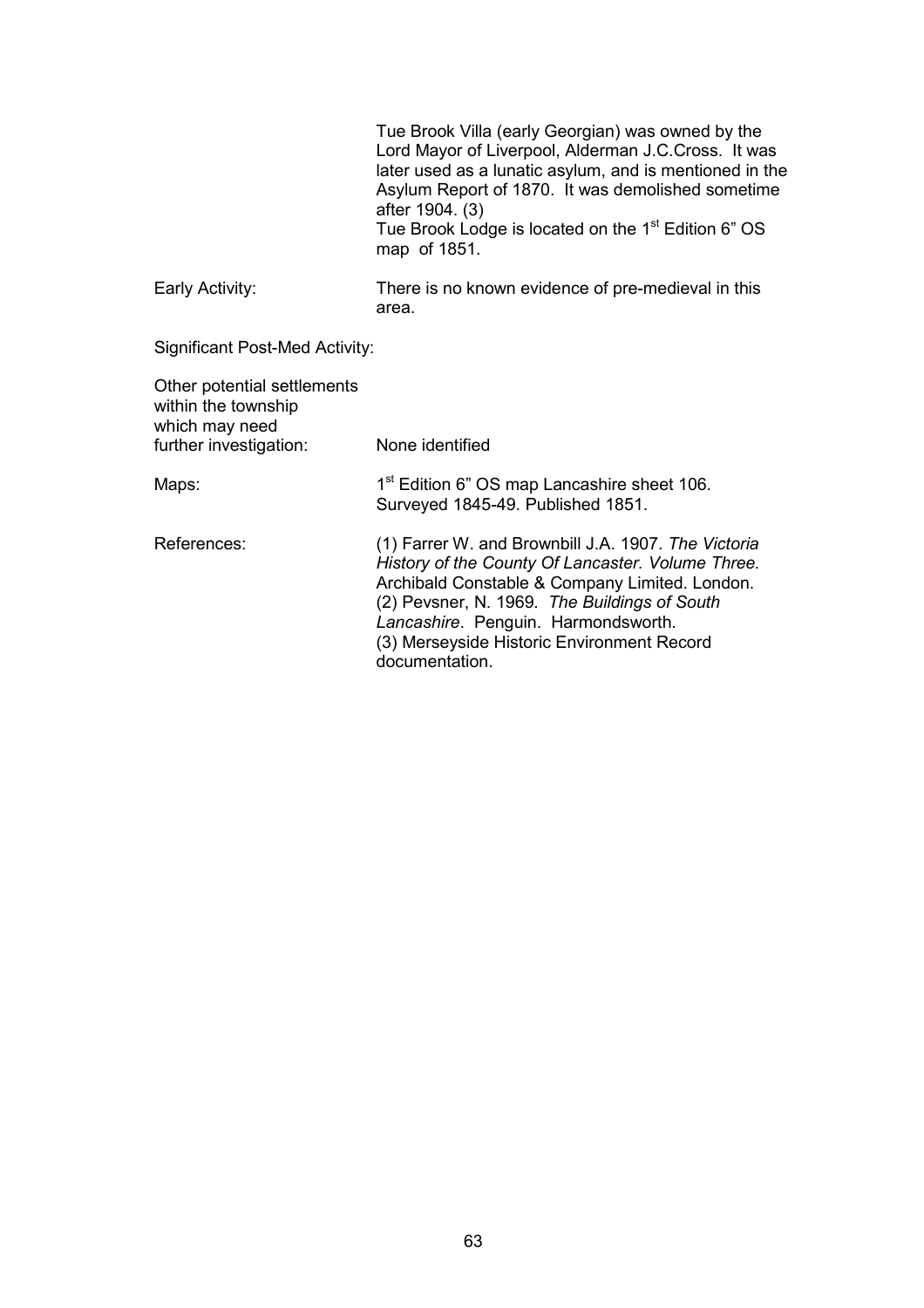Tue Brook Villa (early Georgian) was owned by the Lord Mayor of Liverpool, Alderman J.C.Cross. It was later used as a lunatic asylum, and is mentioned in the Asylum Report of 1870. It was demolished sometime after 1904. (3)
Tue Brook Lodge is located on the 1st Edition 6" OS map of 1851.

Early Activity: There is no known evidence of pre-medieval in this area.

Significant Post-Med Activity:

Other potential settlements within the township which may need further investigation: None identified

Maps: 1st Edition 6" OS map Lancashire sheet 106. Surveyed 1845-49. Published 1851.

References: (1) Farrer W. and Brownbill J.A. 1907. *The Victoria History of the County Of Lancaster. Volume Three.* Archibald Constable & Company Limited. London.
(2) Pevsner, N. 1969. *The Buildings of South Lancashire*. Penguin. Harmondsworth.
(3) Merseyside Historic Environment Record documentation.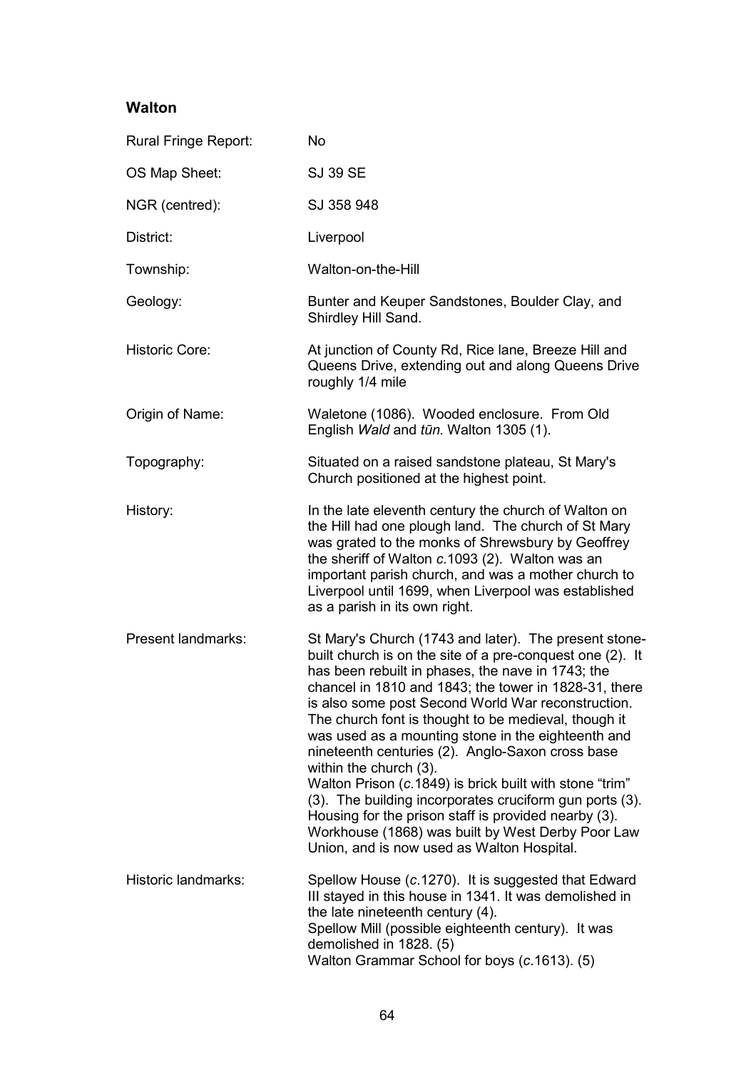## Walton

| | |
|---|---|
| Rural Fringe Report: | No |
| OS Map Sheet: | SJ 39 SE |
| NGR (centred): | SJ 358 948 |
| District: | Liverpool |
| Township: | Walton-on-the-Hill |
| Geology: | Bunter and Keuper Sandstones, Boulder Clay, and Shirdley Hill Sand. |
| Historic Core: | At junction of County Rd, Rice lane, Breeze Hill and Queens Drive, extending out and along Queens Drive roughly 1/4 mile |
| Origin of Name: | Waletone (1086). Wooded enclosure. From Old English *Wald* and *tūn.* Walton 1305 (1). |
| Topography: | Situated on a raised sandstone plateau, St Mary's Church positioned at the highest point. |
| History: | In the late eleventh century the church of Walton on the Hill had one plough land. The church of St Mary was grated to the monks of Shrewsbury by Geoffrey the sheriff of Walton *c.*1093 (2). Walton was an important parish church, and was a mother church to Liverpool until 1699, when Liverpool was established as a parish in its own right. |
| Present landmarks: | St Mary's Church (1743 and later). The present stone-built church is on the site of a pre-conquest one (2). It has been rebuilt in phases, the nave in 1743; the chancel in 1810 and 1843; the tower in 1828-31, there is also some post Second World War reconstruction. The church font is thought to be medieval, though it was used as a mounting stone in the eighteenth and nineteenth centuries (2). Anglo-Saxon cross base within the church (3).<br>Walton Prison (*c.*1849) is brick built with stone "trim" (3). The building incorporates cruciform gun ports (3). Housing for the prison staff is provided nearby (3).<br>Workhouse (1868) was built by West Derby Poor Law Union, and is now used as Walton Hospital. |
| Historic landmarks: | Spellow House (*c.*1270). It is suggested that Edward III stayed in this house in 1341. It was demolished in the late nineteenth century (4).<br>Spellow Mill (possible eighteenth century). It was demolished in 1828. (5)<br>Walton Grammar School for boys (*c.*1613). (5) |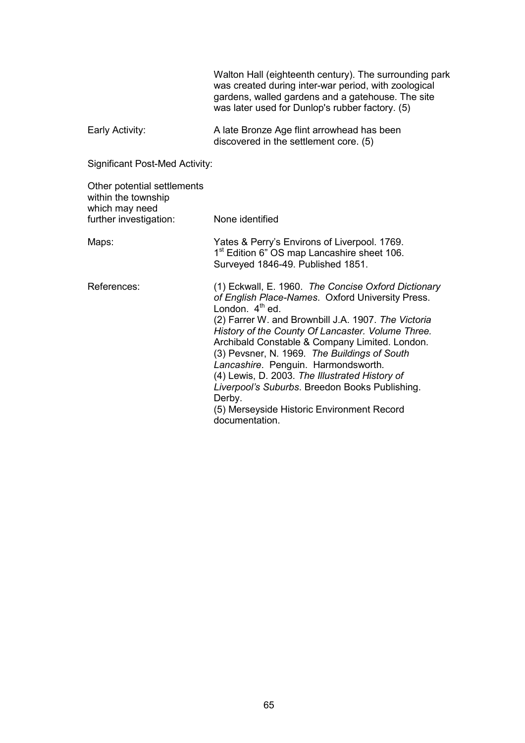Walton Hall (eighteenth century). The surrounding park was created during inter-war period, with zoological gardens, walled gardens and a gatehouse. The site was later used for Dunlop's rubber factory. (5)

Early Activity: A late Bronze Age flint arrowhead has been discovered in the settlement core. (5)

Significant Post-Med Activity:

Other potential settlements within the township which may need further investigation: None identified

Maps: Yates & Perry's Environs of Liverpool. 1769.
1st Edition 6" OS map Lancashire sheet 106. Surveyed 1846-49. Published 1851.

References:
(1) Eckwall, E. 1960. *The Concise Oxford Dictionary of English Place-Names*. Oxford University Press. London. 4th ed.
(2) Farrer W. and Brownbill J.A. 1907. *The Victoria History of the County Of Lancaster. Volume Three.* Archibald Constable & Company Limited. London.
(3) Pevsner, N. 1969. *The Buildings of South Lancashire*. Penguin. Harmondsworth.
(4) Lewis, D. 2003. *The Illustrated History of Liverpool's Suburbs.* Breedon Books Publishing. Derby.
(5) Merseyside Historic Environment Record documentation.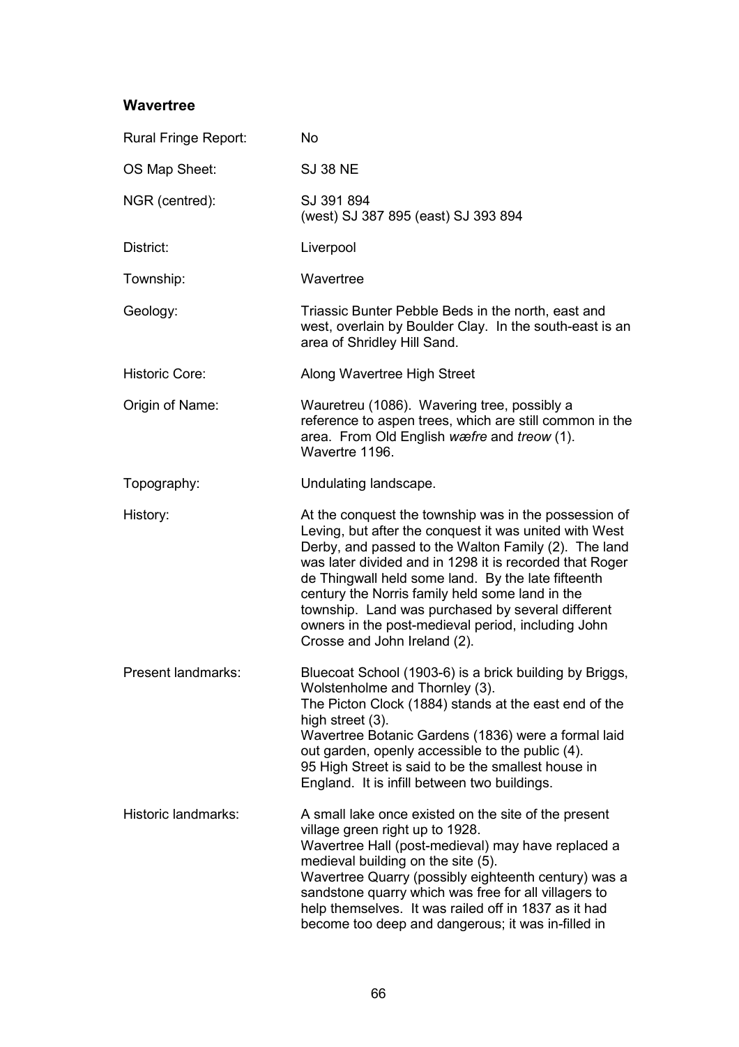## Wavertree

| | |
|---|---|
| Rural Fringe Report: | No |
| OS Map Sheet: | SJ 38 NE |
| NGR (centred): | SJ 391 894<br>(west) SJ 387 895 (east) SJ 393 894 |
| District: | Liverpool |
| Township: | Wavertree |
| Geology: | Triassic Bunter Pebble Beds in the north, east and west, overlain by Boulder Clay. In the south-east is an area of Shridley Hill Sand. |
| Historic Core: | Along Wavertree High Street |
| Origin of Name: | Wauretreu (1086). Wavering tree, possibly a reference to aspen trees, which are still common in the area. From Old English *wæfre* and *treow* (1). Wavertre 1196. |
| Topography: | Undulating landscape. |
| History: | At the conquest the township was in the possession of Leving, but after the conquest it was united with West Derby, and passed to the Walton Family (2). The land was later divided and in 1298 it is recorded that Roger de Thingwall held some land. By the late fifteenth century the Norris family held some land in the township. Land was purchased by several different owners in the post-medieval period, including John Crosse and John Ireland (2). |
| Present landmarks: | Bluecoat School (1903-6) is a brick building by Briggs, Wolstenholme and Thornley (3).<br>The Picton Clock (1884) stands at the east end of the high street (3).<br>Wavertree Botanic Gardens (1836) were a formal laid out garden, openly accessible to the public (4).<br>95 High Street is said to be the smallest house in England. It is infill between two buildings. |
| Historic landmarks: | A small lake once existed on the site of the present village green right up to 1928.<br>Wavertree Hall (post-medieval) may have replaced a medieval building on the site (5).<br>Wavertree Quarry (possibly eighteenth century) was a sandstone quarry which was free for all villagers to help themselves. It was railed off in 1837 as it had become too deep and dangerous; it was in-filled in |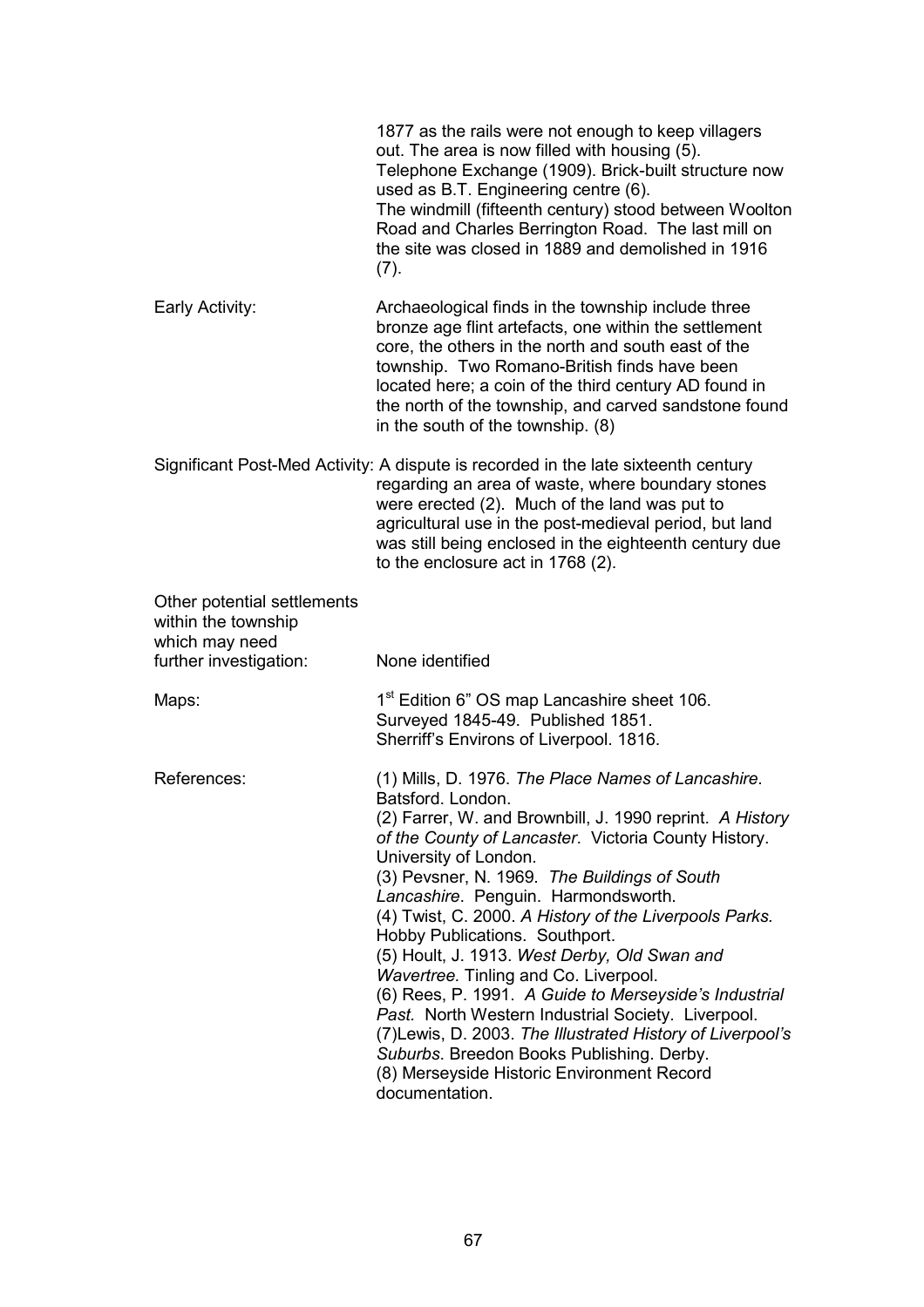1877 as the rails were not enough to keep villagers out. The area is now filled with housing (5).
Telephone Exchange (1909). Brick-built structure now used as B.T. Engineering centre (6).
The windmill (fifteenth century) stood between Woolton Road and Charles Berrington Road. The last mill on the site was closed in 1889 and demolished in 1916 (7).

**Early Activity:** Archaeological finds in the township include three bronze age flint artefacts, one within the settlement core, the others in the north and south east of the township. Two Romano-British finds have been located here; a coin of the third century AD found in the north of the township, and carved sandstone found in the south of the township. (8)

**Significant Post-Med Activity:** A dispute is recorded in the late sixteenth century regarding an area of waste, where boundary stones were erected (2). Much of the land was put to agricultural use in the post-medieval period, but land was still being enclosed in the eighteenth century due to the enclosure act in 1768 (2).

**Other potential settlements within the township which may need further investigation:** None identified

**Maps:** 1st Edition 6" OS map Lancashire sheet 106. Surveyed 1845-49. Published 1851.
Sherriff's Environs of Liverpool. 1816.

**References:**

(1) Mills, D. 1976. *The Place Names of Lancashire.* Batsford. London.
(2) Farrer, W. and Brownbill, J. 1990 reprint. *A History of the County of Lancaster*. Victoria County History. University of London.
(3) Pevsner, N. 1969. *The Buildings of South Lancashire*. Penguin. Harmondsworth.
(4) Twist, C. 2000. *A History of the Liverpools Parks.* Hobby Publications. Southport.
(5) Hoult, J. 1913. *West Derby, Old Swan and Wavertree.* Tinling and Co. Liverpool.
(6) Rees, P. 1991. *A Guide to Merseyside's Industrial Past.* North Western Industrial Society. Liverpool.
(7)Lewis, D. 2003. *The Illustrated History of Liverpool's Suburbs*. Breedon Books Publishing. Derby.
(8) Merseyside Historic Environment Record documentation.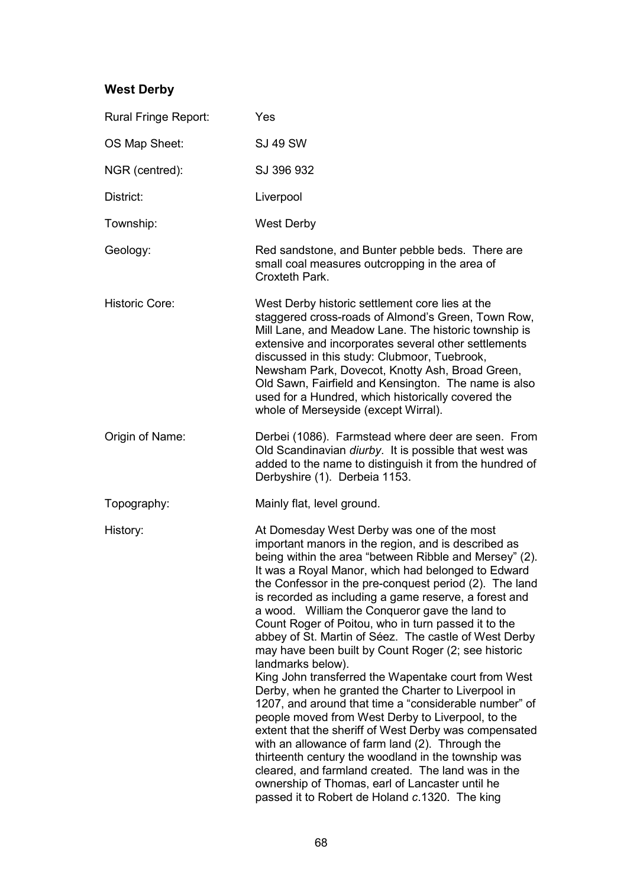## West Derby

| | |
|---|---|
| Rural Fringe Report: | Yes |
| OS Map Sheet: | SJ 49 SW |
| NGR (centred): | SJ 396 932 |
| District: | Liverpool |
| Township: | West Derby |
| Geology: | Red sandstone, and Bunter pebble beds. There are small coal measures outcropping in the area of Croxteth Park. |
| Historic Core: | West Derby historic settlement core lies at the staggered cross-roads of Almond's Green, Town Row, Mill Lane, and Meadow Lane. The historic township is extensive and incorporates several other settlements discussed in this study: Clubmoor, Tuebrook, Newsham Park, Dovecot, Knotty Ash, Broad Green, Old Sawn, Fairfield and Kensington. The name is also used for a Hundred, which historically covered the whole of Merseyside (except Wirral). |
| Origin of Name: | Derbei (1086). Farmstead where deer are seen. From Old Scandinavian *diurby*. It is possible that west was added to the name to distinguish it from the hundred of Derbyshire (1). Derbeia 1153. |
| Topography: | Mainly flat, level ground. |
| History: | At Domesday West Derby was one of the most important manors in the region, and is described as being within the area "between Ribble and Mersey" (2). It was a Royal Manor, which had belonged to Edward the Confessor in the pre-conquest period (2). The land is recorded as including a game reserve, a forest and a wood. William the Conqueror gave the land to Count Roger of Poitou, who in turn passed it to the abbey of St. Martin of Séez. The castle of West Derby may have been built by Count Roger (2; see historic landmarks below). King John transferred the Wapentake court from West Derby, when he granted the Charter to Liverpool in 1207, and around that time a "considerable number" of people moved from West Derby to Liverpool, to the extent that the sheriff of West Derby was compensated with an allowance of farm land (2). Through the thirteenth century the woodland in the township was cleared, and farmland created. The land was in the ownership of Thomas, earl of Lancaster until he passed it to Robert de Holand *c*.1320. The king |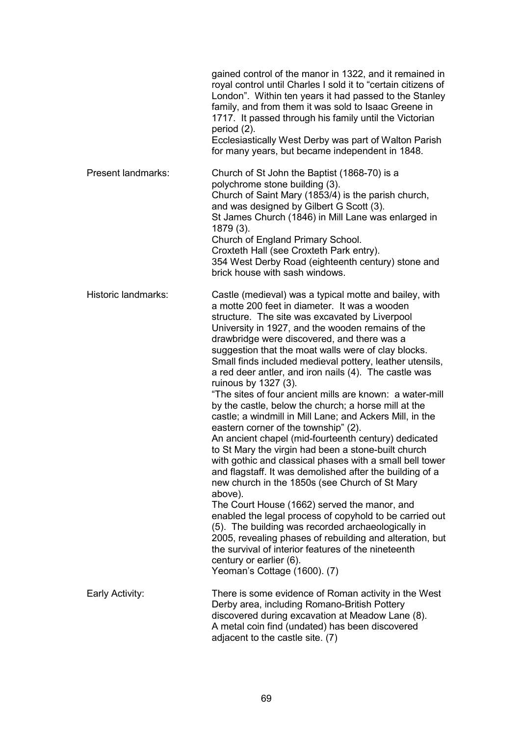gained control of the manor in 1322, and it remained in royal control until Charles I sold it to "certain citizens of London". Within ten years it had passed to the Stanley family, and from them it was sold to Isaac Greene in 1717. It passed through his family until the Victorian period (2).
Ecclesiastically West Derby was part of Walton Parish for many years, but became independent in 1848.

| | |
|---|---|
| Present landmarks: | Church of St John the Baptist (1868-70) is a polychrome stone building (3).<br>Church of Saint Mary (1853/4) is the parish church, and was designed by Gilbert G Scott (3).<br>St James Church (1846) in Mill Lane was enlarged in 1879 (3).<br>Church of England Primary School.<br>Croxteth Hall (see Croxteth Park entry).<br>354 West Derby Road (eighteenth century) stone and brick house with sash windows. |
| Historic landmarks: | Castle (medieval) was a typical motte and bailey, with a motte 200 feet in diameter. It was a wooden structure. The site was excavated by Liverpool University in 1927, and the wooden remains of the drawbridge were discovered, and there was a suggestion that the moat walls were of clay blocks. Small finds included medieval pottery, leather utensils, a red deer antler, and iron nails (4). The castle was ruinous by 1327 (3).<br>"The sites of four ancient mills are known: a water-mill by the castle, below the church; a horse mill at the castle; a windmill in Mill Lane; and Ackers Mill, in the eastern corner of the township" (2).<br>An ancient chapel (mid-fourteenth century) dedicated to St Mary the virgin had been a stone-built church with gothic and classical phases with a small bell tower and flagstaff. It was demolished after the building of a new church in the 1850s (see Church of St Mary above).<br>The Court House (1662) served the manor, and enabled the legal process of copyhold to be carried out (5). The building was recorded archaeologically in 2005, revealing phases of rebuilding and alteration, but the survival of interior features of the nineteenth century or earlier (6).<br>Yeoman's Cottage (1600). (7) |
| Early Activity: | There is some evidence of Roman activity in the West Derby area, including Romano-British Pottery discovered during excavation at Meadow Lane (8).<br>A metal coin find (undated) has been discovered adjacent to the castle site. (7) |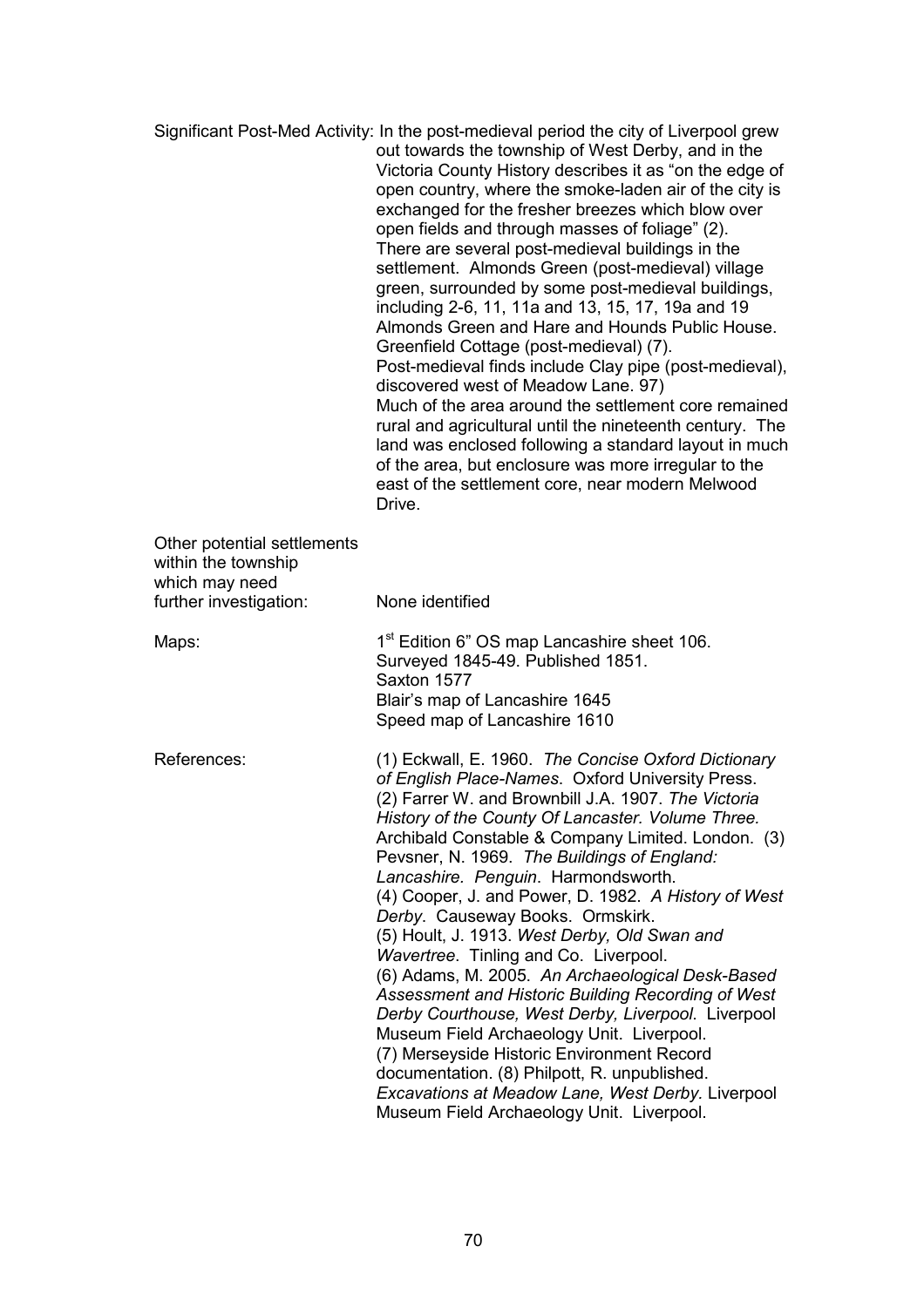Significant Post-Med Activity: In the post-medieval period the city of Liverpool grew out towards the township of West Derby, and in the Victoria County History describes it as "on the edge of open country, where the smoke-laden air of the city is exchanged for the fresher breezes which blow over open fields and through masses of foliage" (2). There are several post-medieval buildings in the settlement. Almonds Green (post-medieval) village green, surrounded by some post-medieval buildings, including 2-6, 11, 11a and 13, 15, 17, 19a and 19 Almonds Green and Hare and Hounds Public House. Greenfield Cottage (post-medieval) (7).
Post-medieval finds include Clay pipe (post-medieval), discovered west of Meadow Lane. 97)
Much of the area around the settlement core remained rural and agricultural until the nineteenth century. The land was enclosed following a standard layout in much of the area, but enclosure was more irregular to the east of the settlement core, near modern Melwood Drive.

Other potential settlements within the township which may need further investigation: None identified

Maps: 1st Edition 6" OS map Lancashire sheet 106. Surveyed 1845-49. Published 1851.
Saxton 1577
Blair's map of Lancashire 1645
Speed map of Lancashire 1610

References: (1) Eckwall, E. 1960. *The Concise Oxford Dictionary of English Place-Names*. Oxford University Press.
(2) Farrer W. and Brownbill J.A. 1907. *The Victoria History of the County Of Lancaster. Volume Three.* Archibald Constable & Company Limited. London. (3) Pevsner, N. 1969. *The Buildings of England: Lancashire. Penguin*. Harmondsworth.
(4) Cooper, J. and Power, D. 1982. *A History of West Derby*. Causeway Books. Ormskirk.
(5) Hoult, J. 1913. *West Derby, Old Swan and Wavertree*. Tinling and Co. Liverpool.
(6) Adams, M. 2005. *An Archaeological Desk-Based Assessment and Historic Building Recording of West Derby Courthouse, West Derby, Liverpool*. Liverpool Museum Field Archaeology Unit. Liverpool.
(7) Merseyside Historic Environment Record documentation. (8) Philpott, R. unpublished. *Excavations at Meadow Lane, West Derby*. Liverpool Museum Field Archaeology Unit. Liverpool.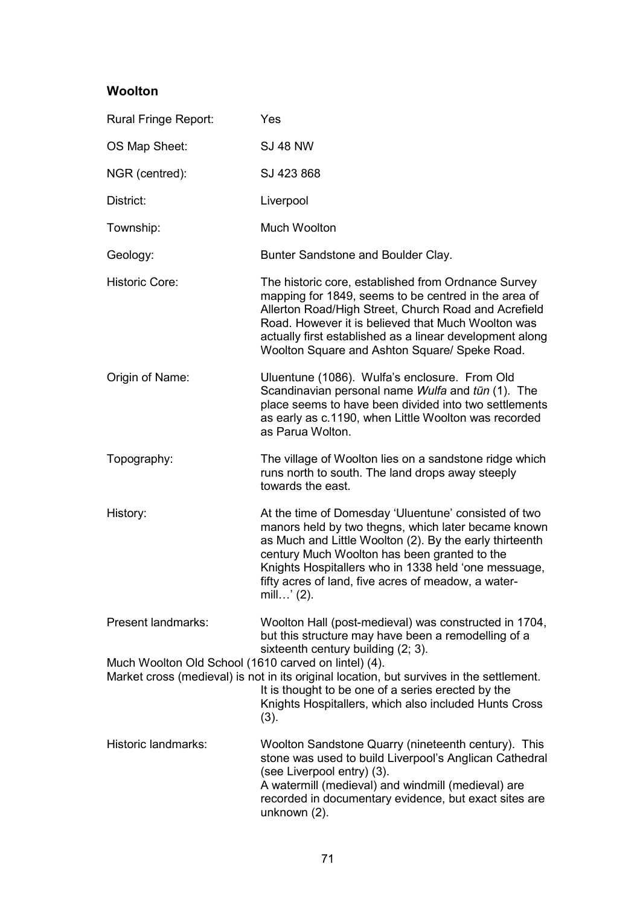### Woolton

| | |
|---|---|
| Rural Fringe Report: | Yes |
| OS Map Sheet: | SJ 48 NW |
| NGR (centred): | SJ 423 868 |
| District: | Liverpool |
| Township: | Much Woolton |
| Geology: | Bunter Sandstone and Boulder Clay. |
| Historic Core: | The historic core, established from Ordnance Survey mapping for 1849, seems to be centred in the area of Allerton Road/High Street, Church Road and Acrefield Road. However it is believed that Much Woolton was actually first established as a linear development along Woolton Square and Ashton Square/ Speke Road. |
| Origin of Name: | Uluentune (1086). Wulfa's enclosure. From Old Scandinavian personal name *Wulfa* and *tūn* (1). The place seems to have been divided into two settlements as early as c.1190, when Little Woolton was recorded as Parua Wolton. |
| Topography: | The village of Woolton lies on a sandstone ridge which runs north to south. The land drops away steeply towards the east. |
| History: | At the time of Domesday 'Uluentune' consisted of two manors held by two thegns, which later became known as Much and Little Woolton (2). By the early thirteenth century Much Woolton has been granted to the Knights Hospitallers who in 1338 held 'one messuage, fifty acres of land, five acres of meadow, a water-mill…' (2). |
| Present landmarks: | Woolton Hall (post-medieval) was constructed in 1704, but this structure may have been a remodelling of a sixteenth century building (2; 3). |

Much Woolton Old School (1610 carved on lintel) (4).

Market cross (medieval) is not in its original location, but survives in the settlement. It is thought to be one of a series erected by the Knights Hospitallers, which also included Hunts Cross (3).

| | |
|---|---|
| Historic landmarks: | Woolton Sandstone Quarry (nineteenth century). This stone was used to build Liverpool's Anglican Cathedral (see Liverpool entry) (3).<br>A watermill (medieval) and windmill (medieval) are recorded in documentary evidence, but exact sites are unknown (2). |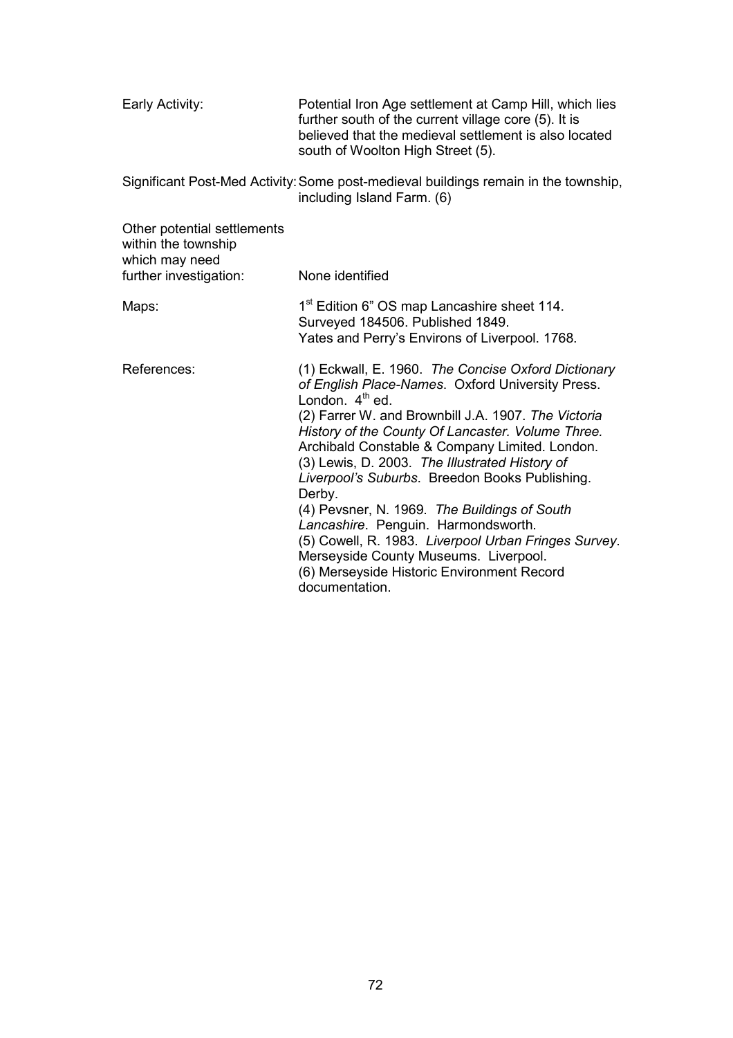| | |
|---|---|
| Early Activity: | Potential Iron Age settlement at Camp Hill, which lies further south of the current village core (5). It is believed that the medieval settlement is also located south of Woolton High Street (5). |
| Significant Post-Med Activity: | Some post-medieval buildings remain in the township, including Island Farm. (6) |
| Other potential settlements within the township which may need further investigation: | None identified |
| Maps: | 1st Edition 6" OS map Lancashire sheet 114. Surveyed 184506. Published 1849. Yates and Perry's Environs of Liverpool. 1768. |
| References: | (1) Eckwall, E. 1960. *The Concise Oxford Dictionary of English Place-Names*. Oxford University Press. London. 4th ed.<br>(2) Farrer W. and Brownbill J.A. 1907. *The Victoria History of the County Of Lancaster. Volume Three.* Archibald Constable & Company Limited. London.<br>(3) Lewis, D. 2003. *The Illustrated History of Liverpool's Suburbs*. Breedon Books Publishing. Derby.<br>(4) Pevsner, N. 1969. *The Buildings of South Lancashire*. Penguin. Harmondsworth.<br>(5) Cowell, R. 1983. *Liverpool Urban Fringes Survey*. Merseyside County Museums. Liverpool.<br>(6) Merseyside Historic Environment Record documentation. |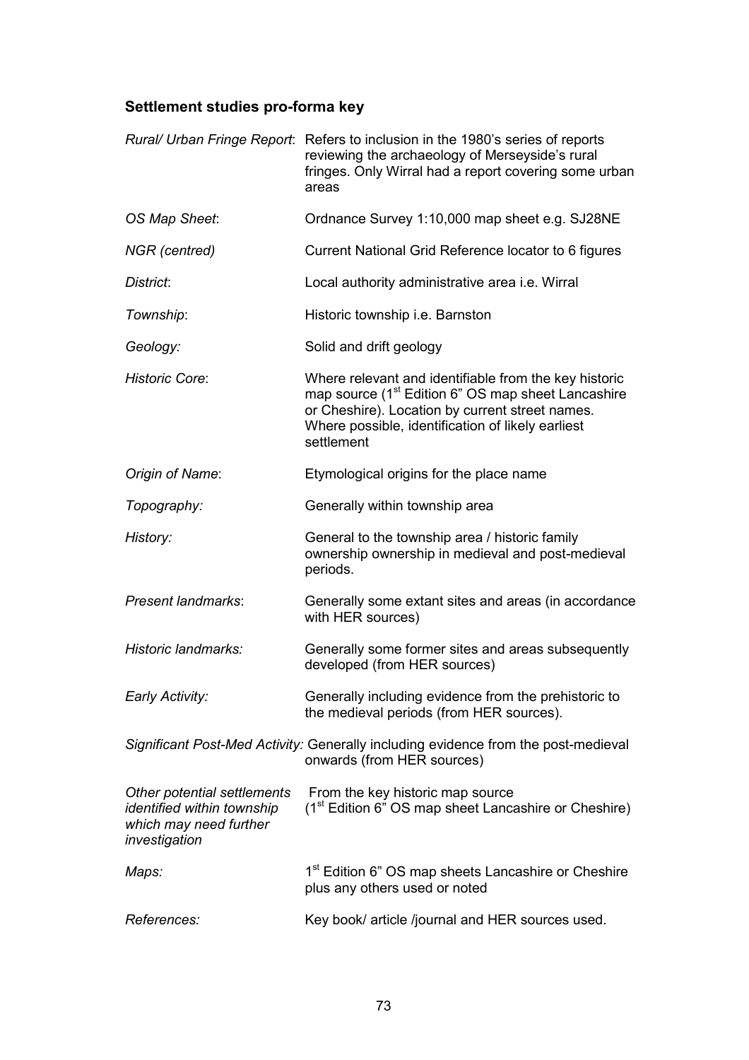## Settlement studies pro-forma key

| | |
|---|---|
| *Rural/ Urban Fringe Report*: | Refers to inclusion in the 1980's series of reports reviewing the archaeology of Merseyside's rural fringes. Only Wirral had a report covering some urban areas |
| *OS Map Sheet*: | Ordnance Survey 1:10,000 map sheet e.g. SJ28NE |
| *NGR (centred)* | Current National Grid Reference locator to 6 figures |
| *District*: | Local authority administrative area i.e. Wirral |
| *Township*: | Historic township i.e. Barnston |
| *Geology:* | Solid and drift geology |
| *Historic Core*: | Where relevant and identifiable from the key historic map source (1st Edition 6" OS map sheet Lancashire or Cheshire). Location by current street names. Where possible, identification of likely earliest settlement |
| *Origin of Name*: | Etymological origins for the place name |
| *Topography:* | Generally within township area |
| *History:* | General to the township area / historic family ownership ownership in medieval and post-medieval periods. |
| *Present landmarks*: | Generally some extant sites and areas (in accordance with HER sources) |
| *Historic landmarks:* | Generally some former sites and areas subsequently developed (from HER sources) |
| *Early Activity:* | Generally including evidence from the prehistoric to the medieval periods (from HER sources). |
| *Significant Post-Med Activity:* | Generally including evidence from the post-medieval onwards (from HER sources) |
| *Other potential settlements identified within township which may need further investigation* | From the key historic map source (1st Edition 6" OS map sheet Lancashire or Cheshire) |
| *Maps:* | 1st Edition 6" OS map sheets Lancashire or Cheshire plus any others used or noted |
| *References:* | Key book/ article /journal and HER sources used. |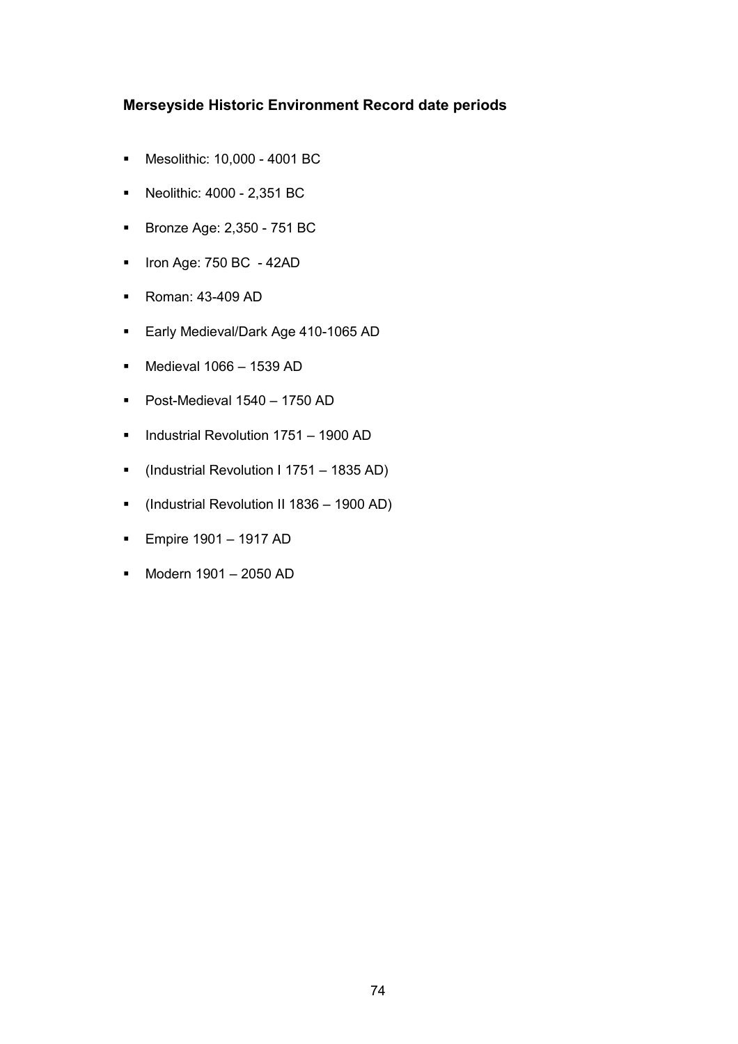## Merseyside Historic Environment Record date periods

- Mesolithic: 10,000 - 4001 BC
- Neolithic: 4000 - 2,351 BC
- Bronze Age: 2,350 - 751 BC
- Iron Age: 750 BC - 42AD
- Roman: 43-409 AD
- Early Medieval/Dark Age 410-1065 AD
- Medieval 1066 – 1539 AD
- Post-Medieval 1540 – 1750 AD
- Industrial Revolution 1751 – 1900 AD
- (Industrial Revolution I 1751 – 1835 AD)
- (Industrial Revolution II 1836 – 1900 AD)
- Empire 1901 – 1917 AD
- Modern 1901 – 2050 AD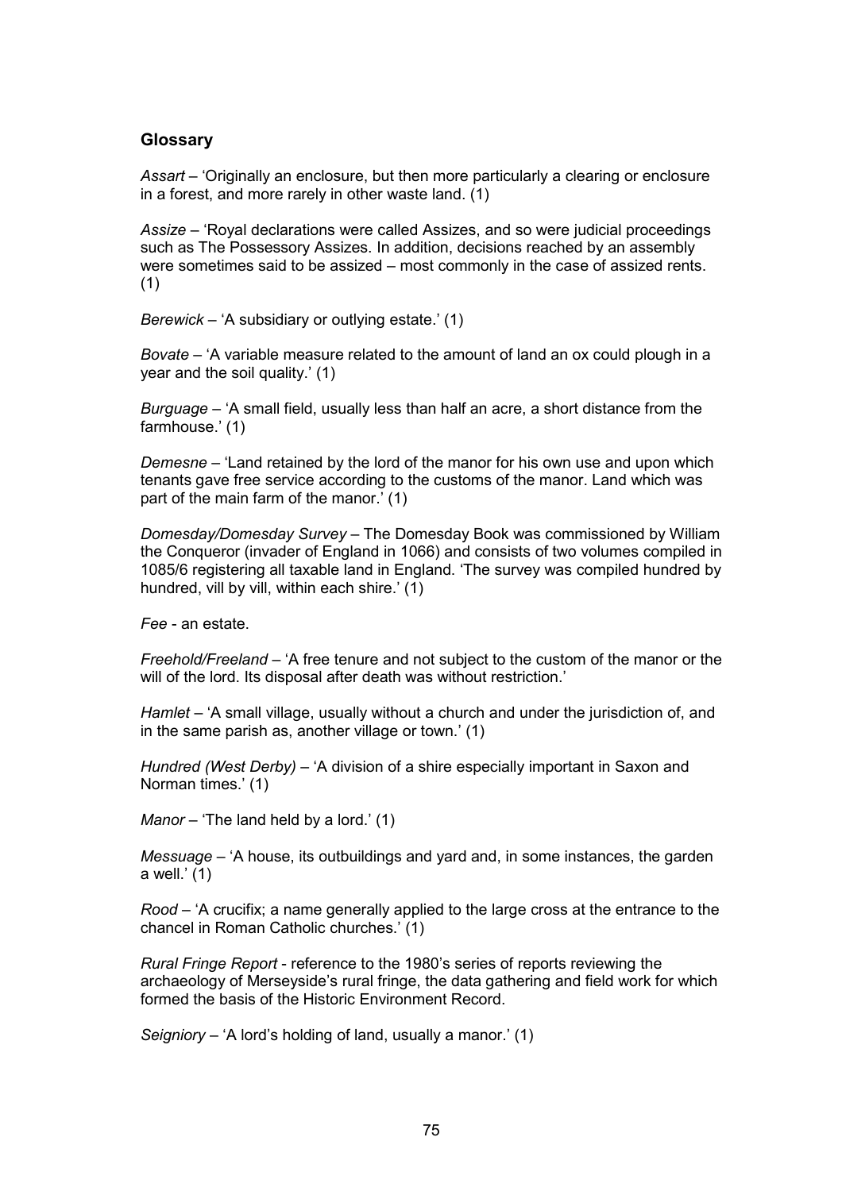## Glossary

*Assart* – 'Originally an enclosure, but then more particularly a clearing or enclosure in a forest, and more rarely in other waste land. (1)

*Assize* – 'Royal declarations were called Assizes, and so were judicial proceedings such as The Possessory Assizes. In addition, decisions reached by an assembly were sometimes said to be assized – most commonly in the case of assized rents. (1)

*Berewick* – 'A subsidiary or outlying estate.' (1)

*Bovate* – 'A variable measure related to the amount of land an ox could plough in a year and the soil quality.' (1)

*Burguage* – 'A small field, usually less than half an acre, a short distance from the farmhouse.' (1)

*Demesne* – 'Land retained by the lord of the manor for his own use and upon which tenants gave free service according to the customs of the manor. Land which was part of the main farm of the manor.' (1)

*Domesday/Domesday Survey* – The Domesday Book was commissioned by William the Conqueror (invader of England in 1066) and consists of two volumes compiled in 1085/6 registering all taxable land in England. 'The survey was compiled hundred by hundred, vill by vill, within each shire.' (1)

*Fee* - an estate.

*Freehold/Freeland* – 'A free tenure and not subject to the custom of the manor or the will of the lord. Its disposal after death was without restriction.'

*Hamlet* – 'A small village, usually without a church and under the jurisdiction of, and in the same parish as, another village or town.' (1)

*Hundred (West Derby)* – 'A division of a shire especially important in Saxon and Norman times.' (1)

*Manor* – 'The land held by a lord.' (1)

*Messuage* – 'A house, its outbuildings and yard and, in some instances, the garden a well.' (1)

*Rood* – 'A crucifix; a name generally applied to the large cross at the entrance to the chancel in Roman Catholic churches.' (1)

*Rural Fringe Report* - reference to the 1980's series of reports reviewing the archaeology of Merseyside's rural fringe, the data gathering and field work for which formed the basis of the Historic Environment Record.

*Seigniory* – 'A lord's holding of land, usually a manor.' (1)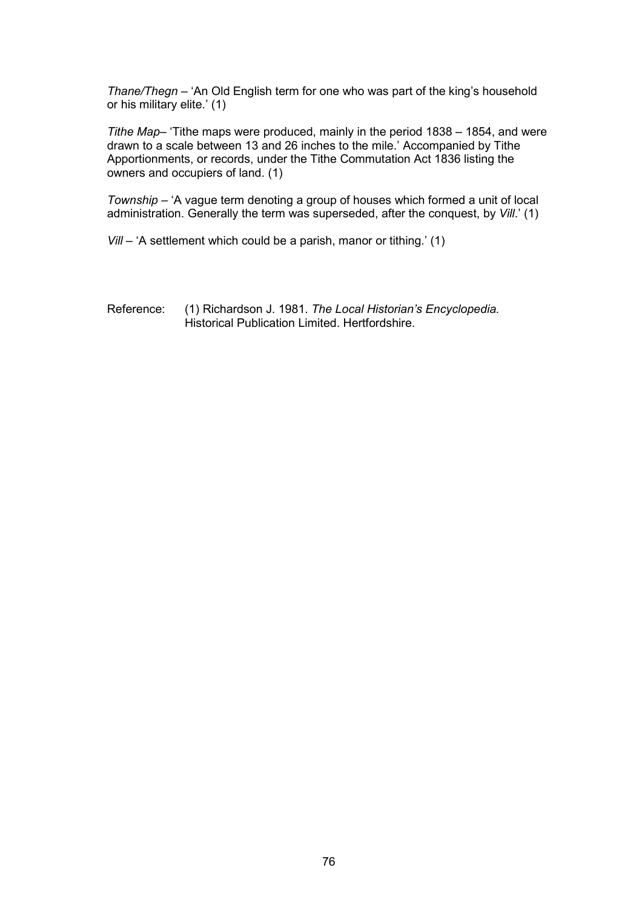*Thane/Thegn* – 'An Old English term for one who was part of the king's household or his military elite.' (1)

*Tithe Map*– 'Tithe maps were produced, mainly in the period 1838 – 1854, and were drawn to a scale between 13 and 26 inches to the mile.' Accompanied by Tithe Apportionments, or records, under the Tithe Commutation Act 1836 listing the owners and occupiers of land. (1)

*Township* – 'A vague term denoting a group of houses which formed a unit of local administration. Generally the term was superseded, after the conquest, by *Vill*.' (1)

*Vill* – 'A settlement which could be a parish, manor or tithing.' (1)

Reference: (1) Richardson J. 1981. *The Local Historian's Encyclopedia.* Historical Publication Limited. Hertfordshire.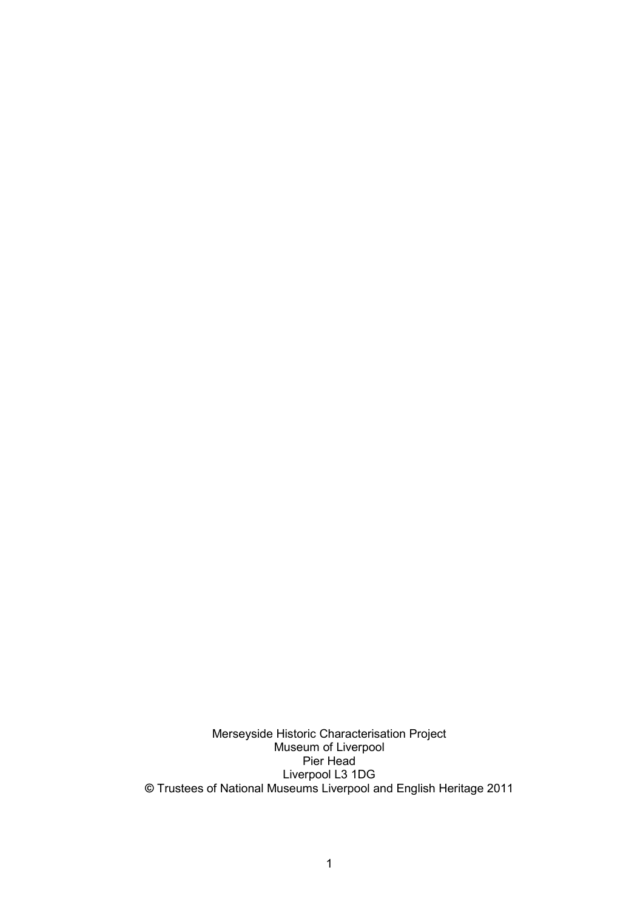Merseyside Historic Characterisation Project
Museum of Liverpool
Pier Head
Liverpool L3 1DG
© Trustees of National Museums Liverpool and English Heritage 2011